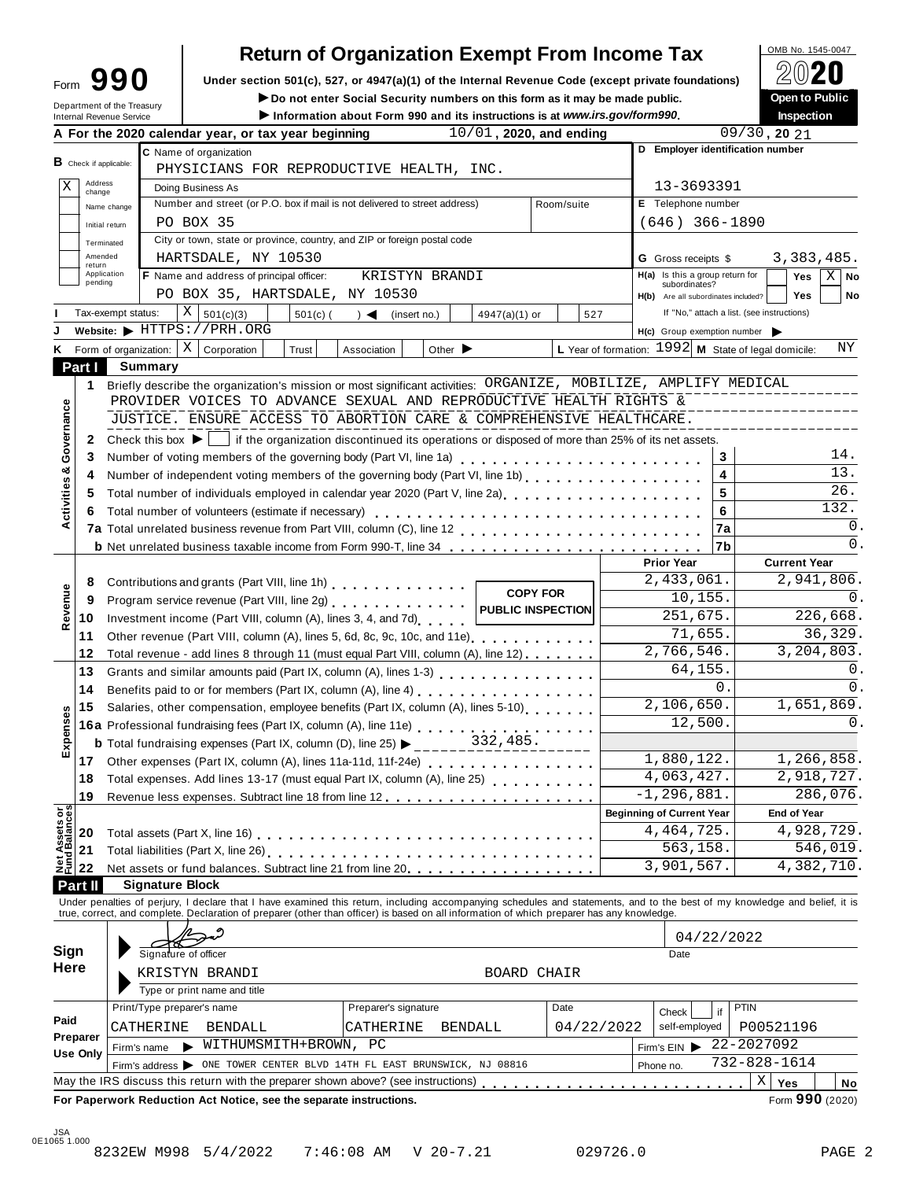# Form 990 — Return of Organization Exempt From Income Tax

OMB No. 1545-0047

**2020**

Under section 501(c), 527, or 4947(a)(1) of the Internal Revenue Code (except private foundations)

▶ Do not enter Social Security numbers on this form as it may be made public.

▶ Information about Form 990 and its instructions is at *www.irs.gov/form990*.

Department of the Treasury
Internal Revenue Service

**Open to Public Inspection**

**A** For the 2020 calendar year, or tax year beginning 10/01, 2020, and ending 09/30, 20 21

**B** Check if applicable:
- X Address change
- Name change
- Initial return
- Terminated
- Amended return
- Application pending

**C** Name of organization: PHYSICIANS FOR REPRODUCTIVE HEALTH, INC.

Doing Business As

Number and street (or P.O. box if mail is not delivered to street address): PO BOX 35 — Room/suite

City or town, state or province, country, and ZIP or foreign postal code: HARTSDALE, NY 10530

**D** Employer identification number: 13-3693391

**E** Telephone number: (646) 366-1890

**G** Gross receipts $ 3,383,485.

**F** Name and address of principal officer: KRISTYN BRANDI, PO BOX 35, HARTSDALE, NY 10530

**H(a)** Is this a group return for subordinates? Yes [ ] No [X]

**H(b)** Are all subordinates included? Yes [ ] No [ ]

If "No," attach a list. (see instructions)

**I** Tax-exempt status: [X] 501(c)(3) [ ] 501(c) ( ) ◀ (insert no.) [ ] 4947(a)(1) or [ ] 527

**J** Website: ▶ HTTPS://PRH.ORG

**H(c)** Group exemption number ▶

**K** Form of organization: [X] Corporation [ ] Trust [ ] Association [ ] Other ▶

**L** Year of formation: 1992 **M** State of legal domicile: NY

## Part I Summary

**Activities & Governance**

1 Briefly describe the organization's mission or most significant activities: ORGANIZE, MOBILIZE, AMPLIFY MEDICAL PROVIDER VOICES TO ADVANCE SEXUAL AND REPRODUCTIVE HEALTH RIGHTS & JUSTICE. ENSURE ACCESS TO ABORTION CARE & COMPREHENSIVE HEALTHCARE.

2 Check this box ▶ [ ] if the organization discontinued its operations or disposed of more than 25% of its net assets.

| Line | Description | No. | Value |
|---|---|---|---|
| 3 | Number of voting members of the governing body (Part VI, line 1a) | 3 | 14. |
| 4 | Number of independent voting members of the governing body (Part VI, line 1b) | 4 | 13. |
| 5 | Total number of individuals employed in calendar year 2020 (Part V, line 2a) | 5 | 26. |
| 6 | Total number of volunteers (estimate if necessary) | 6 | 132. |
| 7a | Total unrelated business revenue from Part VIII, column (C), line 12 | 7a | 0. |
| b | Net unrelated business taxable income from Form 990-T, line 34 | 7b | 0. |

COPY FOR PUBLIC INSPECTION

| Section | Line | Description | Prior Year | Current Year |
|---|---|---|---|---|
| Revenue | 8 | Contributions and grants (Part VIII, line 1h) | 2,433,061. | 2,941,806. |
| | 9 | Program service revenue (Part VIII, line 2g) | 10,155. | 0. |
| | 10 | Investment income (Part VIII, column (A), lines 3, 4, and 7d) | 251,675. | 226,668. |
| | 11 | Other revenue (Part VIII, column (A), lines 5, 6d, 8c, 9c, 10c, and 11e) | 71,655. | 36,329. |
| | 12 | Total revenue - add lines 8 through 11 (must equal Part VIII, column (A), line 12) | 2,766,546. | 3,204,803. |
| Expenses | 13 | Grants and similar amounts paid (Part IX, column (A), lines 1-3) | 64,155. | 0. |
| | 14 | Benefits paid to or for members (Part IX, column (A), line 4) | 0. | 0. |
| | 15 | Salaries, other compensation, employee benefits (Part IX, column (A), lines 5-10) | 2,106,650. | 1,651,869. |
| | 16a | Professional fundraising fees (Part IX, column (A), line 11e) | 12,500. | 0. |
| | b | Total fundraising expenses (Part IX, column (D), line 25) ▶ 332,485. | | |
| | 17 | Other expenses (Part IX, column (A), lines 11a-11d, 11f-24e) | 1,880,122. | 1,266,858. |
| | 18 | Total expenses. Add lines 13-17 (must equal Part IX, column (A), line 25) | 4,063,427. | 2,918,727. |
| | 19 | Revenue less expenses. Subtract line 18 from line 12 | -1,296,881. | 286,076. |

| Section | Line | Description | Beginning of Current Year | End of Year |
|---|---|---|---|---|
| Net Assets or Fund Balances | 20 | Total assets (Part X, line 16) | 4,464,725. | 4,928,729. |
| | 21 | Total liabilities (Part X, line 26) | 563,158. | 546,019. |
| | 22 | Net assets or fund balances. Subtract line 21 from line 20 | 3,901,567. | 4,382,710. |

## Part II Signature Block

Under penalties of perjury, I declare that I have examined this return, including accompanying schedules and statements, and to the best of my knowledge and belief, it is true, correct, and complete. Declaration of preparer (other than officer) is based on all information of which preparer has any knowledge.

**Sign Here**

Signature of officer — Date: 04/22/2022

KRISTYN BRANDI — BOARD CHAIR

Type or print name and title

**Paid Preparer Use Only**

| Print/Type preparer's name | Preparer's signature | Date | Check if self-employed | PTIN |
|---|---|---|---|---|
| CATHERINE BENDALL | CATHERINE BENDALL | 04/22/2022 | | P00521196 |

Firm's name ▶ WITHUMSMITH+BROWN, PC — Firm's EIN ▶ 22-2027092

Firm's address ▶ ONE TOWER CENTER BLVD 14TH FL EAST BRUNSWICK, NJ 08816 — Phone no. 732-828-1614

May the IRS discuss this return with the preparer shown above? (see instructions) [X] Yes [ ] No

For Paperwork Reduction Act Notice, see the separate instructions. Form **990** (2020)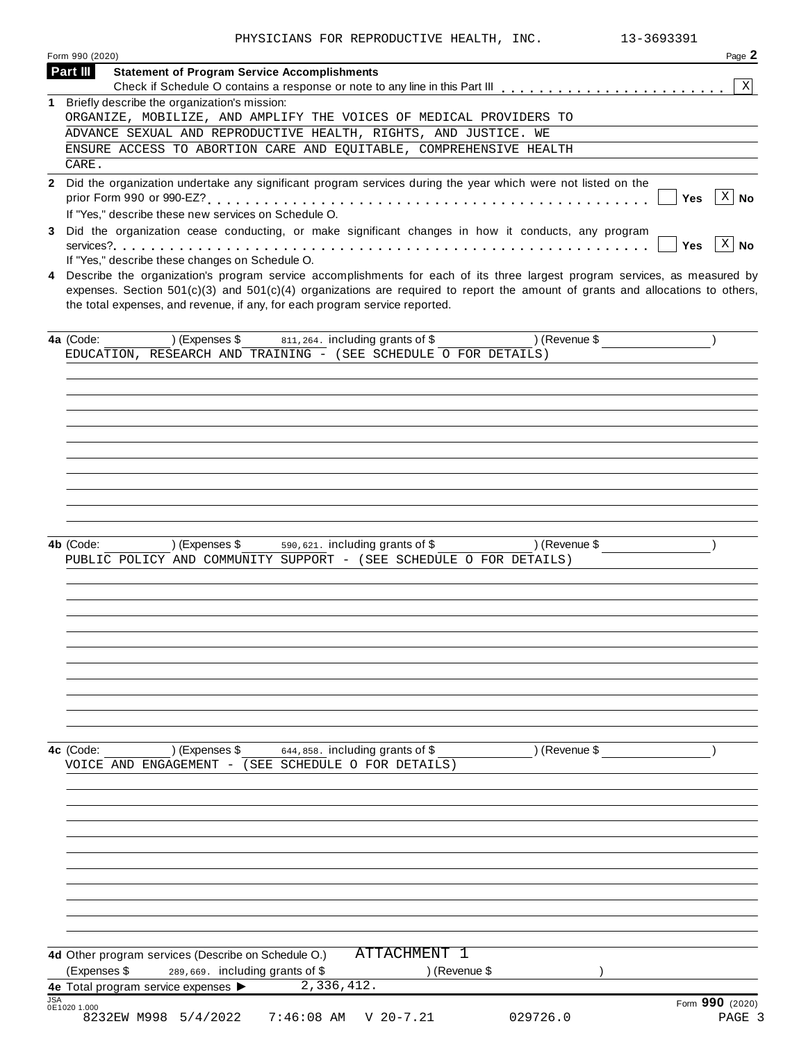PHYSICIANS FOR REPRODUCTIVE HEALTH, INC. 13-3693391

Form 990 (2020) Page 2

## Part III Statement of Program Service Accomplishments

Check if Schedule O contains a response or note to any line in this Part III . . . . . . . . . . . . . . . . . . . . . . . [X]

**1** Briefly describe the organization's mission:

ORGANIZE, MOBILIZE, AND AMPLIFY THE VOICES OF MEDICAL PROVIDERS TO ADVANCE SEXUAL AND REPRODUCTIVE HEALTH, RIGHTS, AND JUSTICE. WE ENSURE ACCESS TO ABORTION CARE AND EQUITABLE, COMPREHENSIVE HEALTH CARE.

**2** Did the organization undertake any significant program services during the year which were not listed on the prior Form 990 or 990-EZ? . . . . . . . . . . . . . . . . . . . . . . . . . . . . . . . . . . . . . . . . . . . . [ ] Yes [X] No

If "Yes," describe these new services on Schedule O.

**3** Did the organization cease conducting, or make significant changes in how it conducts, any program services? . . . . . . . . . . . . . . . . . . . . . . . . . . . . . . . . . . . . . . . . . . . . . . . . . . . . . . [ ] Yes [X] No

If "Yes," describe these changes on Schedule O.

**4** Describe the organization's program service accomplishments for each of its three largest program services, as measured by expenses. Section 501(c)(3) and 501(c)(4) organizations are required to report the amount of grants and allocations to others, the total expenses, and revenue, if any, for each program service reported.

**4a** (Code: ) (Expenses $ 811,264. including grants of $ ) (Revenue $ )

EDUCATION, RESEARCH AND TRAINING - (SEE SCHEDULE O FOR DETAILS)

**4b** (Code: ) (Expenses $ 590,621. including grants of $ ) (Revenue $ )

PUBLIC POLICY AND COMMUNITY SUPPORT - (SEE SCHEDULE O FOR DETAILS)

**4c** (Code: ) (Expenses $ 644,858. including grants of $ ) (Revenue $ )

VOICE AND ENGAGEMENT - (SEE SCHEDULE O FOR DETAILS)

**4d** Other program services (Describe on Schedule O.) ATTACHMENT 1

(Expenses $ 289,669. including grants of $ ) (Revenue $ )

**4e** Total program service expenses ▶ 2,336,412.

Form **990** (2020)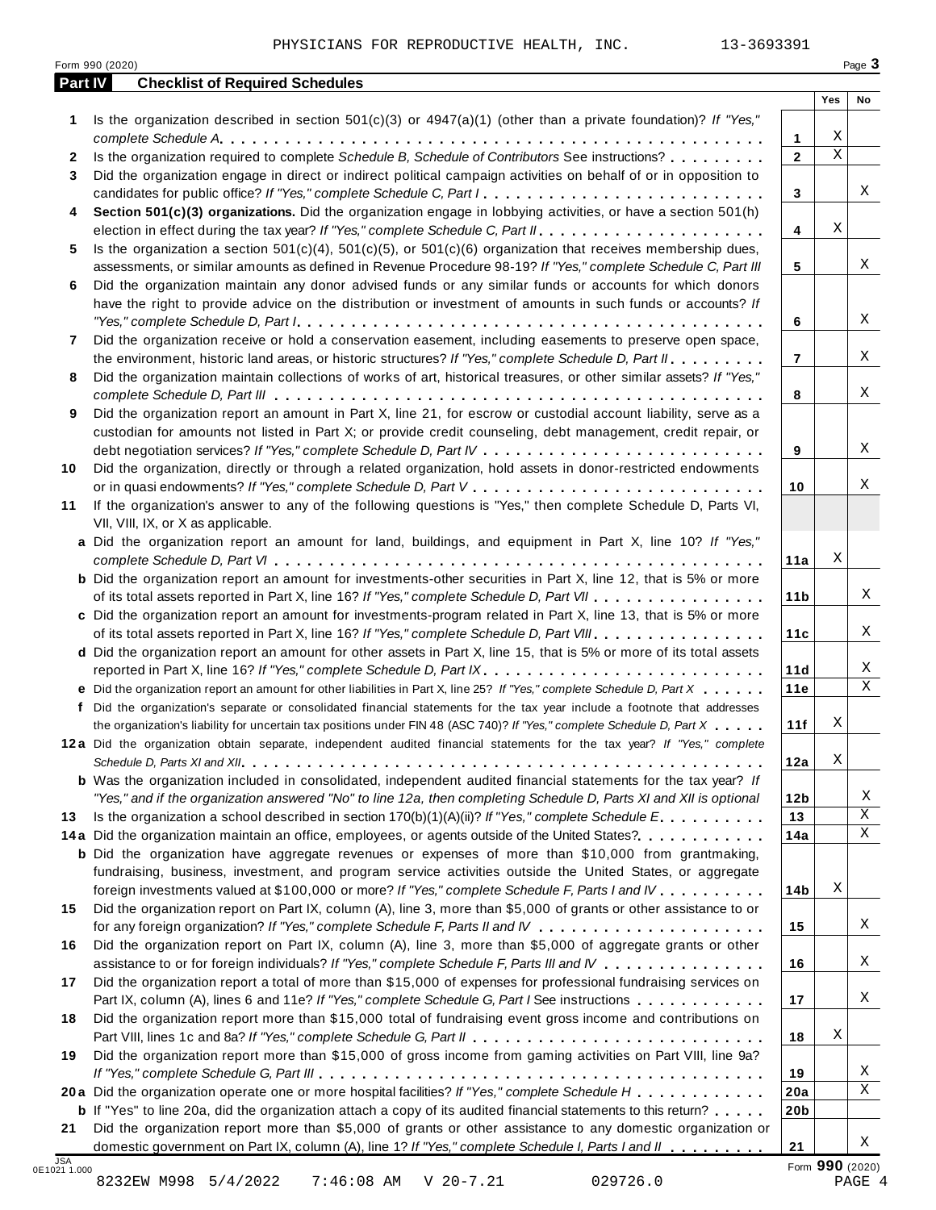PHYSICIANS FOR REPRODUCTIVE HEALTH, INC. 13-3693391

Form 990 (2020) Page **3**

## Part IV Checklist of Required Schedules

| | | | Yes | No |
|---|---|---|---|---|
| **1** | Is the organization described in section 501(c)(3) or 4947(a)(1) (other than a private foundation)? *If "Yes," complete Schedule A* | **1** | X | |
| **2** | Is the organization required to complete *Schedule B, Schedule of Contributors* See instructions? | **2** | X | |
| **3** | Did the organization engage in direct or indirect political campaign activities on behalf of or in opposition to candidates for public office? *If "Yes," complete Schedule C, Part I* | **3** | | X |
| **4** | **Section 501(c)(3) organizations.** Did the organization engage in lobbying activities, or have a section 501(h) election in effect during the tax year? *If "Yes," complete Schedule C, Part II* | **4** | X | |
| **5** | Is the organization a section 501(c)(4), 501(c)(5), or 501(c)(6) organization that receives membership dues, assessments, or similar amounts as defined in Revenue Procedure 98-19? *If "Yes," complete Schedule C, Part III* | **5** | | X |
| **6** | Did the organization maintain any donor advised funds or any similar funds or accounts for which donors have the right to provide advice on the distribution or investment of amounts in such funds or accounts? *If "Yes," complete Schedule D, Part I* | **6** | | X |
| **7** | Did the organization receive or hold a conservation easement, including easements to preserve open space, the environment, historic land areas, or historic structures? *If "Yes," complete Schedule D, Part II* | **7** | | X |
| **8** | Did the organization maintain collections of works of art, historical treasures, or other similar assets? *If "Yes," complete Schedule D, Part III* | **8** | | X |
| **9** | Did the organization report an amount in Part X, line 21, for escrow or custodial account liability, serve as a custodian for amounts not listed in Part X; or provide credit counseling, debt management, credit repair, or debt negotiation services? *If "Yes," complete Schedule D, Part IV* | **9** | | X |
| **10** | Did the organization, directly or through a related organization, hold assets in donor-restricted endowments or in quasi endowments? *If "Yes," complete Schedule D, Part V* | **10** | | X |
| **11** | If the organization's answer to any of the following questions is "Yes," then complete Schedule D, Parts VI, VII, VIII, IX, or X as applicable. | | | |
| **a** | Did the organization report an amount for land, buildings, and equipment in Part X, line 10? *If "Yes," complete Schedule D, Part VI* | **11a** | X | |
| **b** | Did the organization report an amount for investments-other securities in Part X, line 12, that is 5% or more of its total assets reported in Part X, line 16? *If "Yes," complete Schedule D, Part VII* | **11b** | | X |
| **c** | Did the organization report an amount for investments-program related in Part X, line 13, that is 5% or more of its total assets reported in Part X, line 16? *If "Yes," complete Schedule D, Part VIII* | **11c** | | X |
| **d** | Did the organization report an amount for other assets in Part X, line 15, that is 5% or more of its total assets reported in Part X, line 16? *If "Yes," complete Schedule D, Part IX* | **11d** | | X |
| **e** | Did the organization report an amount for other liabilities in Part X, line 25? *If "Yes," complete Schedule D, Part X* | **11e** | | X |
| **f** | Did the organization's separate or consolidated financial statements for the tax year include a footnote that addresses the organization's liability for uncertain tax positions under FIN 48 (ASC 740)? *If "Yes," complete Schedule D, Part X* | **11f** | X | |
| **12a** | Did the organization obtain separate, independent audited financial statements for the tax year? *If "Yes," complete Schedule D, Parts XI and XII* | **12a** | X | |
| **b** | Was the organization included in consolidated, independent audited financial statements for the tax year? *If "Yes," and if the organization answered "No" to line 12a, then completing Schedule D, Parts XI and XII is optional* | **12b** | | X |
| **13** | Is the organization a school described in section 170(b)(1)(A)(ii)? *If "Yes," complete Schedule E* | **13** | | X |
| **14a** | Did the organization maintain an office, employees, or agents outside of the United States? | **14a** | | X |
| **b** | Did the organization have aggregate revenues or expenses of more than $10,000 from grantmaking, fundraising, business, investment, and program service activities outside the United States, or aggregate foreign investments valued at $100,000 or more? *If "Yes," complete Schedule F, Parts I and IV* | **14b** | X | |
| **15** | Did the organization report on Part IX, column (A), line 3, more than $5,000 of grants or other assistance to or for any foreign organization? *If "Yes," complete Schedule F, Parts II and IV* | **15** | | X |
| **16** | Did the organization report on Part IX, column (A), line 3, more than $5,000 of aggregate grants or other assistance to or for foreign individuals? *If "Yes," complete Schedule F, Parts III and IV* | **16** | | X |
| **17** | Did the organization report a total of more than $15,000 of expenses for professional fundraising services on Part IX, column (A), lines 6 and 11e? *If "Yes," complete Schedule G, Part I* See instructions | **17** | | X |
| **18** | Did the organization report more than $15,000 total of fundraising event gross income and contributions on Part VIII, lines 1c and 8a? *If "Yes," complete Schedule G, Part II* | **18** | X | |
| **19** | Did the organization report more than $15,000 of gross income from gaming activities on Part VIII, line 9a? *If "Yes," complete Schedule G, Part III* | **19** | | X |
| **20a** | Did the organization operate one or more hospital facilities? *If "Yes," complete Schedule H* | **20a** | | X |
| **b** | If "Yes" to line 20a, did the organization attach a copy of its audited financial statements to this return? | **20b** | | |
| **21** | Did the organization report more than $5,000 of grants or other assistance to any domestic organization or domestic government on Part IX, column (A), line 1? *If "Yes," complete Schedule I, Parts I and II* | **21** | | X |

Form **990** (2020)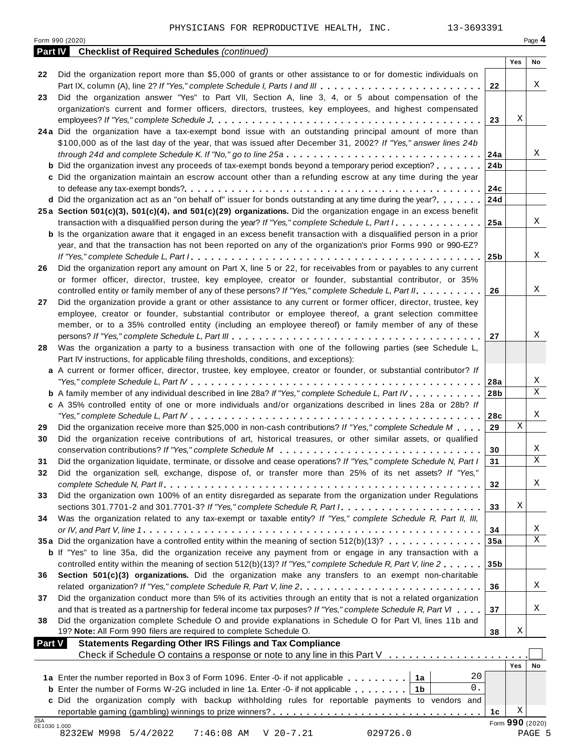PHYSICIANS FOR REPRODUCTIVE HEALTH, INC. 13-3693391

Form 990 (2020) Page 4

**Part IV Checklist of Required Schedules** *(continued)*

| | | | Yes | No |
|---|---|---|---|---|
| 22 | Did the organization report more than $5,000 of grants or other assistance to or for domestic individuals on Part IX, column (A), line 2? *If "Yes," complete Schedule I, Parts I and III* | 22 | | X |
| 23 | Did the organization answer "Yes" to Part VII, Section A, line 3, 4, or 5 about compensation of the organization's current and former officers, directors, trustees, key employees, and highest compensated employees? *If "Yes," complete Schedule J* | 23 | X | |
| 24a | Did the organization have a tax-exempt bond issue with an outstanding principal amount of more than $100,000 as of the last day of the year, that was issued after December 31, 2002? *If "Yes," answer lines 24b through 24d and complete Schedule K. If "No," go to line 25a* | 24a | | X |
| b | Did the organization invest any proceeds of tax-exempt bonds beyond a temporary period exception? | 24b | | |
| c | Did the organization maintain an escrow account other than a refunding escrow at any time during the year to defease any tax-exempt bonds? | 24c | | |
| d | Did the organization act as an "on behalf of" issuer for bonds outstanding at any time during the year? | 24d | | |
| 25a | **Section 501(c)(3), 501(c)(4), and 501(c)(29) organizations.** Did the organization engage in an excess benefit transaction with a disqualified person during the year? *If "Yes," complete Schedule L, Part I* | 25a | | X |
| b | Is the organization aware that it engaged in an excess benefit transaction with a disqualified person in a prior year, and that the transaction has not been reported on any of the organization's prior Forms 990 or 990-EZ? *If "Yes," complete Schedule L, Part I* | 25b | | X |
| 26 | Did the organization report any amount on Part X, line 5 or 22, for receivables from or payables to any current or former officer, director, trustee, key employee, creator or founder, substantial contributor, or 35% controlled entity or family member of any of these persons? *If "Yes," complete Schedule L, Part II* | 26 | | X |
| 27 | Did the organization provide a grant or other assistance to any current or former officer, director, trustee, key employee, creator or founder, substantial contributor or employee thereof, a grant selection committee member, or to a 35% controlled entity (including an employee thereof) or family member of any of these persons? *If "Yes," complete Schedule L, Part III* | 27 | | X |
| 28 | Was the organization a party to a business transaction with one of the following parties (see Schedule L, Part IV instructions, for applicable filing thresholds, conditions, and exceptions): | | | |
| a | A current or former officer, director, trustee, key employee, creator or founder, or substantial contributor? *If "Yes," complete Schedule L, Part IV* | 28a | | X |
| b | A family member of any individual described in line 28a? *If "Yes," complete Schedule L, Part IV* | 28b | | X |
| c | A 35% controlled entity of one or more individuals and/or organizations described in lines 28a or 28b? *If "Yes," complete Schedule L, Part IV* | 28c | | X |
| 29 | Did the organization receive more than $25,000 in non-cash contributions? *If "Yes," complete Schedule M* | 29 | X | |
| 30 | Did the organization receive contributions of art, historical treasures, or other similar assets, or qualified conservation contributions? *If "Yes," complete Schedule M* | 30 | | X |
| 31 | Did the organization liquidate, terminate, or dissolve and cease operations? *If "Yes," complete Schedule N, Part I* | 31 | | X |
| 32 | Did the organization sell, exchange, dispose of, or transfer more than 25% of its net assets? *If "Yes," complete Schedule N, Part II* | 32 | | X |
| 33 | Did the organization own 100% of an entity disregarded as separate from the organization under Regulations sections 301.7701-2 and 301.7701-3? *If "Yes," complete Schedule R, Part I* | 33 | X | |
| 34 | Was the organization related to any tax-exempt or taxable entity? *If "Yes," complete Schedule R, Part II, III, or IV, and Part V, line 1* | 34 | | X |
| 35a | Did the organization have a controlled entity within the meaning of section 512(b)(13)? | 35a | | X |
| b | If "Yes" to line 35a, did the organization receive any payment from or engage in any transaction with a controlled entity within the meaning of section 512(b)(13)? *If "Yes," complete Schedule R, Part V, line 2* | 35b | | |
| 36 | **Section 501(c)(3) organizations.** Did the organization make any transfers to an exempt non-charitable related organization? *If "Yes," complete Schedule R, Part V, line 2* | 36 | | X |
| 37 | Did the organization conduct more than 5% of its activities through an entity that is not a related organization and that is treated as a partnership for federal income tax purposes? *If "Yes," complete Schedule R, Part VI* | 37 | | X |
| 38 | Did the organization complete Schedule O and provide explanations in Schedule O for Part VI, lines 11b and 19? **Note:** All Form 990 filers are required to complete Schedule O. | 38 | X | |

**Part V Statements Regarding Other IRS Filings and Tax Compliance**

Check if Schedule O contains a response or note to any line in this Part V ☐

| | | | | | Yes | No |
|---|---|---|---|---|---|---|
| 1a | Enter the number reported in Box 3 of Form 1096. Enter -0- if not applicable | 1a | 20 | | | |
| b | Enter the number of Forms W-2G included in line 1a. Enter -0- if not applicable | 1b | 0. | | | |
| c | Did the organization comply with backup withholding rules for reportable payments to vendors and reportable gaming (gambling) winnings to prize winners? | | | 1c | X | |

Form **990** (2020)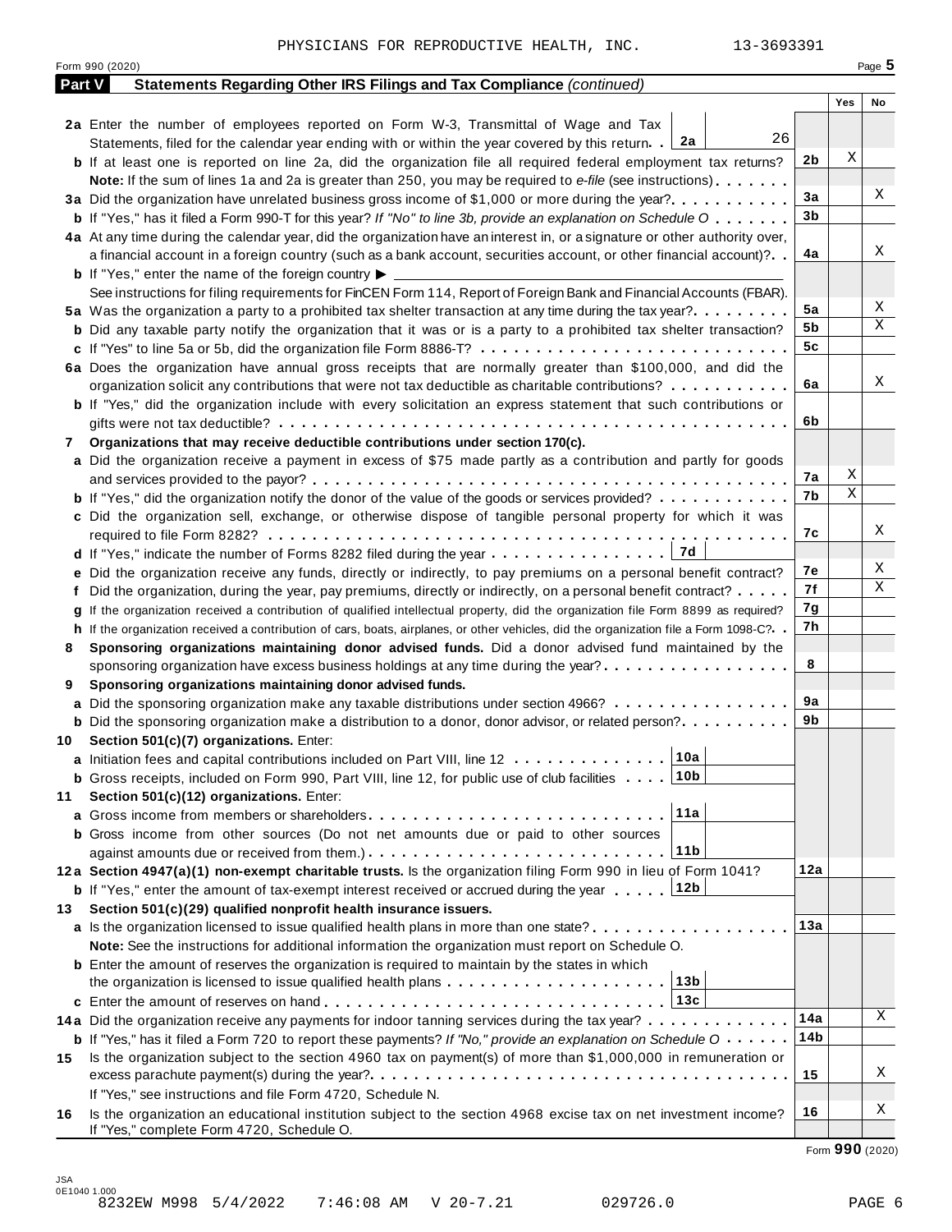PHYSICIANS FOR REPRODUCTIVE HEALTH, INC. 13-3693391

Form 990 (2020) Page 5

**Part V Statements Regarding Other IRS Filings and Tax Compliance** *(continued)*

| | | | Yes | No |
|---|---|---|---|---|
| **2a** | Enter the number of employees reported on Form W-3, Transmittal of Wage and Tax Statements, filed for the calendar year ending with or within the year covered by this return . . **2a** 26 | | | |
| **b** | If at least one is reported on line 2a, did the organization file all required federal employment tax returns? | **2b** | X | |
| | **Note:** If the sum of lines 1a and 2a is greater than 250, you may be required to *e-file* (see instructions) | | | |
| **3a** | Did the organization have unrelated business gross income of $1,000 or more during the year? | **3a** | | X |
| **b** | If "Yes," has it filed a Form 990-T for this year? *If "No" to line 3b, provide an explanation on Schedule O* | **3b** | | |
| **4a** | At any time during the calendar year, did the organization have an interest in, or a signature or other authority over, a financial account in a foreign country (such as a bank account, securities account, or other financial account)? | **4a** | | X |
| **b** | If "Yes," enter the name of the foreign country ▶ | | | |
| | See instructions for filing requirements for FinCEN Form 114, Report of Foreign Bank and Financial Accounts (FBAR). | | | |
| **5a** | Was the organization a party to a prohibited tax shelter transaction at any time during the tax year? | **5a** | | X |
| **b** | Did any taxable party notify the organization that it was or is a party to a prohibited tax shelter transaction? | **5b** | | X |
| **c** | If "Yes" to line 5a or 5b, did the organization file Form 8886-T? | **5c** | | |
| **6a** | Does the organization have annual gross receipts that are normally greater than $100,000, and did the organization solicit any contributions that were not tax deductible as charitable contributions? | **6a** | | X |
| **b** | If "Yes," did the organization include with every solicitation an express statement that such contributions or gifts were not tax deductible? | **6b** | | |
| **7** | **Organizations that may receive deductible contributions under section 170(c).** | | | |
| **a** | Did the organization receive a payment in excess of $75 made partly as a contribution and partly for goods and services provided to the payor? | **7a** | X | |
| **b** | If "Yes," did the organization notify the donor of the value of the goods or services provided? | **7b** | X | |
| **c** | Did the organization sell, exchange, or otherwise dispose of tangible personal property for which it was required to file Form 8282? | **7c** | | X |
| **d** | If "Yes," indicate the number of Forms 8282 filed during the year . . . **7d** | | | |
| **e** | Did the organization receive any funds, directly or indirectly, to pay premiums on a personal benefit contract? | **7e** | | X |
| **f** | Did the organization, during the year, pay premiums, directly or indirectly, on a personal benefit contract? | **7f** | | X |
| **g** | If the organization received a contribution of qualified intellectual property, did the organization file Form 8899 as required? | **7g** | | |
| **h** | If the organization received a contribution of cars, boats, airplanes, or other vehicles, did the organization file a Form 1098-C? | **7h** | | |
| **8** | **Sponsoring organizations maintaining donor advised funds.** Did a donor advised fund maintained by the sponsoring organization have excess business holdings at any time during the year? | **8** | | |
| **9** | **Sponsoring organizations maintaining donor advised funds.** | | | |
| **a** | Did the sponsoring organization make any taxable distributions under section 4966? | **9a** | | |
| **b** | Did the sponsoring organization make a distribution to a donor, donor advisor, or related person? | **9b** | | |
| **10** | **Section 501(c)(7) organizations.** Enter: | | | |
| **a** | Initiation fees and capital contributions included on Part VIII, line 12 . . . **10a** | | | |
| **b** | Gross receipts, included on Form 990, Part VIII, line 12, for public use of club facilities . . . **10b** | | | |
| **11** | **Section 501(c)(12) organizations.** Enter: | | | |
| **a** | Gross income from members or shareholders . . . **11a** | | | |
| **b** | Gross income from other sources (Do not net amounts due or paid to other sources against amounts due or received from them.) . . . **11b** | | | |
| **12a** | **Section 4947(a)(1) non-exempt charitable trusts.** Is the organization filing Form 990 in lieu of Form 1041? | **12a** | | |
| **b** | If "Yes," enter the amount of tax-exempt interest received or accrued during the year . . . **12b** | | | |
| **13** | **Section 501(c)(29) qualified nonprofit health insurance issuers.** | | | |
| **a** | Is the organization licensed to issue qualified health plans in more than one state? | **13a** | | |
| | **Note:** See the instructions for additional information the organization must report on Schedule O. | | | |
| **b** | Enter the amount of reserves the organization is required to maintain by the states in which the organization is licensed to issue qualified health plans . . . **13b** | | | |
| **c** | Enter the amount of reserves on hand . . . **13c** | | | |
| **14a** | Did the organization receive any payments for indoor tanning services during the tax year? | **14a** | | X |
| **b** | If "Yes," has it filed a Form 720 to report these payments? *If "No," provide an explanation on Schedule O* | **14b** | | |
| **15** | Is the organization subject to the section 4960 tax on payment(s) of more than $1,000,000 in remuneration or excess parachute payment(s) during the year? | **15** | | X |
| | If "Yes," see instructions and file Form 4720, Schedule N. | | | |
| **16** | Is the organization an educational institution subject to the section 4968 excise tax on net investment income? If "Yes," complete Form 4720, Schedule O. | **16** | | X |

Form **990** (2020)

JSA 0E1040 1.000
8232EW M998 5/4/2022 7:46:08 AM V 20-7.21 029726.0 PAGE 6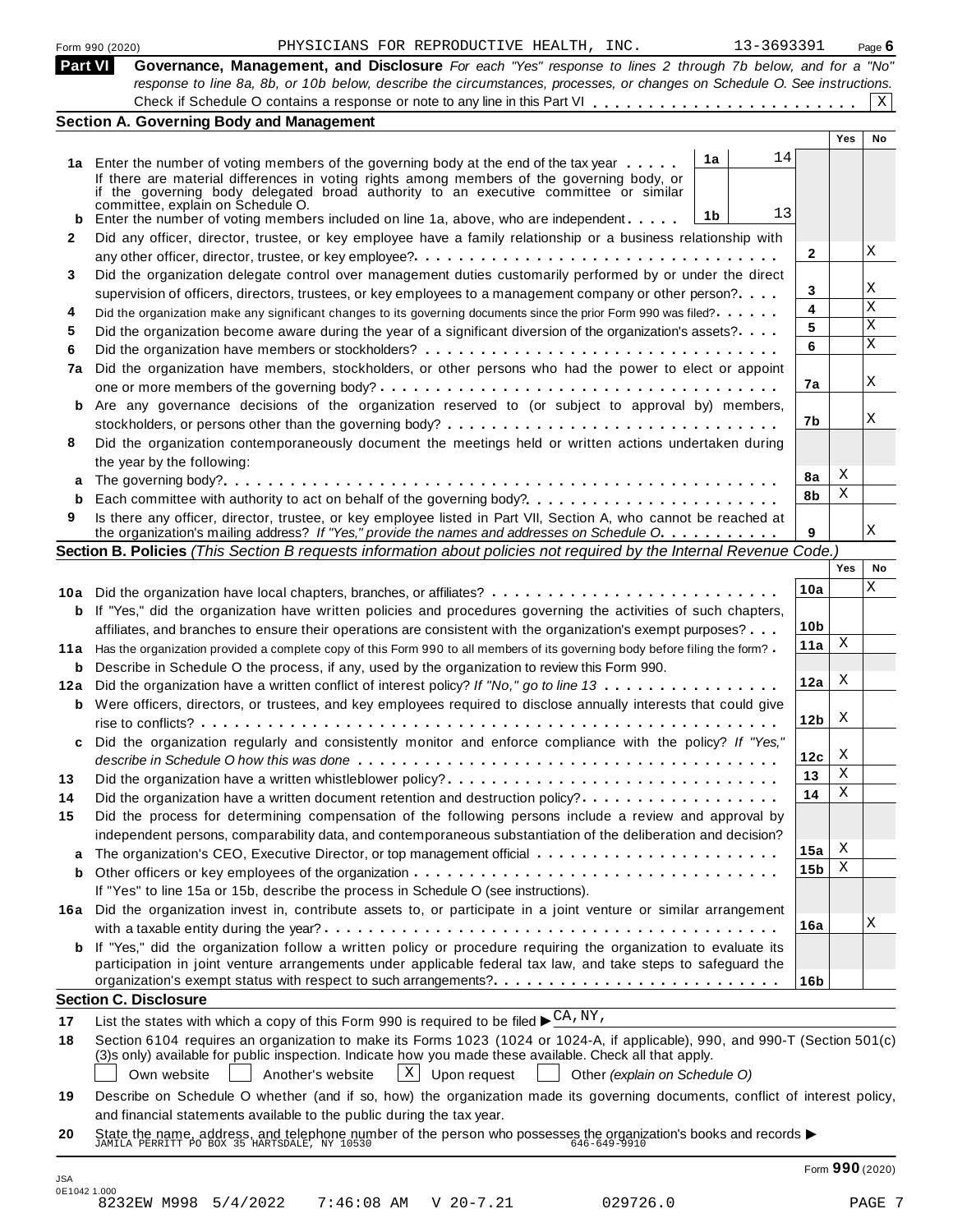Form 990 (2020) PHYSICIANS FOR REPRODUCTIVE HEALTH, INC. 13-3693391 Page 6

**Part VI** **Governance, Management, and Disclosure** *For each "Yes" response to lines 2 through 7b below, and for a "No" response to line 8a, 8b, or 10b below, describe the circumstances, processes, or changes on Schedule O. See instructions.*

Check if Schedule O contains a response or note to any line in this Part VI . . . . . . . . . . . . . . . . . . . . . . . . X

## Section A. Governing Body and Management

| | | | Yes | No |
|---|---|---|---|---|
| **1a** | Enter the number of voting members of the governing body at the end of the tax year . . . . . **1a** 14<br>If there are material differences in voting rights among members of the governing body, or if the governing body delegated broad authority to an executive committee or similar committee, explain on Schedule O. | | | |
| **b** | Enter the number of voting members included on line 1a, above, who are independent . . . . . **1b** 13 | | | |
| **2** | Did any officer, director, trustee, or key employee have a family relationship or a business relationship with any other officer, director, trustee, or key employee? | **2** | | X |
| **3** | Did the organization delegate control over management duties customarily performed by or under the direct supervision of officers, directors, trustees, or key employees to a management company or other person? | **3** | | X |
| **4** | Did the organization make any significant changes to its governing documents since the prior Form 990 was filed? | **4** | | X |
| **5** | Did the organization become aware during the year of a significant diversion of the organization's assets? | **5** | | X |
| **6** | Did the organization have members or stockholders? | **6** | | X |
| **7a** | Did the organization have members, stockholders, or other persons who had the power to elect or appoint one or more members of the governing body? | **7a** | | X |
| **b** | Are any governance decisions of the organization reserved to (or subject to approval by) members, stockholders, or persons other than the governing body? | **7b** | | X |
| **8** | Did the organization contemporaneously document the meetings held or written actions undertaken during the year by the following: | | | |
| **a** | The governing body? | **8a** | X | |
| **b** | Each committee with authority to act on behalf of the governing body? | **8b** | X | |
| **9** | Is there any officer, director, trustee, or key employee listed in Part VII, Section A, who cannot be reached at the organization's mailing address? *If "Yes," provide the names and addresses on Schedule O.* | **9** | | X |

## Section B. Policies *(This Section B requests information about policies not required by the Internal Revenue Code.)*

| | | | Yes | No |
|---|---|---|---|---|
| **10a** | Did the organization have local chapters, branches, or affiliates? | **10a** | | X |
| **b** | If "Yes," did the organization have written policies and procedures governing the activities of such chapters, affiliates, and branches to ensure their operations are consistent with the organization's exempt purposes? | **10b** | | |
| **11a** | Has the organization provided a complete copy of this Form 990 to all members of its governing body before filing the form? | **11a** | X | |
| **b** | Describe in Schedule O the process, if any, used by the organization to review this Form 990. | | | |
| **12a** | Did the organization have a written conflict of interest policy? *If "No," go to line 13* | **12a** | X | |
| **b** | Were officers, directors, or trustees, and key employees required to disclose annually interests that could give rise to conflicts? | **12b** | X | |
| **c** | Did the organization regularly and consistently monitor and enforce compliance with the policy? *If "Yes," describe in Schedule O how this was done* | **12c** | X | |
| **13** | Did the organization have a written whistleblower policy? | **13** | X | |
| **14** | Did the organization have a written document retention and destruction policy? | **14** | X | |
| **15** | Did the process for determining compensation of the following persons include a review and approval by independent persons, comparability data, and contemporaneous substantiation of the deliberation and decision? | | | |
| **a** | The organization's CEO, Executive Director, or top management official | **15a** | X | |
| **b** | Other officers or key employees of the organization | **15b** | X | |
| | If "Yes" to line 15a or 15b, describe the process in Schedule O (see instructions). | | | |
| **16a** | Did the organization invest in, contribute assets to, or participate in a joint venture or similar arrangement with a taxable entity during the year? | **16a** | | X |
| **b** | If "Yes," did the organization follow a written policy or procedure requiring the organization to evaluate its participation in joint venture arrangements under applicable federal tax law, and take steps to safeguard the organization's exempt status with respect to such arrangements? | **16b** | | |

## Section C. Disclosure

**17** List the states with which a copy of this Form 990 is required to be filed ▶ CA, NY,

**18** Section 6104 requires an organization to make its Forms 1023 (1024 or 1024-A, if applicable), 990, and 990-T (Section 501(c)(3)s only) available for public inspection. Indicate how you made these available. Check all that apply.

☐ Own website ☐ Another's website ☒ Upon request ☐ Other *(explain on Schedule O)*

**19** Describe on Schedule O whether (and if so, how) the organization made its governing documents, conflict of interest policy, and financial statements available to the public during the tax year.

**20** State the name, address, and telephone number of the person who possesses the organization's books and records ▶
JAMILA PERRITT PO BOX 35 HARTSDALE, NY 10530 646-649-9910

Form **990** (2020)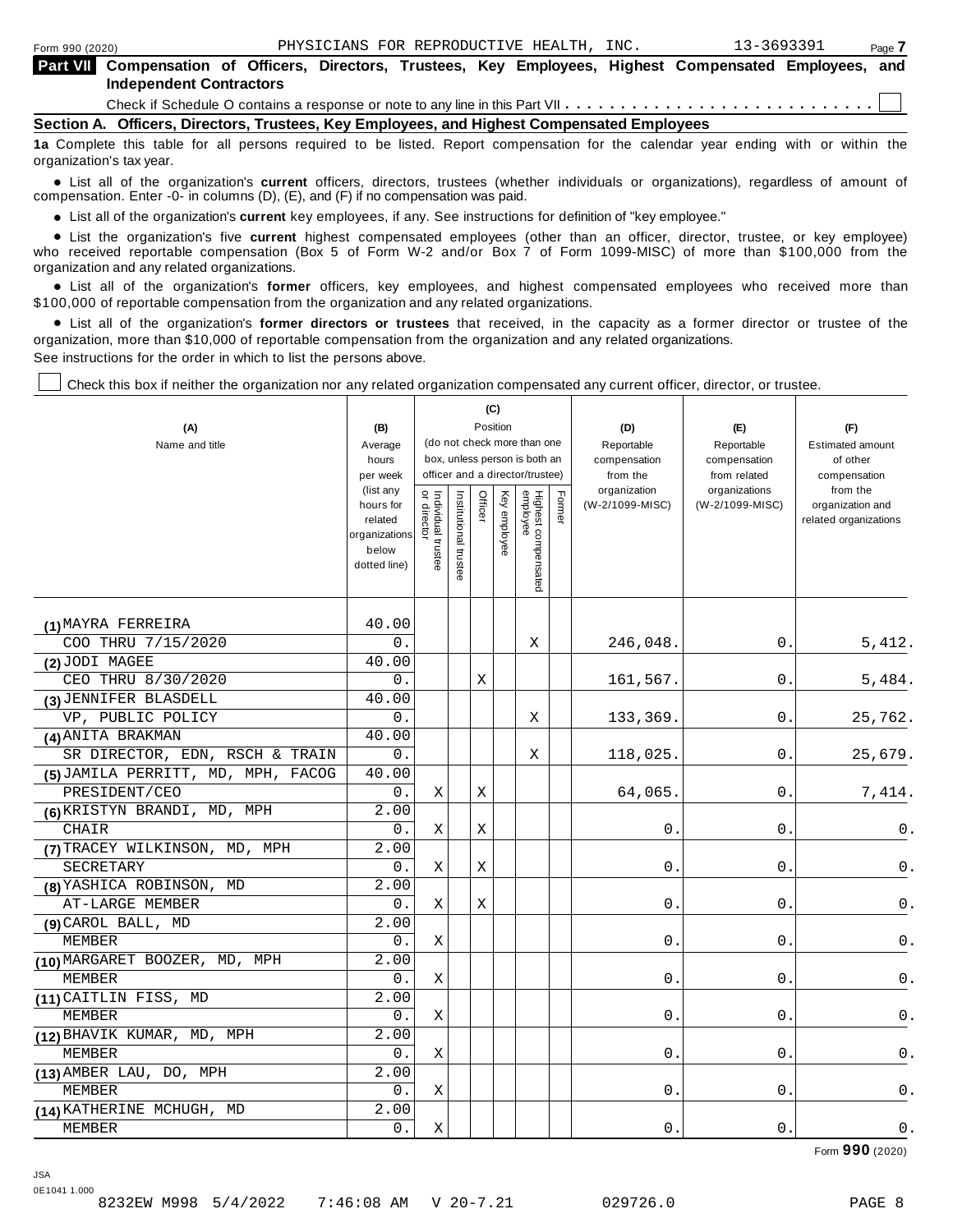Form 990 (2020) PHYSICIANS FOR REPRODUCTIVE HEALTH, INC. 13-3693391 Page 7

**Part VII Compensation of Officers, Directors, Trustees, Key Employees, Highest Compensated Employees, and Independent Contractors**

Check if Schedule O contains a response or note to any line in this Part VII . . . . . . . . . . . . . . . . . . . . . . . . . . . . ☐

**Section A. Officers, Directors, Trustees, Key Employees, and Highest Compensated Employees**

**1a** Complete this table for all persons required to be listed. Report compensation for the calendar year ending with or within the organization's tax year.

- List all of the organization's **current** officers, directors, trustees (whether individuals or organizations), regardless of amount of compensation. Enter -0- in columns (D), (E), and (F) if no compensation was paid.
- List all of the organization's **current** key employees, if any. See instructions for definition of "key employee."
- List the organization's five **current** highest compensated employees (other than an officer, director, trustee, or key employee) who received reportable compensation (Box 5 of Form W-2 and/or Box 7 of Form 1099-MISC) of more than $100,000 from the organization and any related organizations.
- List all of the organization's **former** officers, key employees, and highest compensated employees who received more than $100,000 of reportable compensation from the organization and any related organizations.
- List all of the organization's **former directors or trustees** that received, in the capacity as a former director or trustee of the organization, more than $10,000 of reportable compensation from the organization and any related organizations.

See instructions for the order in which to list the persons above.

☐ Check this box if neither the organization nor any related organization compensated any current officer, director, or trustee.

| (A) Name and title | (B) Average hours per week (list any hours for related organizations below dotted line) | (C) Position: Individual trustee or director | Institutional trustee | Officer | Key employee | Highest compensated employee | Former | (D) Reportable compensation from the organization (W-2/1099-MISC) | (E) Reportable compensation from related organizations (W-2/1099-MISC) | (F) Estimated amount of other compensation from the organization and related organizations |
|---|---|---|---|---|---|---|---|---|---|---|
| (1) MAYRA FERREIRA<br>COO THRU 7/15/2020 | 40.00<br>0. | | | | | X | | 246,048. | 0. | 5,412. |
| (2) JODI MAGEE<br>CEO THRU 8/30/2020 | 40.00<br>0. | | | X | | | | 161,567. | 0. | 5,484. |
| (3) JENNIFER BLASDELL<br>VP, PUBLIC POLICY | 40.00<br>0. | | | | | X | | 133,369. | 0. | 25,762. |
| (4) ANITA BRAKMAN<br>SR DIRECTOR, EDN, RSCH & TRAIN | 40.00<br>0. | | | | | X | | 118,025. | 0. | 25,679. |
| (5) JAMILA PERRITT, MD, MPH, FACOG<br>PRESIDENT/CEO | 40.00<br>0. | X | | X | | | | 64,065. | 0. | 7,414. |
| (6) KRISTYN BRANDI, MD, MPH<br>CHAIR | 2.00<br>0. | X | | X | | | | 0. | 0. | 0. |
| (7) TRACEY WILKINSON, MD, MPH<br>SECRETARY | 2.00<br>0. | X | | X | | | | 0. | 0. | 0. |
| (8) YASHICA ROBINSON, MD<br>AT-LARGE MEMBER | 2.00<br>0. | X | | X | | | | 0. | 0. | 0. |
| (9) CAROL BALL, MD<br>MEMBER | 2.00<br>0. | X | | | | | | 0. | 0. | 0. |
| (10) MARGARET BOOZER, MD, MPH<br>MEMBER | 2.00<br>0. | X | | | | | | 0. | 0. | 0. |
| (11) CAITLIN FISS, MD<br>MEMBER | 2.00<br>0. | X | | | | | | 0. | 0. | 0. |
| (12) BHAVIK KUMAR, MD, MPH<br>MEMBER | 2.00<br>0. | X | | | | | | 0. | 0. | 0. |
| (13) AMBER LAU, DO, MPH<br>MEMBER | 2.00<br>0. | X | | | | | | 0. | 0. | 0. |
| (14) KATHERINE MCHUGH, MD<br>MEMBER | 2.00<br>0. | X | | | | | | 0. | 0. | 0. |

Form **990** (2020)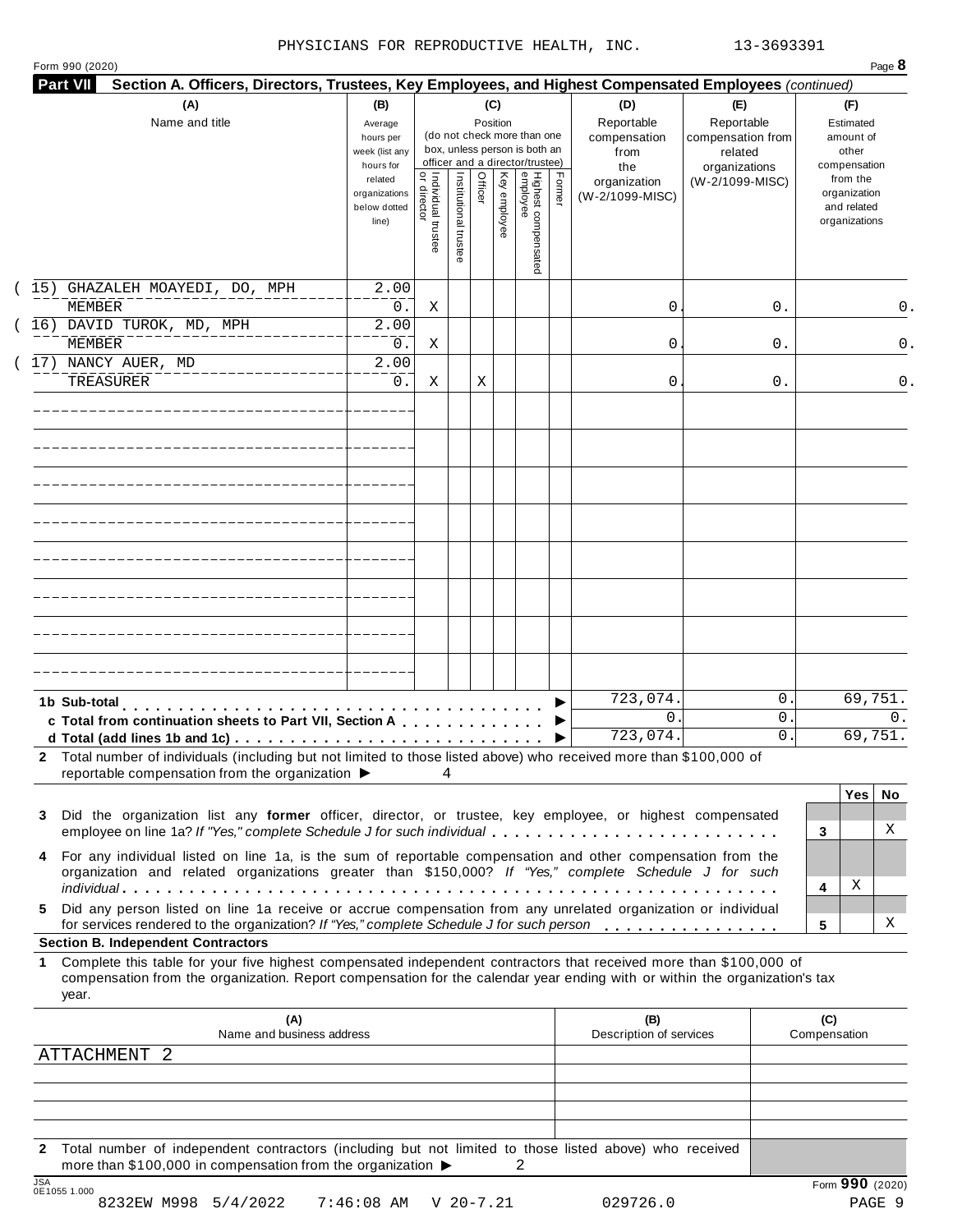PHYSICIANS FOR REPRODUCTIVE HEALTH, INC. 13-3693391

Form 990 (2020) Page **8**

**Part VII Section A. Officers, Directors, Trustees, Key Employees, and Highest Compensated Employees** *(continued)*

| (A) Name and title | (B) Average hours per week (list any hours for related organizations below dotted line) | (C) Position: Individual trustee or director | Institutional trustee | Officer | Key employee | Highest compensated employee | Former | (D) Reportable compensation from the organization (W-2/1099-MISC) | (E) Reportable compensation from related organizations (W-2/1099-MISC) | (F) Estimated amount of other compensation from the organization and related organizations |
|---|---|---|---|---|---|---|---|---|---|---|
| (15) GHAZALEH MOAYEDI, DO, MPH<br>MEMBER | 2.00<br>0. | X | | | | | | 0. | 0. | 0. |
| (16) DAVID TUROK, MD, MPH<br>MEMBER | 2.00<br>0. | X | | | | | | 0. | 0. | 0. |
| (17) NANCY AUER, MD<br>TREASURER | 2.00<br>0. | X | | X | | | | 0. | 0. | 0. |

| | (D) | (E) | (F) |
|---|---|---|---|
| **1b Sub-total** ▶ | 723,074. | 0. | 69,751. |
| **c Total from continuation sheets to Part VII, Section A** ▶ | 0. | 0. | 0. |
| **d Total (add lines 1b and 1c)** ▶ | 723,074. | 0. | 69,751. |

**2** Total number of individuals (including but not limited to those listed above) who received more than $100,000 of reportable compensation from the organization ▶ 4

| | | Yes | No |
|---|---|---|---|
| **3** Did the organization list any **former** officer, director, or trustee, key employee, or highest compensated employee on line 1a? *If "Yes," complete Schedule J for such individual* | 3 | | X |
| **4** For any individual listed on line 1a, is the sum of reportable compensation and other compensation from the organization and related organizations greater than $150,000? *If "Yes," complete Schedule J for such individual* | 4 | X | |
| **5** Did any person listed on line 1a receive or accrue compensation from any unrelated organization or individual for services rendered to the organization? *If "Yes," complete Schedule J for such person* | 5 | | X |

**Section B. Independent Contractors**

**1** Complete this table for your five highest compensated independent contractors that received more than $100,000 of compensation from the organization. Report compensation for the calendar year ending with or within the organization's tax year.

| (A) Name and business address | (B) Description of services | (C) Compensation |
|---|---|---|
| ATTACHMENT 2 | | |
| | | |
| | | |
| | | |
| | | |

**2** Total number of independent contractors (including but not limited to those listed above) who received more than $100,000 in compensation from the organization ▶ 2

Form **990** (2020)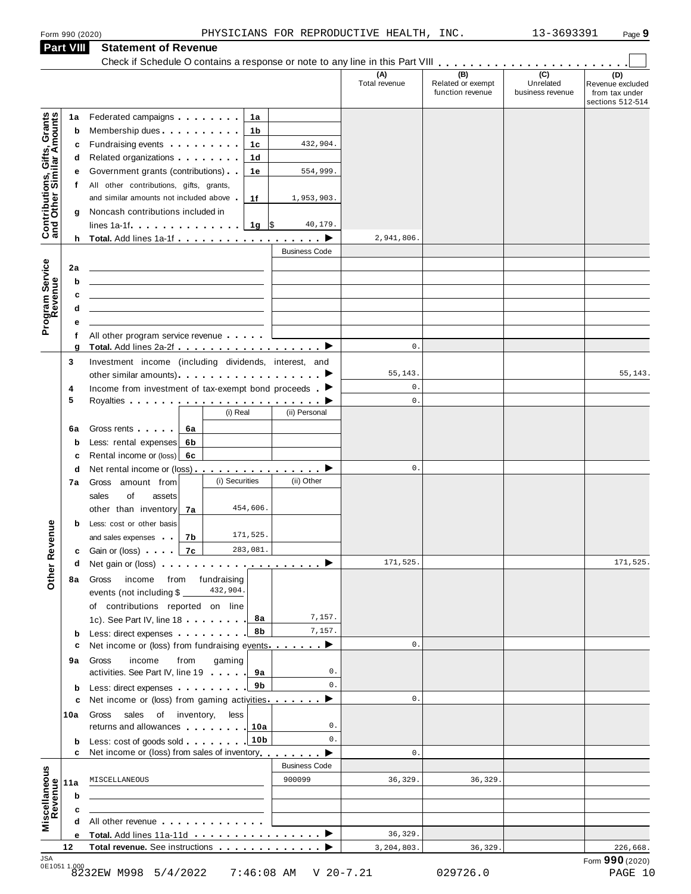Form 990 (2020) PHYSICIANS FOR REPRODUCTIVE HEALTH, INC. 13-3693391 Page **9**

## Part VIII Statement of Revenue

Check if Schedule O contains a response or note to any line in this Part VIII . . . . . . . . . . . . . . . . . . . . . . . ☐

| | | | (A) Total revenue | (B) Related or exempt function revenue | (C) Unrelated business revenue | (D) Revenue excluded from tax under sections 512-514 |
|---|---|---|---|---|---|---|
| **Contributions, Gifts, Grants and Other Similar Amounts** | | | | | | |
| 1a | Federated campaigns . . . 1a | | | | | |
| b | Membership dues . . . 1b | | | | | |
| c | Fundraising events . . . 1c | 432,904. | | | | |
| d | Related organizations . . . 1d | | | | | |
| e | Government grants (contributions) . . 1e | 554,999. | | | | |
| f | All other contributions, gifts, grants, and similar amounts not included above . 1f | 1,953,903. | | | | |
| g | Noncash contributions included in lines 1a-1f . . . 1g | $ 40,179. | | | | |
| h | **Total.** Add lines 1a-1f . . . ▶ | | 2,941,806. | | | |
| **Program Service Revenue** | | Business Code | | | | |
| 2a | | | | | | |
| b | | | | | | |
| c | | | | | | |
| d | | | | | | |
| e | | | | | | |
| f | All other program service revenue . . . | | | | | |
| g | **Total.** Add lines 2a-2f . . . ▶ | | 0. | | | |
| **Other Revenue** | | | | | | |
| 3 | Investment income (including dividends, interest, and other similar amounts) . . . ▶ | | 55,143. | | | 55,143. |
| 4 | Income from investment of tax-exempt bond proceeds . ▶ | | 0. | | | |
| 5 | Royalties . . . ▶ | | 0. | | | |
| | | (i) Real / (ii) Personal | | | | |
| 6a | Gross rents . . . 6a | | | | | |
| b | Less: rental expenses 6b | | | | | |
| c | Rental income or (loss) 6c | | | | | |
| d | Net rental income or (loss) . . . ▶ | | 0. | | | |
| | | (i) Securities / (ii) Other | | | | |
| 7a | Gross amount from sales of assets other than inventory 7a | (i) 454,606. | | | | |
| b | Less: cost or other basis and sales expenses . . 7b | (i) 171,525. | | | | |
| c | Gain or (loss) . . . 7c | (i) 283,081. | | | | |
| d | Net gain or (loss) . . . ▶ | | 171,525. | | | 171,525. |
| 8a | Gross income from fundraising events (not including $ 432,904. of contributions reported on line 1c). See Part IV, line 18 . . . 8a | 7,157. | | | | |
| b | Less: direct expenses . . . 8b | 7,157. | | | | |
| c | Net income or (loss) from fundraising events . . . ▶ | | 0. | | | |
| 9a | Gross income from gaming activities. See Part IV, line 19 . . . 9a | 0. | | | | |
| b | Less: direct expenses . . . 9b | 0. | | | | |
| c | Net income or (loss) from gaming activities . . . ▶ | | 0. | | | |
| 10a | Gross sales of inventory, less returns and allowances . . . 10a | 0. | | | | |
| b | Less: cost of goods sold . . . 10b | 0. | | | | |
| c | Net income or (loss) from sales of inventory . . . ▶ | | 0. | | | |
| **Miscellaneous Revenue** | | Business Code | | | | |
| 11a | MISCELLANEOUS | 900099 | 36,329. | 36,329. | | |
| b | | | | | | |
| c | | | | | | |
| d | All other revenue . . . | | | | | |
| e | **Total.** Add lines 11a-11d . . . ▶ | | 36,329. | | | |
| 12 | **Total revenue.** See instructions . . . ▶ | | 3,204,803. | 36,329. | | 226,668. |

Form **990** (2020)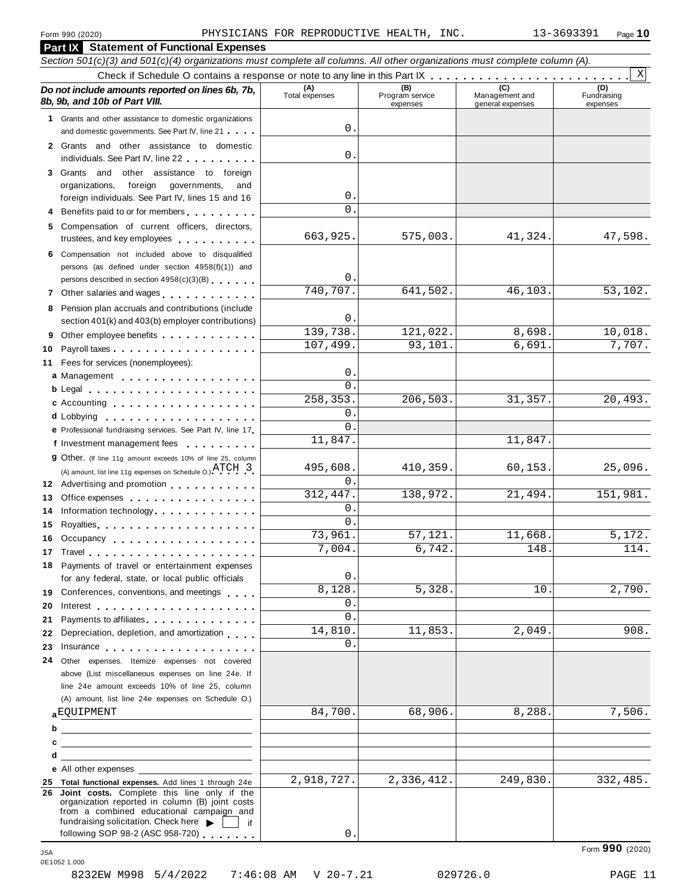Form 990 (2020) PHYSICIANS FOR REPRODUCTIVE HEALTH, INC. 13-3693391

## Part IX Statement of Functional Expenses

*Section 501(c)(3) and 501(c)(4) organizations must complete all columns. All other organizations must complete column (A).*

Check if Schedule O contains a response or note to any line in this Part IX . . . . . . . . . . . . . . . . . . . . . . . . [X]

| *Do not include amounts reported on lines 6b, 7b, 8b, 9b, and 10b of Part VIII.* | (A) Total expenses | (B) Program service expenses | (C) Management and general expenses | (D) Fundraising expenses |
|---|---|---|---|---|
| **1** Grants and other assistance to domestic organizations and domestic governments. See Part IV, line 21 | 0. | | | |
| **2** Grants and other assistance to domestic individuals. See Part IV, line 22 | 0. | | | |
| **3** Grants and other assistance to foreign organizations, foreign governments, and foreign individuals. See Part IV, lines 15 and 16 | 0. | | | |
| **4** Benefits paid to or for members | 0. | | | |
| **5** Compensation of current officers, directors, trustees, and key employees | 663,925. | 575,003. | 41,324. | 47,598. |
| **6** Compensation not included above to disqualified persons (as defined under section 4958(f)(1)) and persons described in section 4958(c)(3)(B) | 0. | | | |
| **7** Other salaries and wages | 740,707. | 641,502. | 46,103. | 53,102. |
| **8** Pension plan accruals and contributions (include section 401(k) and 403(b) employer contributions) | 0. | | | |
| **9** Other employee benefits | 139,738. | 121,022. | 8,698. | 10,018. |
| **10** Payroll taxes | 107,499. | 93,101. | 6,691. | 7,707. |
| **11** Fees for services (nonemployees): | | | | |
| **a** Management | 0. | | | |
| **b** Legal | 0. | | | |
| **c** Accounting | 258,353. | 206,503. | 31,357. | 20,493. |
| **d** Lobbying | 0. | | | |
| **e** Professional fundraising services. See Part IV, line 17 | 0. | | | |
| **f** Investment management fees | 11,847. | | 11,847. | |
| **g** Other. (If line 11g amount exceeds 10% of line 25, column (A) amount, list line 11g expenses on Schedule O.) ATCH 3 | 495,608. | 410,359. | 60,153. | 25,096. |
| **12** Advertising and promotion | 0. | | | |
| **13** Office expenses | 312,447. | 138,972. | 21,494. | 151,981. |
| **14** Information technology | 0. | | | |
| **15** Royalties | 0. | | | |
| **16** Occupancy | 73,961. | 57,121. | 11,668. | 5,172. |
| **17** Travel | 7,004. | 6,742. | 148. | 114. |
| **18** Payments of travel or entertainment expenses for any federal, state, or local public officials | 0. | | | |
| **19** Conferences, conventions, and meetings | 8,128. | 5,328. | 10. | 2,790. |
| **20** Interest | 0. | | | |
| **21** Payments to affiliates | 0. | | | |
| **22** Depreciation, depletion, and amortization | 14,810. | 11,853. | 2,049. | 908. |
| **23** Insurance | 0. | | | |
| **24** Other expenses. Itemize expenses not covered above (List miscellaneous expenses on line 24e. If line 24e amount exceeds 10% of line 25, column (A) amount, list line 24e expenses on Schedule O.) | | | | |
| **a** EQUIPMENT | 84,700. | 68,906. | 8,288. | 7,506. |
| **b** | | | | |
| **c** | | | | |
| **d** | | | | |
| **e** All other expenses | | | | |
| **25 Total functional expenses.** Add lines 1 through 24e | 2,918,727. | 2,336,412. | 249,830. | 332,485. |
| **26 Joint costs.** Complete this line only if the organization reported in column (B) joint costs from a combined educational campaign and fundraising solicitation. Check here [ ] if following SOP 98-2 (ASC 958-720) | 0. | | | |

Form **990** (2020)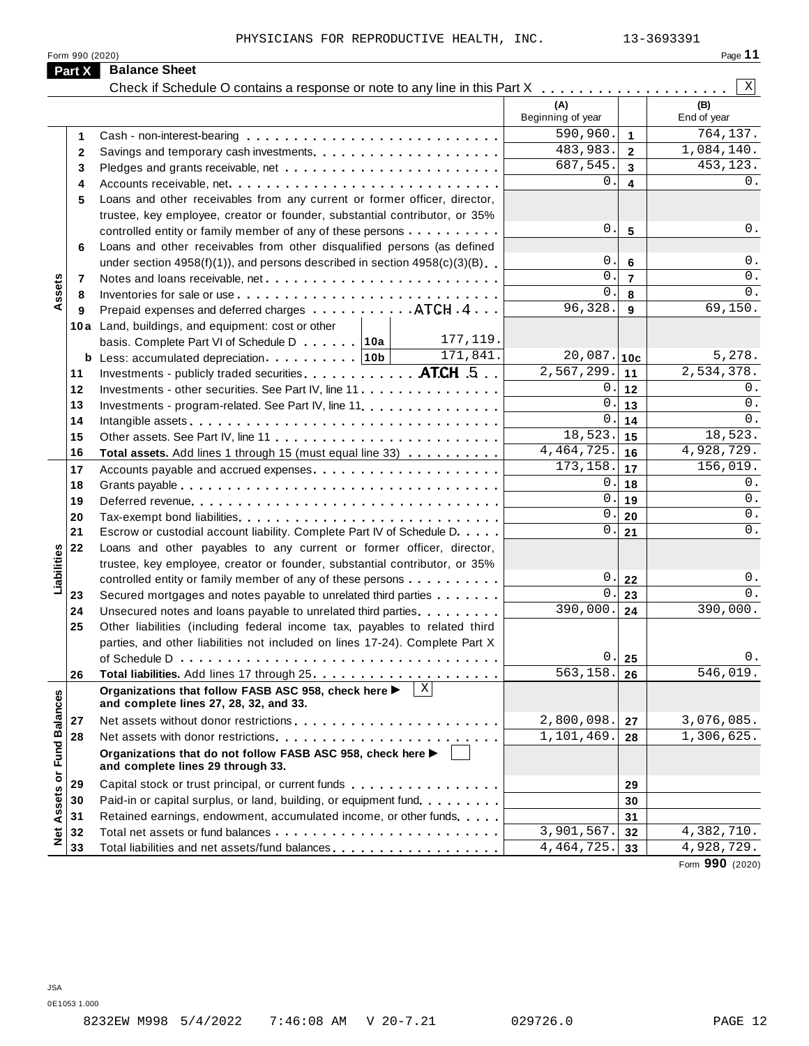PHYSICIANS FOR REPRODUCTIVE HEALTH, INC. 13-3693391

Form 990 (2020)

## Part X Balance Sheet

Check if Schedule O contains a response or note to any line in this Part X . . . . . . . . . . . . . . . . . . . . [X]

| | | | (A) Beginning of year | | (B) End of year |
|---|---|---|---|---|---|
| Assets | 1 | Cash - non-interest-bearing | 590,960. | 1 | 764,137. |
| | 2 | Savings and temporary cash investments | 483,983. | 2 | 1,084,140. |
| | 3 | Pledges and grants receivable, net | 687,545. | 3 | 453,123. |
| | 4 | Accounts receivable, net | 0. | 4 | 0. |
| | 5 | Loans and other receivables from any current or former officer, director, trustee, key employee, creator or founder, substantial contributor, or 35% controlled entity or family member of any of these persons | 0. | 5 | 0. |
| | 6 | Loans and other receivables from other disqualified persons (as defined under section 4958(f)(1)), and persons described in section 4958(c)(3)(B) | 0. | 6 | 0. |
| | 7 | Notes and loans receivable, net | 0. | 7 | 0. |
| | 8 | Inventories for sale or use | 0. | 8 | 0. |
| | 9 | Prepaid expenses and deferred charges ATCH 4 | 96,328. | 9 | 69,150. |
| | 10a | Land, buildings, and equipment: cost or other basis. Complete Part VI of Schedule D 10a 177,119. | | | |
| | b | Less: accumulated depreciation 10b 171,841. | 20,087. | 10c | 5,278. |
| | 11 | Investments - publicly traded securities ATCH 5 | 2,567,299. | 11 | 2,534,378. |
| | 12 | Investments - other securities. See Part IV, line 11 | 0. | 12 | 0. |
| | 13 | Investments - program-related. See Part IV, line 11 | 0. | 13 | 0. |
| | 14 | Intangible assets | 0. | 14 | 0. |
| | 15 | Other assets. See Part IV, line 11 | 18,523. | 15 | 18,523. |
| | 16 | **Total assets.** Add lines 1 through 15 (must equal line 33) | 4,464,725. | 16 | 4,928,729. |
| Liabilities | 17 | Accounts payable and accrued expenses | 173,158. | 17 | 156,019. |
| | 18 | Grants payable | 0. | 18 | 0. |
| | 19 | Deferred revenue | 0. | 19 | 0. |
| | 20 | Tax-exempt bond liabilities | 0. | 20 | 0. |
| | 21 | Escrow or custodial account liability. Complete Part IV of Schedule D | 0. | 21 | 0. |
| | 22 | Loans and other payables to any current or former officer, director, trustee, key employee, creator or founder, substantial contributor, or 35% controlled entity or family member of any of these persons | 0. | 22 | 0. |
| | 23 | Secured mortgages and notes payable to unrelated third parties | 0. | 23 | 0. |
| | 24 | Unsecured notes and loans payable to unrelated third parties | 390,000. | 24 | 390,000. |
| | 25 | Other liabilities (including federal income tax, payables to related third parties, and other liabilities not included on lines 17-24). Complete Part X of Schedule D | 0. | 25 | 0. |
| | 26 | **Total liabilities.** Add lines 17 through 25 | 563,158. | 26 | 546,019. |
| Net Assets or Fund Balances | | **Organizations that follow FASB ASC 958, check here ▶ [X] and complete lines 27, 28, 32, and 33.** | | | |
| | 27 | Net assets without donor restrictions | 2,800,098. | 27 | 3,076,085. |
| | 28 | Net assets with donor restrictions | 1,101,469. | 28 | 1,306,625. |
| | | **Organizations that do not follow FASB ASC 958, check here ▶ [ ] and complete lines 29 through 33.** | | | |
| | 29 | Capital stock or trust principal, or current funds | | 29 | |
| | 30 | Paid-in or capital surplus, or land, building, or equipment fund | | 30 | |
| | 31 | Retained earnings, endowment, accumulated income, or other funds | | 31 | |
| | 32 | Total net assets or fund balances | 3,901,567. | 32 | 4,382,710. |
| | 33 | Total liabilities and net assets/fund balances | 4,464,725. | 33 | 4,928,729. |

Form **990** (2020)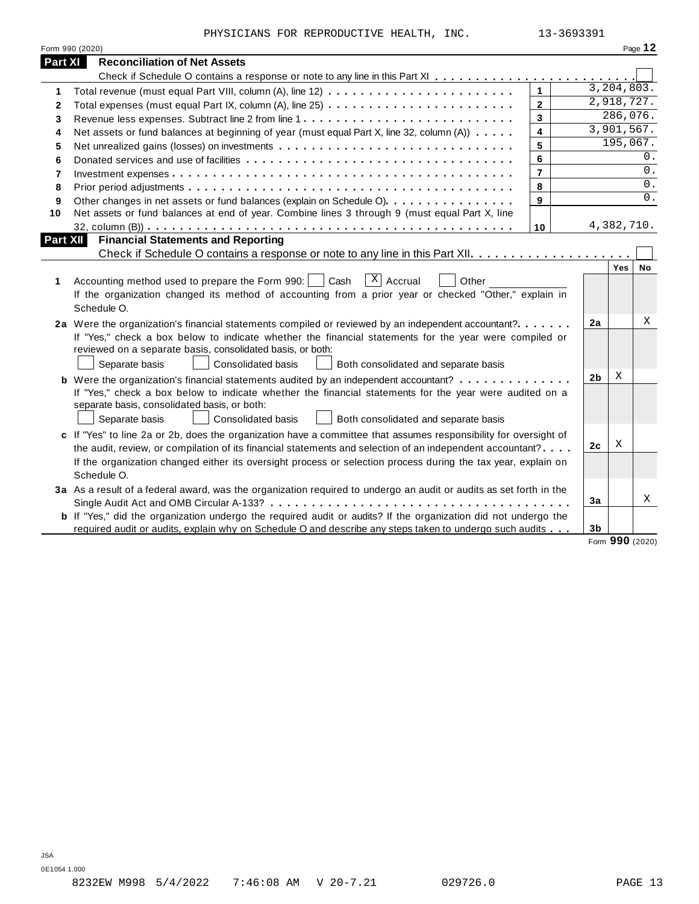PHYSICIANS FOR REPRODUCTIVE HEALTH, INC. 13-3693391

Form 990 (2020) Page **12**

## Part XI Reconciliation of Net Assets

Check if Schedule O contains a response or note to any line in this Part XI . . . . . . . . . . . . . . . . . . . . . . . . . ☐

| | | | |
|---|---|---|---|
| 1 | Total revenue (must equal Part VIII, column (A), line 12) | 1 | 3,204,803. |
| 2 | Total expenses (must equal Part IX, column (A), line 25) | 2 | 2,918,727. |
| 3 | Revenue less expenses. Subtract line 2 from line 1 | 3 | 286,076. |
| 4 | Net assets or fund balances at beginning of year (must equal Part X, line 32, column (A)) | 4 | 3,901,567. |
| 5 | Net unrealized gains (losses) on investments | 5 | 195,067. |
| 6 | Donated services and use of facilities | 6 | 0. |
| 7 | Investment expenses | 7 | 0. |
| 8 | Prior period adjustments | 8 | 0. |
| 9 | Other changes in net assets or fund balances (explain on Schedule O) | 9 | 0. |
| 10 | Net assets or fund balances at end of year. Combine lines 3 through 9 (must equal Part X, line 32, column (B)) | 10 | 4,382,710. |

## Part XII Financial Statements and Reporting

Check if Schedule O contains a response or note to any line in this Part XII . . . . . . . . . . . . . . . . . . . . ☐

| | | | Yes | No |
|---|---|---|---|---|
| 1 | Accounting method used to prepare the Form 990: ☐ Cash ☒ Accrual ☐ Other ______<br>If the organization changed its method of accounting from a prior year or checked "Other," explain in Schedule O. | | | |
| 2a | Were the organization's financial statements compiled or reviewed by an independent accountant?<br>If "Yes," check a box below to indicate whether the financial statements for the year were compiled or reviewed on a separate basis, consolidated basis, or both:<br>☐ Separate basis ☐ Consolidated basis ☐ Both consolidated and separate basis | 2a | | X |
| b | Were the organization's financial statements audited by an independent accountant?<br>If "Yes," check a box below to indicate whether the financial statements for the year were audited on a separate basis, consolidated basis, or both:<br>☐ Separate basis ☐ Consolidated basis ☐ Both consolidated and separate basis | 2b | X | |
| c | If "Yes" to line 2a or 2b, does the organization have a committee that assumes responsibility for oversight of the audit, review, or compilation of its financial statements and selection of an independent accountant?<br>If the organization changed either its oversight process or selection process during the tax year, explain on Schedule O. | 2c | X | |
| 3a | As a result of a federal award, was the organization required to undergo an audit or audits as set forth in the Single Audit Act and OMB Circular A-133? | 3a | | X |
| b | If "Yes," did the organization undergo the required audit or audits? If the organization did not undergo the required audit or audits, explain why on Schedule O and describe any steps taken to undergo such audits | 3b | | |

Form **990** (2020)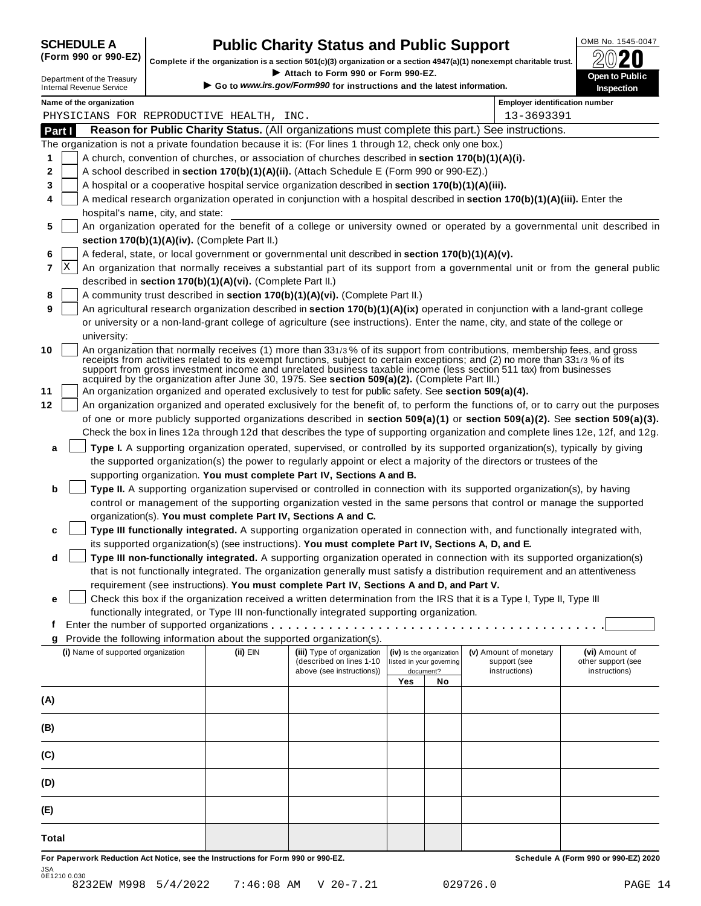**SCHEDULE A**
**(Form 990 or 990-EZ)**

Department of the Treasury
Internal Revenue Service

# Public Charity Status and Public Support

**Complete if the organization is a section 501(c)(3) organization or a section 4947(a)(1) nonexempt charitable trust.**
► Attach to Form 990 or Form 990-EZ.
► Go to *www.irs.gov/Form990* for instructions and the latest information.

OMB No. 1545-0047
**2020**
**Open to Public Inspection**

**Name of the organization:** PHYSICIANS FOR REPRODUCTIVE HEALTH, INC.
**Employer identification number:** 13-3693391

## Part I Reason for Public Charity Status. (All organizations must complete this part.) See instructions.

The organization is not a private foundation because it is: (For lines 1 through 12, check only one box.)

1. [ ] A church, convention of churches, or association of churches described in **section 170(b)(1)(A)(i).**
2. [ ] A school described in **section 170(b)(1)(A)(ii).** (Attach Schedule E (Form 990 or 990-EZ).)
3. [ ] A hospital or a cooperative hospital service organization described in **section 170(b)(1)(A)(iii).**
4. [ ] A medical research organization operated in conjunction with a hospital described in **section 170(b)(1)(A)(iii).** Enter the hospital's name, city, and state:
5. [ ] An organization operated for the benefit of a college or university owned or operated by a governmental unit described in **section 170(b)(1)(A)(iv).** (Complete Part II.)
6. [ ] A federal, state, or local government or governmental unit described in **section 170(b)(1)(A)(v).**
7. [X] An organization that normally receives a substantial part of its support from a governmental unit or from the general public described in **section 170(b)(1)(A)(vi).** (Complete Part II.)
8. [ ] A community trust described in **section 170(b)(1)(A)(vi).** (Complete Part II.)
9. [ ] An agricultural research organization described in **section 170(b)(1)(A)(ix)** operated in conjunction with a land-grant college or university or a non-land-grant college of agriculture (see instructions). Enter the name, city, and state of the college or university:
10. [ ] An organization that normally receives (1) more than 33 1/3 % of its support from contributions, membership fees, and gross receipts from activities related to its exempt functions, subject to certain exceptions; and (2) no more than 33 1/3 % of its support from gross investment income and unrelated business taxable income (less section 511 tax) from businesses acquired by the organization after June 30, 1975. See **section 509(a)(2).** (Complete Part III.)
11. [ ] An organization organized and operated exclusively to test for public safety. See **section 509(a)(4).**
12. [ ] An organization organized and operated exclusively for the benefit of, to perform the functions of, or to carry out the purposes of one or more publicly supported organizations described in **section 509(a)(1)** or **section 509(a)(2).** See **section 509(a)(3).** Check the box in lines 12a through 12d that describes the type of supporting organization and complete lines 12e, 12f, and 12g.
   - **a** [ ] **Type I.** A supporting organization operated, supervised, or controlled by its supported organization(s), typically by giving the supported organization(s) the power to regularly appoint or elect a majority of the directors or trustees of the supporting organization. **You must complete Part IV, Sections A and B.**
   - **b** [ ] **Type II.** A supporting organization supervised or controlled in connection with its supported organization(s), by having control or management of the supporting organization vested in the same persons that control or manage the supported organization(s). **You must complete Part IV, Sections A and C.**
   - **c** [ ] **Type III functionally integrated.** A supporting organization operated in connection with, and functionally integrated with, its supported organization(s) (see instructions). **You must complete Part IV, Sections A, D, and E.**
   - **d** [ ] **Type III non-functionally integrated.** A supporting organization operated in connection with its supported organization(s) that is not functionally integrated. The organization generally must satisfy a distribution requirement and an attentiveness requirement (see instructions). **You must complete Part IV, Sections A and D, and Part V.**
   - **e** [ ] Check this box if the organization received a written determination from the IRS that it is a Type I, Type II, Type III functionally integrated, or Type III non-functionally integrated supporting organization.
   - **f** Enter the number of supported organizations
   - **g** Provide the following information about the supported organization(s).

| (i) Name of supported organization | (ii) EIN | (iii) Type of organization (described on lines 1-10 above (see instructions)) | (iv) Is the organization listed in your governing document? Yes | No | (v) Amount of monetary support (see instructions) | (vi) Amount of other support (see instructions) |
|---|---|---|---|---|---|---|
| (A) | | | | | | |
| (B) | | | | | | |
| (C) | | | | | | |
| (D) | | | | | | |
| (E) | | | | | | |
| Total | | | | | | |

**For Paperwork Reduction Act Notice, see the Instructions for Form 990 or 990-EZ.** **Schedule A (Form 990 or 990-EZ) 2020**

JSA
0E1210 0.030
8232EW M998 5/4/2022 7:46:08 AM V 20-7.21 029726.0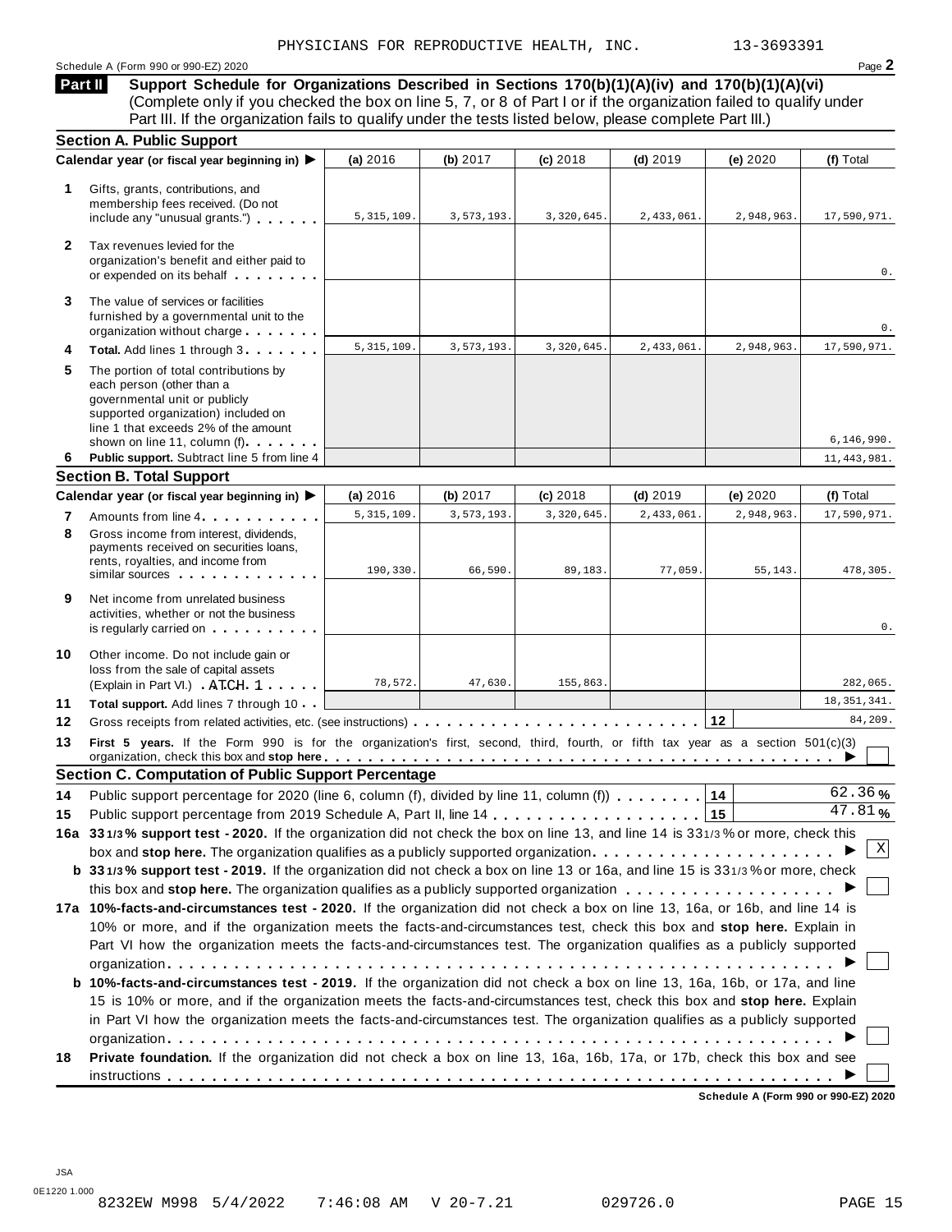PHYSICIANS FOR REPRODUCTIVE HEALTH, INC. 13-3693391

Schedule A (Form 990 or 990-EZ) 2020

**Part II** **Support Schedule for Organizations Described in Sections 170(b)(1)(A)(iv) and 170(b)(1)(A)(vi)** (Complete only if you checked the box on line 5, 7, or 8 of Part I or if the organization failed to qualify under Part III. If the organization fails to qualify under the tests listed below, please complete Part III.)

## Section A. Public Support

| Calendar year (or fiscal year beginning in) ▶ | (a) 2016 | (b) 2017 | (c) 2018 | (d) 2019 | (e) 2020 | (f) Total |
|---|---|---|---|---|---|---|
| **1** Gifts, grants, contributions, and membership fees received. (Do not include any "unusual grants.") | 5,315,109. | 3,573,193. | 3,320,645. | 2,433,061. | 2,948,963. | 17,590,971. |
| **2** Tax revenues levied for the organization's benefit and either paid to or expended on its behalf | | | | | | 0. |
| **3** The value of services or facilities furnished by a governmental unit to the organization without charge | | | | | | 0. |
| **4** **Total.** Add lines 1 through 3 | 5,315,109. | 3,573,193. | 3,320,645. | 2,433,061. | 2,948,963. | 17,590,971. |
| **5** The portion of total contributions by each person (other than a governmental unit or publicly supported organization) included on line 1 that exceeds 2% of the amount shown on line 11, column (f) | | | | | | 6,146,990. |
| **6** **Public support.** Subtract line 5 from line 4 | | | | | | 11,443,981. |

## Section B. Total Support

| Calendar year (or fiscal year beginning in) ▶ | (a) 2016 | (b) 2017 | (c) 2018 | (d) 2019 | (e) 2020 | (f) Total |
|---|---|---|---|---|---|---|
| **7** Amounts from line 4 | 5,315,109. | 3,573,193. | 3,320,645. | 2,433,061. | 2,948,963. | 17,590,971. |
| **8** Gross income from interest, dividends, payments received on securities loans, rents, royalties, and income from similar sources | 190,330. | 66,590. | 89,183. | 77,059. | 55,143. | 478,305. |
| **9** Net income from unrelated business activities, whether or not the business is regularly carried on | | | | | | 0. |
| **10** Other income. Do not include gain or loss from the sale of capital assets (Explain in Part VI.) ATCH 1 | 78,572. | 47,630. | 155,863. | | | 282,065. |
| **11** **Total support.** Add lines 7 through 10 | | | | | | 18,351,341. |

**12** Gross receipts from related activities, etc. (see instructions) **12** 84,209.

**13** **First 5 years.** If the Form 990 is for the organization's first, second, third, fourth, or fifth tax year as a section 501(c)(3) organization, check this box and **stop here** ▶ ☐

## Section C. Computation of Public Support Percentage

**14** Public support percentage for 2020 (line 6, column (f), divided by line 11, column (f)) **14** 62.36 %

**15** Public support percentage from 2019 Schedule A, Part II, line 14 **15** 47.81 %

**16a** **33 1/3 % support test - 2020.** If the organization did not check the box on line 13, and line 14 is 33 1/3 % or more, check this box and **stop here.** The organization qualifies as a publicly supported organization ▶ ☒

**b** **33 1/3 % support test - 2019.** If the organization did not check a box on line 13 or 16a, and line 15 is 33 1/3 % or more, check this box and **stop here.** The organization qualifies as a publicly supported organization ▶ ☐

**17a** **10%-facts-and-circumstances test - 2020.** If the organization did not check a box on line 13, 16a, or 16b, and line 14 is 10% or more, and if the organization meets the facts-and-circumstances test, check this box and **stop here.** Explain in Part VI how the organization meets the facts-and-circumstances test. The organization qualifies as a publicly supported organization ▶ ☐

**b** **10%-facts-and-circumstances test - 2019.** If the organization did not check a box on line 13, 16a, 16b, or 17a, and line 15 is 10% or more, and if the organization meets the facts-and-circumstances test, check this box and **stop here.** Explain in Part VI how the organization meets the facts-and-circumstances test. The organization qualifies as a publicly supported organization ▶ ☐

**18** **Private foundation.** If the organization did not check a box on line 13, 16a, 16b, 17a, or 17b, check this box and see instructions ▶ ☐

**Schedule A (Form 990 or 990-EZ) 2020**

JSA
0E1220 1.000
8232EW M998 5/4/2022 7:46:08 AM V 20-7.21 029726.0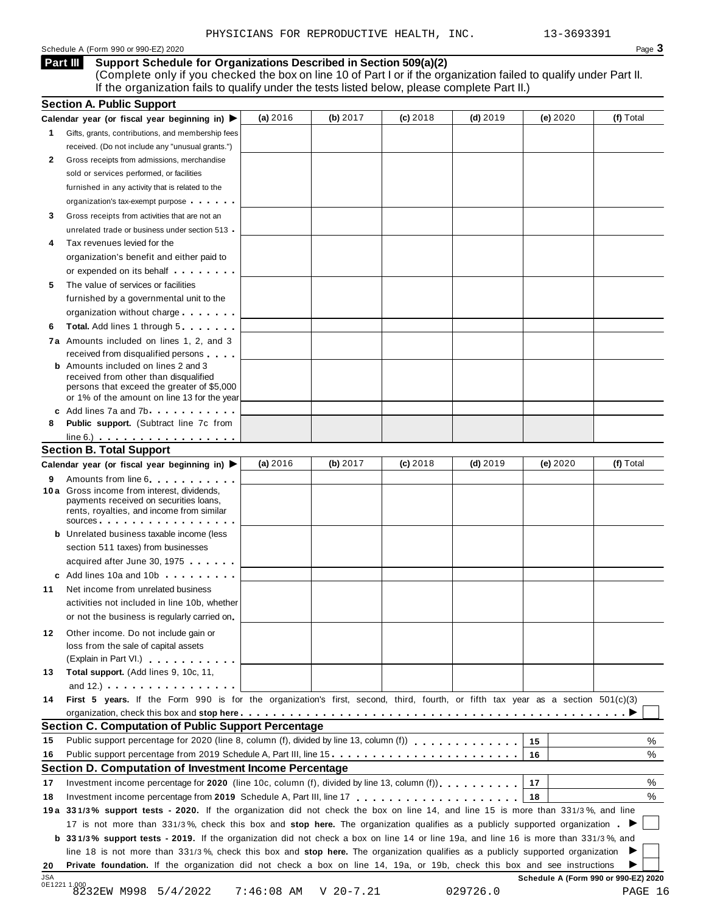PHYSICIANS FOR REPRODUCTIVE HEALTH, INC. 13-3693391

Schedule A (Form 990 or 990-EZ) 2020

## Part III Support Schedule for Organizations Described in Section 509(a)(2)

(Complete only if you checked the box on line 10 of Part I or if the organization failed to qualify under Part II. If the organization fails to qualify under the tests listed below, please complete Part II.)

### Section A. Public Support

| Calendar year (or fiscal year beginning in) ▶ | (a) 2016 | (b) 2017 | (c) 2018 | (d) 2019 | (e) 2020 | (f) Total |
|---|---|---|---|---|---|---|
| 1 Gifts, grants, contributions, and membership fees received. (Do not include any "unusual grants.") | | | | | | |
| 2 Gross receipts from admissions, merchandise sold or services performed, or facilities furnished in any activity that is related to the organization's tax-exempt purpose | | | | | | |
| 3 Gross receipts from activities that are not an unrelated trade or business under section 513 | | | | | | |
| 4 Tax revenues levied for the organization's benefit and either paid to or expended on its behalf | | | | | | |
| 5 The value of services or facilities furnished by a governmental unit to the organization without charge | | | | | | |
| 6 **Total.** Add lines 1 through 5 | | | | | | |
| 7a Amounts included on lines 1, 2, and 3 received from disqualified persons | | | | | | |
| b Amounts included on lines 2 and 3 received from other than disqualified persons that exceed the greater of $5,000 or 1% of the amount on line 13 for the year | | | | | | |
| c Add lines 7a and 7b | | | | | | |
| 8 **Public support.** (Subtract line 7c from line 6.) | | | | | | |

### Section B. Total Support

| Calendar year (or fiscal year beginning in) ▶ | (a) 2016 | (b) 2017 | (c) 2018 | (d) 2019 | (e) 2020 | (f) Total |
|---|---|---|---|---|---|---|
| 9 Amounts from line 6 | | | | | | |
| 10a Gross income from interest, dividends, payments received on securities loans, rents, royalties, and income from similar sources | | | | | | |
| b Unrelated business taxable income (less section 511 taxes) from businesses acquired after June 30, 1975 | | | | | | |
| c Add lines 10a and 10b | | | | | | |
| 11 Net income from unrelated business activities not included in line 10b, whether or not the business is regularly carried on | | | | | | |
| 12 Other income. Do not include gain or loss from the sale of capital assets (Explain in Part VI.) | | | | | | |
| 13 **Total support.** (Add lines 9, 10c, 11, and 12.) | | | | | | |

**14 First 5 years.** If the Form 990 is for the organization's first, second, third, fourth, or fifth tax year as a section 501(c)(3) organization, check this box and **stop here** ▶ ☐

### Section C. Computation of Public Support Percentage

| | | | |
|---|---|---|---|
| 15 | Public support percentage for 2020 (line 8, column (f), divided by line 13, column (f)) | 15 | % |
| 16 | Public support percentage from 2019 Schedule A, Part III, line 15 | 16 | % |

### Section D. Computation of Investment Income Percentage

| | | | |
|---|---|---|---|
| 17 | Investment income percentage for **2020** (line 10c, column (f), divided by line 13, column (f)) | 17 | % |
| 18 | Investment income percentage from **2019** Schedule A, Part III, line 17 | 18 | % |

**19a 33 1/3% support tests - 2020.** If the organization did not check the box on line 14, and line 15 is more than 33 1/3%, and line 17 is not more than 33 1/3%, check this box and **stop here.** The organization qualifies as a publicly supported organization ▶ ☐

**b 33 1/3% support tests - 2019.** If the organization did not check a box on line 14 or line 19a, and line 16 is more than 33 1/3%, and line 18 is not more than 33 1/3%, check this box and **stop here.** The organization qualifies as a publicly supported organization ▶ ☐

**20 Private foundation.** If the organization did not check a box on line 14, 19a, or 19b, check this box and see instructions ▶ ☐

Schedule A (Form 990 or 990-EZ) 2020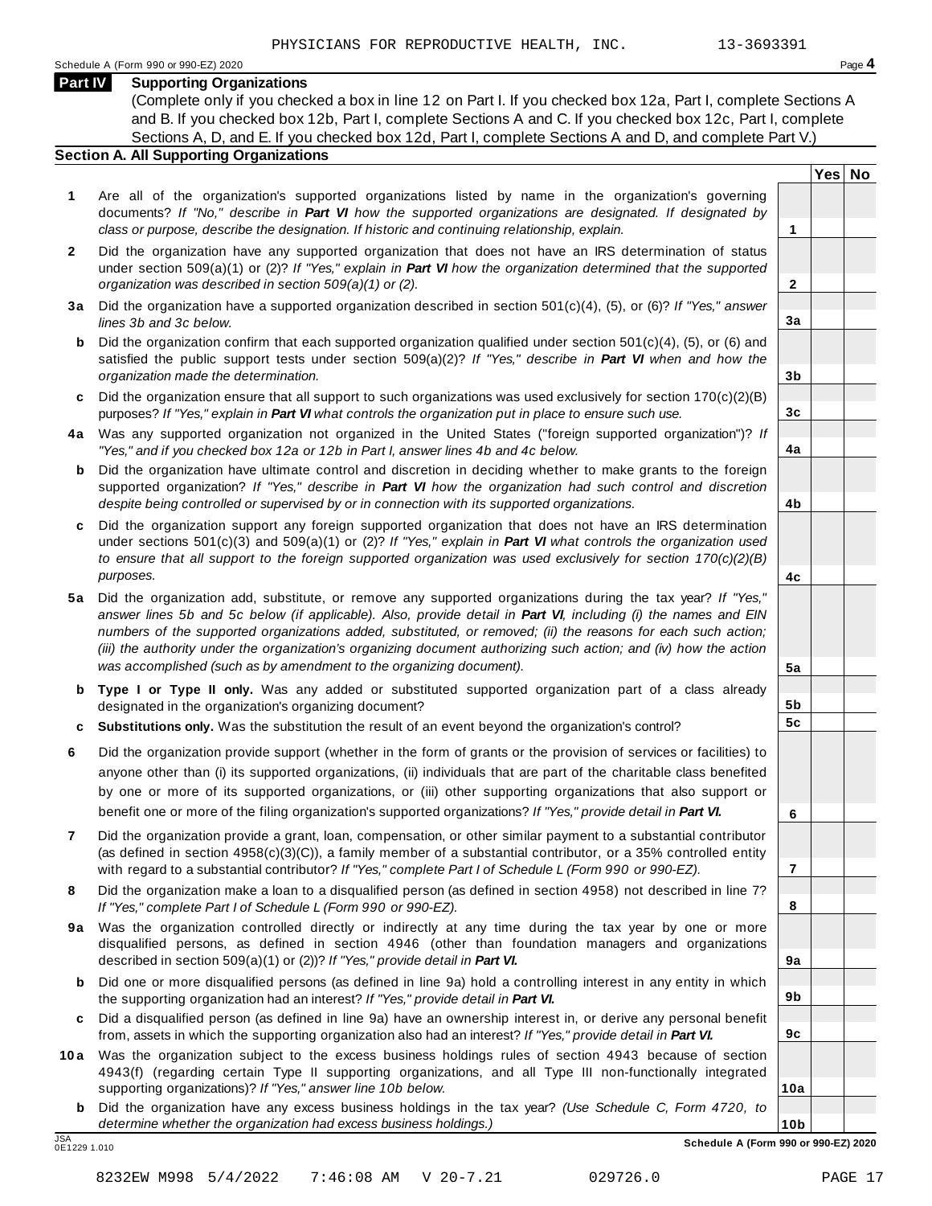PHYSICIANS FOR REPRODUCTIVE HEALTH, INC. 13-3693391

Schedule A (Form 990 or 990-EZ) 2020 Page **4**

## Part IV Supporting Organizations

(Complete only if you checked a box in line 12 on Part I. If you checked box 12a, Part I, complete Sections A and B. If you checked box 12b, Part I, complete Sections A and C. If you checked box 12c, Part I, complete Sections A, D, and E. If you checked box 12d, Part I, complete Sections A and D, and complete Part V.)

### Section A. All Supporting Organizations

| | | Line | Yes | No |
|---|---|---|---|---|
| **1** | Are all of the organization's supported organizations listed by name in the organization's governing documents? *If "No," describe in **Part VI** how the supported organizations are designated. If designated by class or purpose, describe the designation. If historic and continuing relationship, explain.* | **1** | | |
| **2** | Did the organization have any supported organization that does not have an IRS determination of status under section 509(a)(1) or (2)? *If "Yes," explain in **Part VI** how the organization determined that the supported organization was described in section 509(a)(1) or (2).* | **2** | | |
| **3a** | Did the organization have a supported organization described in section 501(c)(4), (5), or (6)? *If "Yes," answer lines 3b and 3c below.* | **3a** | | |
| **b** | Did the organization confirm that each supported organization qualified under section 501(c)(4), (5), or (6) and satisfied the public support tests under section 509(a)(2)? *If "Yes," describe in **Part VI** when and how the organization made the determination.* | **3b** | | |
| **c** | Did the organization ensure that all support to such organizations was used exclusively for section 170(c)(2)(B) purposes? *If "Yes," explain in **Part VI** what controls the organization put in place to ensure such use.* | **3c** | | |
| **4a** | Was any supported organization not organized in the United States ("foreign supported organization")? *If "Yes," and if you checked box 12a or 12b in Part I, answer lines 4b and 4c below.* | **4a** | | |
| **b** | Did the organization have ultimate control and discretion in deciding whether to make grants to the foreign supported organization? *If "Yes," describe in **Part VI** how the organization had such control and discretion despite being controlled or supervised by or in connection with its supported organizations.* | **4b** | | |
| **c** | Did the organization support any foreign supported organization that does not have an IRS determination under sections 501(c)(3) and 509(a)(1) or (2)? *If "Yes," explain in **Part VI** what controls the organization used to ensure that all support to the foreign supported organization was used exclusively for section 170(c)(2)(B) purposes.* | **4c** | | |
| **5a** | Did the organization add, substitute, or remove any supported organizations during the tax year? *If "Yes," answer lines 5b and 5c below (if applicable). Also, provide detail in **Part VI**, including (i) the names and EIN numbers of the supported organizations added, substituted, or removed; (ii) the reasons for each such action; (iii) the authority under the organization's organizing document authorizing such action; and (iv) how the action was accomplished (such as by amendment to the organizing document).* | **5a** | | |
| **b** | **Type I or Type II only.** Was any added or substituted supported organization part of a class already designated in the organization's organizing document? | **5b** | | |
| **c** | **Substitutions only.** Was the substitution the result of an event beyond the organization's control? | **5c** | | |
| **6** | Did the organization provide support (whether in the form of grants or the provision of services or facilities) to anyone other than (i) its supported organizations, (ii) individuals that are part of the charitable class benefited by one or more of its supported organizations, or (iii) other supporting organizations that also support or benefit one or more of the filing organization's supported organizations? *If "Yes," provide detail in **Part VI.*** | **6** | | |
| **7** | Did the organization provide a grant, loan, compensation, or other similar payment to a substantial contributor (as defined in section 4958(c)(3)(C)), a family member of a substantial contributor, or a 35% controlled entity with regard to a substantial contributor? *If "Yes," complete Part I of Schedule L (Form 990 or 990-EZ).* | **7** | | |
| **8** | Did the organization make a loan to a disqualified person (as defined in section 4958) not described in line 7? *If "Yes," complete Part I of Schedule L (Form 990 or 990-EZ).* | **8** | | |
| **9a** | Was the organization controlled directly or indirectly at any time during the tax year by one or more disqualified persons, as defined in section 4946 (other than foundation managers and organizations described in section 509(a)(1) or (2))? *If "Yes," provide detail in **Part VI.*** | **9a** | | |
| **b** | Did one or more disqualified persons (as defined in line 9a) hold a controlling interest in any entity in which the supporting organization had an interest? *If "Yes," provide detail in **Part VI.*** | **9b** | | |
| **c** | Did a disqualified person (as defined in line 9a) have an ownership interest in, or derive any personal benefit from, assets in which the supporting organization also had an interest? *If "Yes," provide detail in **Part VI.*** | **9c** | | |
| **10a** | Was the organization subject to the excess business holdings rules of section 4943 because of section 4943(f) (regarding certain Type II supporting organizations, and all Type III non-functionally integrated supporting organizations)? *If "Yes," answer line 10b below.* | **10a** | | |
| **b** | Did the organization have any excess business holdings in the tax year? *(Use Schedule C, Form 4720, to determine whether the organization had excess business holdings.)* | **10b** | | |

JSA
0E1229 1.010

**Schedule A (Form 990 or 990-EZ) 2020**

8232EW M998 5/4/2022 7:46:08 AM V 20-7.21 029726.0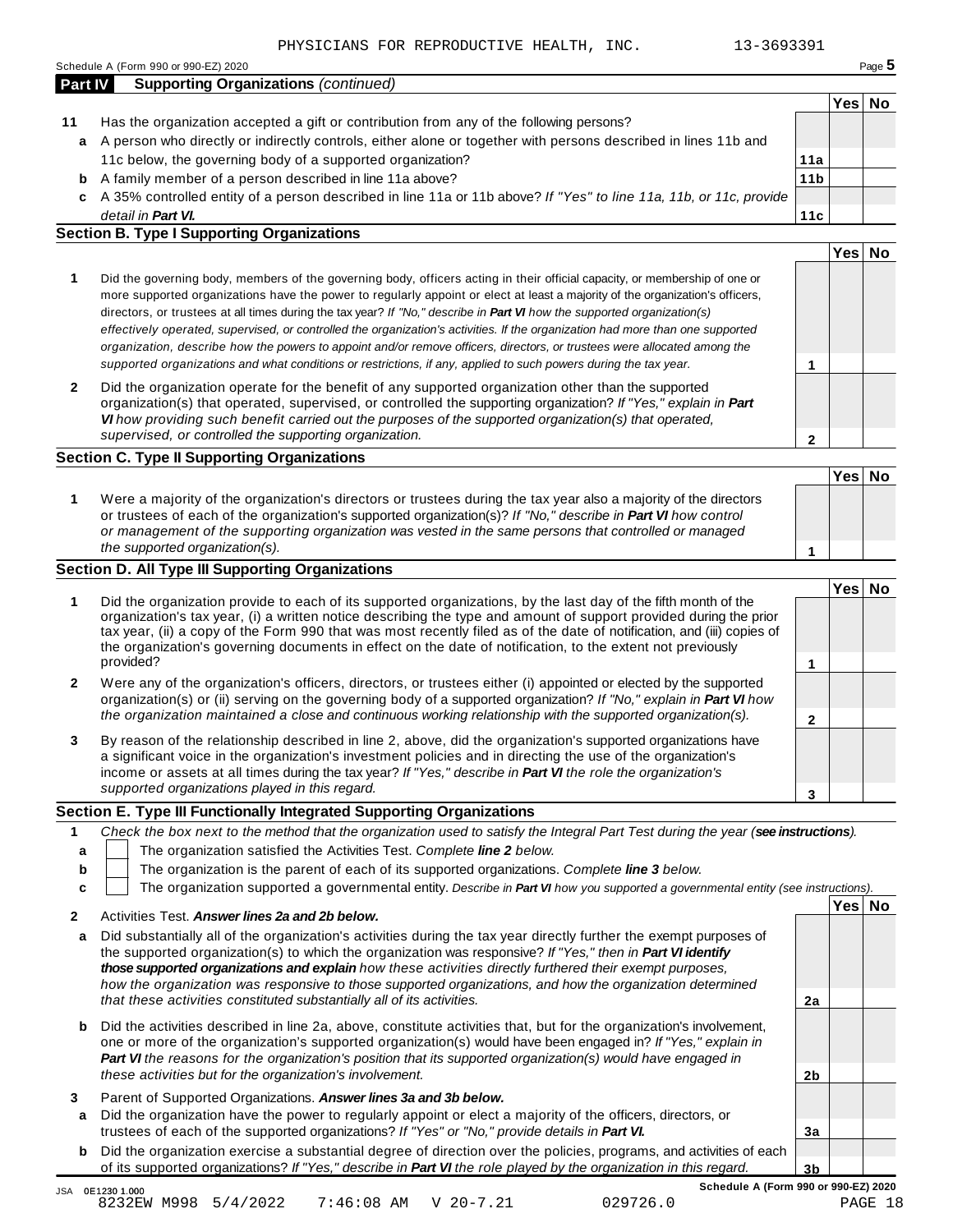PHYSICIANS FOR REPRODUCTIVE HEALTH, INC. 13-3693391

Schedule A (Form 990 or 990-EZ) 2020 Page **5**

## Part IV Supporting Organizations *(continued)*

| | | | Yes | No |
|---|---|---|---|---|
| **11** | Has the organization accepted a gift or contribution from any of the following persons? | | | |
| **a** | A person who directly or indirectly controls, either alone or together with persons described in lines 11b and 11c below, the governing body of a supported organization? | **11a** | | |
| **b** | A family member of a person described in line 11a above? | **11b** | | |
| **c** | A 35% controlled entity of a person described in line 11a or 11b above? *If "Yes" to line 11a, 11b, or 11c, provide detail in* ***Part VI.*** | **11c** | | |

### Section B. Type I Supporting Organizations

| | | | Yes | No |
|---|---|---|---|---|
| **1** | Did the governing body, members of the governing body, officers acting in their official capacity, or membership of one or more supported organizations have the power to regularly appoint or elect at least a majority of the organization's officers, directors, or trustees at all times during the tax year? *If "No," describe in* ***Part VI*** *how the supported organization(s) effectively operated, supervised, or controlled the organization's activities. If the organization had more than one supported organization, describe how the powers to appoint and/or remove officers, directors, or trustees were allocated among the supported organizations and what conditions or restrictions, if any, applied to such powers during the tax year.* | **1** | | |
| **2** | Did the organization operate for the benefit of any supported organization other than the supported organization(s) that operated, supervised, or controlled the supporting organization? *If "Yes," explain in* ***Part VI*** *how providing such benefit carried out the purposes of the supported organization(s) that operated, supervised, or controlled the supporting organization.* | **2** | | |

### Section C. Type II Supporting Organizations

| | | | Yes | No |
|---|---|---|---|---|
| **1** | Were a majority of the organization's directors or trustees during the tax year also a majority of the directors or trustees of each of the organization's supported organization(s)? *If "No," describe in* ***Part VI*** *how control or management of the supporting organization was vested in the same persons that controlled or managed the supported organization(s).* | **1** | | |

### Section D. All Type III Supporting Organizations

| | | | Yes | No |
|---|---|---|---|---|
| **1** | Did the organization provide to each of its supported organizations, by the last day of the fifth month of the organization's tax year, (i) a written notice describing the type and amount of support provided during the prior tax year, (ii) a copy of the Form 990 that was most recently filed as of the date of notification, and (iii) copies of the organization's governing documents in effect on the date of notification, to the extent not previously provided? | **1** | | |
| **2** | Were any of the organization's officers, directors, or trustees either (i) appointed or elected by the supported organization(s) or (ii) serving on the governing body of a supported organization? *If "No," explain in* ***Part VI*** *how the organization maintained a close and continuous working relationship with the supported organization(s).* | **2** | | |
| **3** | By reason of the relationship described in line 2, above, did the organization's supported organizations have a significant voice in the organization's investment policies and in directing the use of the organization's income or assets at all times during the tax year? *If "Yes," describe in* ***Part VI*** *the role the organization's supported organizations played in this regard.* | **3** | | |

### Section E. Type III Functionally Integrated Supporting Organizations

**1** *Check the box next to the method that the organization used to satisfy the Integral Part Test during the year (**see instructions**).*

- **a** ☐ The organization satisfied the Activities Test. *Complete **line 2** below.*
- **b** ☐ The organization is the parent of each of its supported organizations. *Complete **line 3** below.*
- **c** ☐ The organization supported a governmental entity. *Describe in **Part VI** how you supported a governmental entity (see instructions).*

| | | | Yes | No |
|---|---|---|---|---|
| **2** | Activities Test. ***Answer lines 2a and 2b below.*** | | | |
| **a** | Did substantially all of the organization's activities during the tax year directly further the exempt purposes of the supported organization(s) to which the organization was responsive? *If "Yes," then in* ***Part VI identify those supported organizations and explain*** *how these activities directly furthered their exempt purposes, how the organization was responsive to those supported organizations, and how the organization determined that these activities constituted substantially all of its activities.* | **2a** | | |
| **b** | Did the activities described in line 2a, above, constitute activities that, but for the organization's involvement, one or more of the organization's supported organization(s) would have been engaged in? *If "Yes," explain in* ***Part VI*** *the reasons for the organization's position that its supported organization(s) would have engaged in these activities but for the organization's involvement.* | **2b** | | |
| **3** | Parent of Supported Organizations. ***Answer lines 3a and 3b below.*** | | | |
| **a** | Did the organization have the power to regularly appoint or elect a majority of the officers, directors, or trustees of each of the supported organizations? *If "Yes" or "No," provide details in* ***Part VI.*** | **3a** | | |
| **b** | Did the organization exercise a substantial degree of direction over the policies, programs, and activities of each of its supported organizations? *If "Yes," describe in* ***Part VI*** *the role played by the organization in this regard.* | **3b** | | |

**Schedule A (Form 990 or 990-EZ) 2020**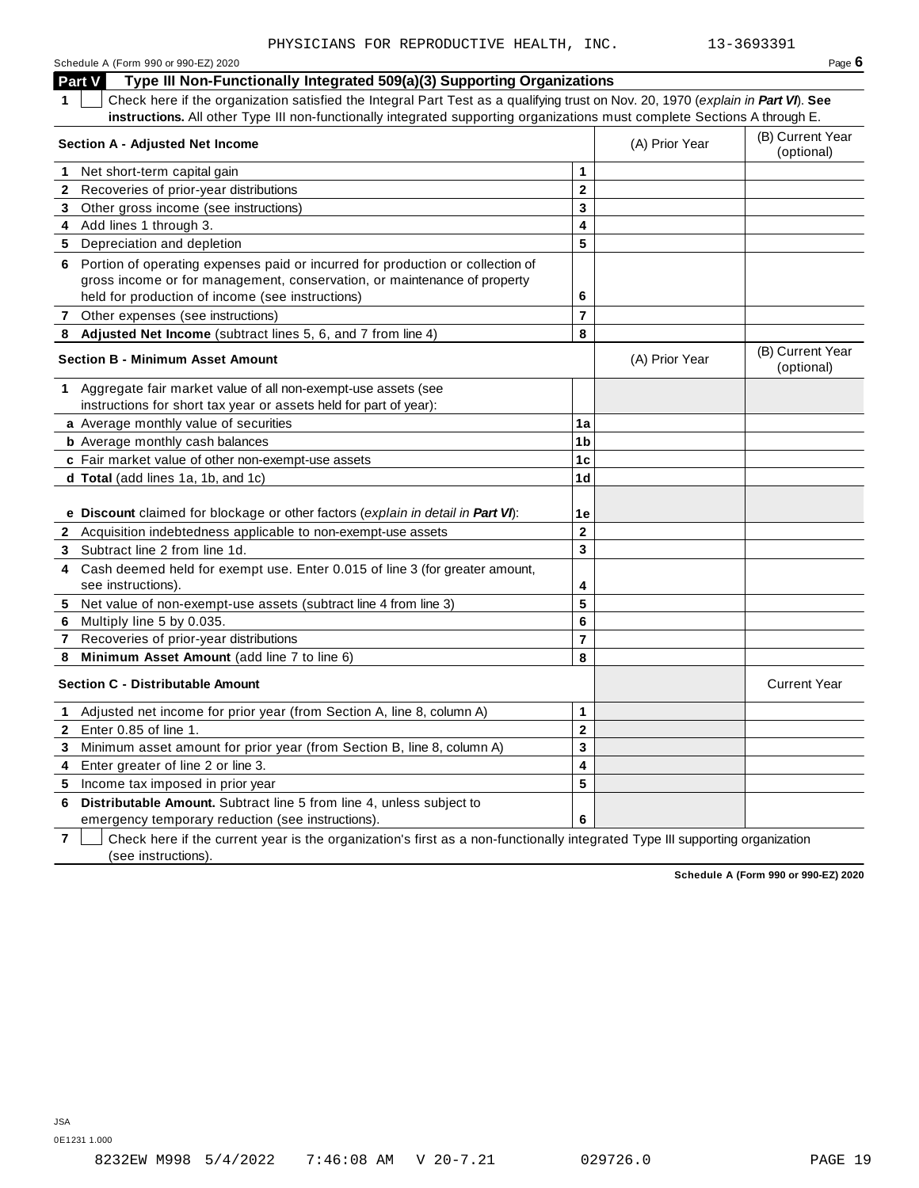PHYSICIANS FOR REPRODUCTIVE HEALTH, INC. 13-3693391

Schedule A (Form 990 or 990-EZ) 2020

## Part V Type III Non-Functionally Integrated 509(a)(3) Supporting Organizations

**1** ☐ Check here if the organization satisfied the Integral Part Test as a qualifying trust on Nov. 20, 1970 (*explain in **Part VI***). **See instructions.** All other Type III non-functionally integrated supporting organizations must complete Sections A through E.

| **Section A - Adjusted Net Income** | | (A) Prior Year | (B) Current Year (optional) |
|---|---|---|---|
| **1** Net short-term capital gain | 1 | | |
| **2** Recoveries of prior-year distributions | 2 | | |
| **3** Other gross income (see instructions) | 3 | | |
| **4** Add lines 1 through 3. | 4 | | |
| **5** Depreciation and depletion | 5 | | |
| **6** Portion of operating expenses paid or incurred for production or collection of gross income or for management, conservation, or maintenance of property held for production of income (see instructions) | 6 | | |
| **7** Other expenses (see instructions) | 7 | | |
| **8** **Adjusted Net Income** (subtract lines 5, 6, and 7 from line 4) | 8 | | |

| **Section B - Minimum Asset Amount** | | (A) Prior Year | (B) Current Year (optional) |
|---|---|---|---|
| **1** Aggregate fair market value of all non-exempt-use assets (see instructions for short tax year or assets held for part of year): | | | |
| **a** Average monthly value of securities | 1a | | |
| **b** Average monthly cash balances | 1b | | |
| **c** Fair market value of other non-exempt-use assets | 1c | | |
| **d** **Total** (add lines 1a, 1b, and 1c) | 1d | | |
| **e** **Discount** claimed for blockage or other factors (*explain in detail in **Part VI***): | 1e | | |
| **2** Acquisition indebtedness applicable to non-exempt-use assets | 2 | | |
| **3** Subtract line 2 from line 1d. | 3 | | |
| **4** Cash deemed held for exempt use. Enter 0.015 of line 3 (for greater amount, see instructions). | 4 | | |
| **5** Net value of non-exempt-use assets (subtract line 4 from line 3) | 5 | | |
| **6** Multiply line 5 by 0.035. | 6 | | |
| **7** Recoveries of prior-year distributions | 7 | | |
| **8** **Minimum Asset Amount** (add line 7 to line 6) | 8 | | |

| **Section C - Distributable Amount** | | | Current Year |
|---|---|---|---|
| **1** Adjusted net income for prior year (from Section A, line 8, column A) | 1 | | |
| **2** Enter 0.85 of line 1. | 2 | | |
| **3** Minimum asset amount for prior year (from Section B, line 8, column A) | 3 | | |
| **4** Enter greater of line 2 or line 3. | 4 | | |
| **5** Income tax imposed in prior year | 5 | | |
| **6** **Distributable Amount.** Subtract line 5 from line 4, unless subject to emergency temporary reduction (see instructions). | 6 | | |

**7** ☐ Check here if the current year is the organization's first as a non-functionally integrated Type III supporting organization (see instructions).

**Schedule A (Form 990 or 990-EZ) 2020**

JSA
0E1231 1.000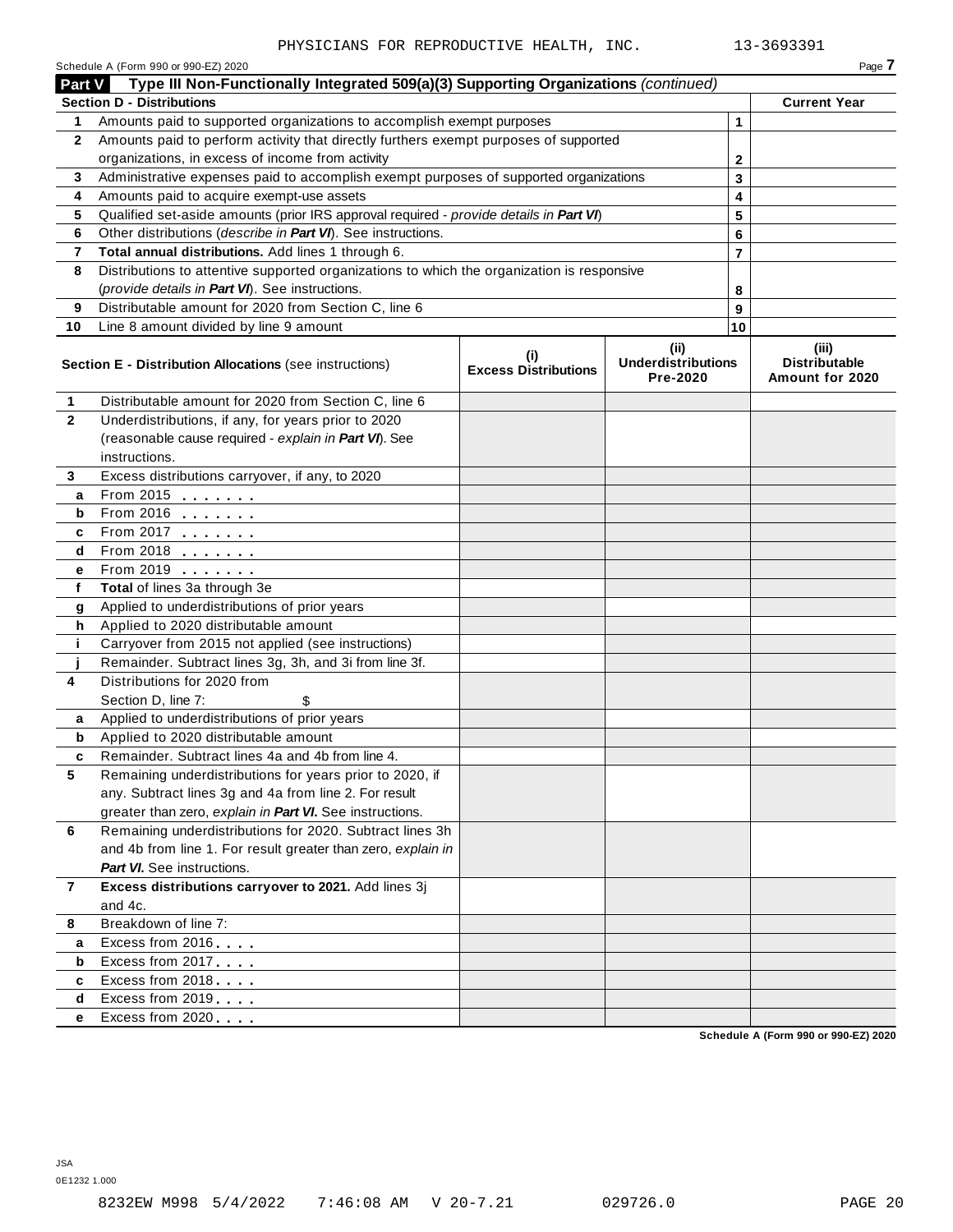PHYSICIANS FOR REPRODUCTIVE HEALTH, INC. 13-3693391

Schedule A (Form 990 or 990-EZ) 2020 Page 7

## Part V Type III Non-Functionally Integrated 509(a)(3) Supporting Organizations *(continued)*

| **Section D - Distributions** | | | **Current Year** |
|---|---|---|---|
| 1 | Amounts paid to supported organizations to accomplish exempt purposes | 1 | |
| 2 | Amounts paid to perform activity that directly furthers exempt purposes of supported organizations, in excess of income from activity | 2 | |
| 3 | Administrative expenses paid to accomplish exempt purposes of supported organizations | 3 | |
| 4 | Amounts paid to acquire exempt-use assets | 4 | |
| 5 | Qualified set-aside amounts (prior IRS approval required - *provide details in **Part VI***) | 5 | |
| 6 | Other distributions (*describe in **Part VI***). See instructions. | 6 | |
| 7 | **Total annual distributions.** Add lines 1 through 6. | 7 | |
| 8 | Distributions to attentive supported organizations to which the organization is responsive (*provide details in **Part VI***). See instructions. | 8 | |
| 9 | Distributable amount for 2020 from Section C, line 6 | 9 | |
| 10 | Line 8 amount divided by line 9 amount | 10 | |

| | **Section E - Distribution Allocations** (see instructions) | (i) Excess Distributions | (ii) Underdistributions Pre-2020 | (iii) Distributable Amount for 2020 |
|---|---|---|---|---|
| 1 | Distributable amount for 2020 from Section C, line 6 | | | |
| 2 | Underdistributions, if any, for years prior to 2020 (reasonable cause required - *explain in **Part VI***). See instructions. | | | |
| 3 | Excess distributions carryover, if any, to 2020 | | | |
| a | From 2015 | | | |
| b | From 2016 | | | |
| c | From 2017 | | | |
| d | From 2018 | | | |
| e | From 2019 | | | |
| f | **Total** of lines 3a through 3e | | | |
| g | Applied to underdistributions of prior years | | | |
| h | Applied to 2020 distributable amount | | | |
| i | Carryover from 2015 not applied (see instructions) | | | |
| j | Remainder. Subtract lines 3g, 3h, and 3i from line 3f. | | | |
| 4 | Distributions for 2020 from Section D, line 7: $ | | | |
| a | Applied to underdistributions of prior years | | | |
| b | Applied to 2020 distributable amount | | | |
| c | Remainder. Subtract lines 4a and 4b from line 4. | | | |
| 5 | Remaining underdistributions for years prior to 2020, if any. Subtract lines 3g and 4a from line 2. For result greater than zero, *explain in **Part VI***. See instructions. | | | |
| 6 | Remaining underdistributions for 2020. Subtract lines 3h and 4b from line 1. For result greater than zero, *explain in* ***Part VI***. See instructions. | | | |
| 7 | **Excess distributions carryover to 2021.** Add lines 3j and 4c. | | | |
| 8 | Breakdown of line 7: | | | |
| a | Excess from 2016 | | | |
| b | Excess from 2017 | | | |
| c | Excess from 2018 | | | |
| d | Excess from 2019 | | | |
| e | Excess from 2020 | | | |

Schedule A (Form 990 or 990-EZ) 2020

JSA
0E1232 1.000

8232EW M998 5/4/2022 7:46:08 AM V 20-7.21 029726.0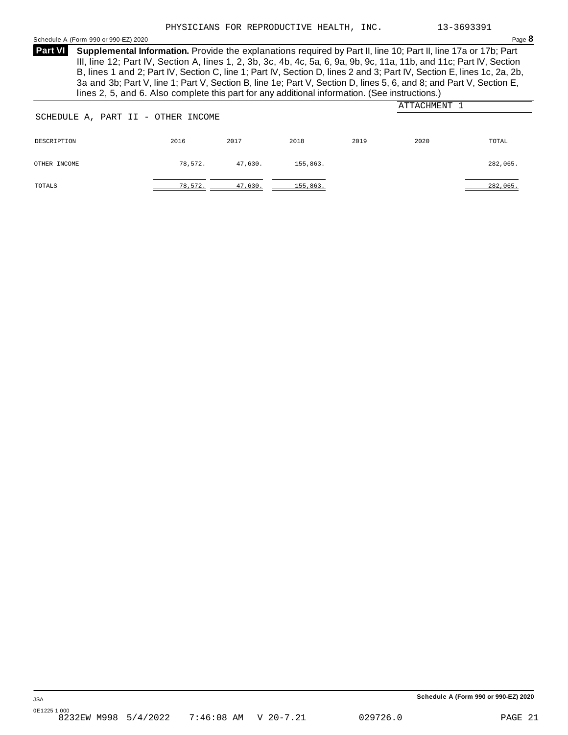PHYSICIANS FOR REPRODUCTIVE HEALTH, INC. 13-3693391

Schedule A (Form 990 or 990-EZ) 2020

**Part VI** **Supplemental Information.** Provide the explanations required by Part II, line 10; Part II, line 17a or 17b; Part III, line 12; Part IV, Section A, lines 1, 2, 3b, 3c, 4b, 4c, 5a, 6, 9a, 9b, 9c, 11a, 11b, and 11c; Part IV, Section B, lines 1 and 2; Part IV, Section C, line 1; Part IV, Section D, lines 2 and 3; Part IV, Section E, lines 1c, 2a, 2b, 3a and 3b; Part V, line 1; Part V, Section B, line 1e; Part V, Section D, lines 5, 6, and 8; and Part V, Section E, lines 2, 5, and 6. Also complete this part for any additional information. (See instructions.)

ATTACHMENT 1

SCHEDULE A, PART II - OTHER INCOME

| DESCRIPTION | 2016 | 2017 | 2018 | 2019 | 2020 | TOTAL |
|---|---|---|---|---|---|---|
| OTHER INCOME | 78,572. | 47,630. | 155,863. | | | 282,065. |
| TOTALS | 78,572. | 47,630. | 155,863. | | | 282,065. |

Schedule A (Form 990 or 990-EZ) 2020

JSA
0E1225 1.000
8232EW M998 5/4/2022 7:46:08 AM V 20-7.21 029726.0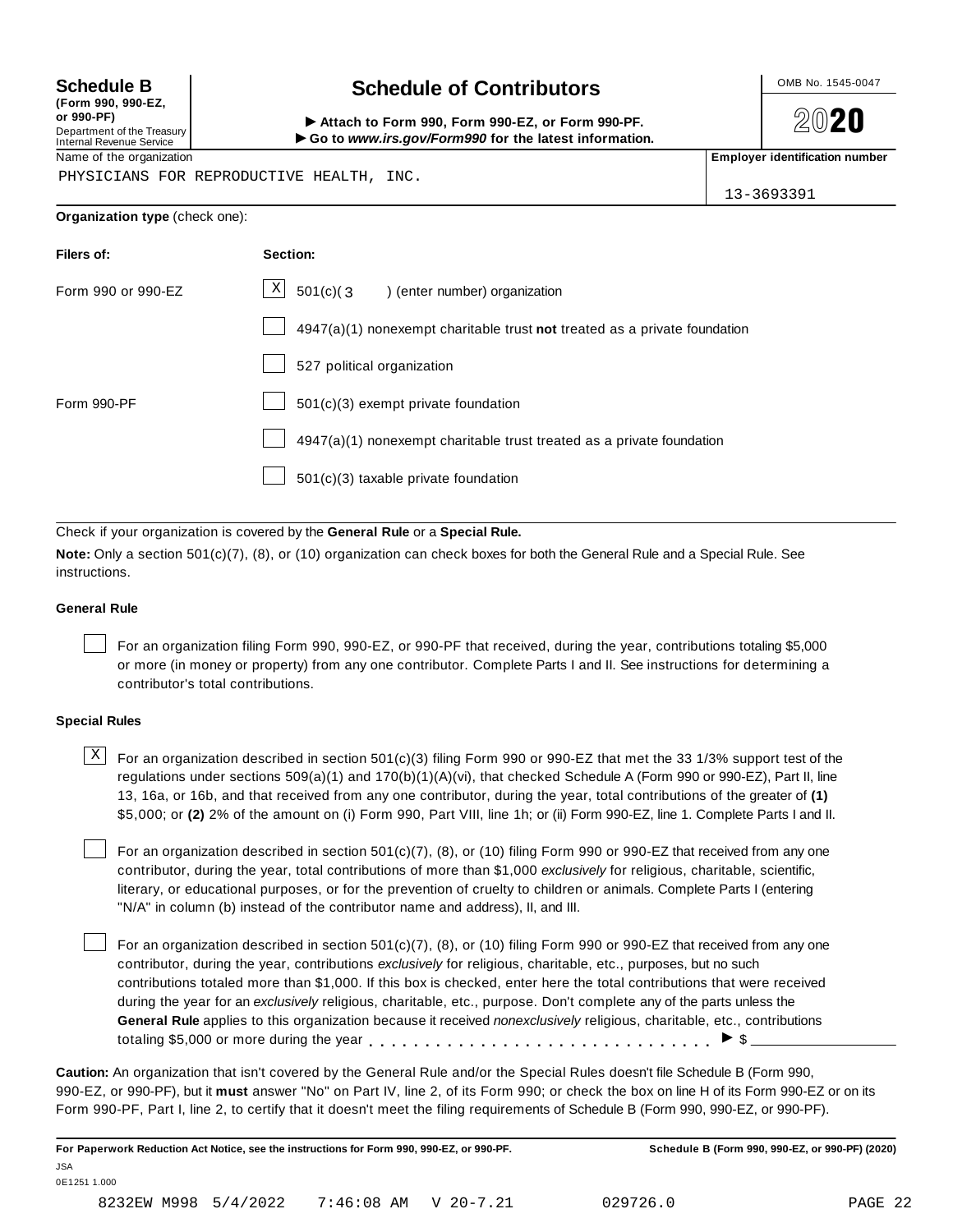**Schedule B**
**(Form 990, 990-EZ, or 990-PF)**
Department of the Treasury
Internal Revenue Service

# Schedule of Contributors

► Attach to Form 990, Form 990-EZ, or Form 990-PF.
► Go to *www.irs.gov/Form990* for the latest information.

OMB No. 1545-0047

**2020**

Name of the organization: PHYSICIANS FOR REPRODUCTIVE HEALTH, INC.

**Employer identification number:** 13-3693391

**Organization type** (check one):

| Filers of: | Section: |
|---|---|
| Form 990 or 990-EZ | [X] 501(c)( 3 ) (enter number) organization |
| | [ ] 4947(a)(1) nonexempt charitable trust **not** treated as a private foundation |
| | [ ] 527 political organization |
| Form 990-PF | [ ] 501(c)(3) exempt private foundation |
| | [ ] 4947(a)(1) nonexempt charitable trust treated as a private foundation |
| | [ ] 501(c)(3) taxable private foundation |

Check if your organization is covered by the **General Rule** or a **Special Rule.**

**Note:** Only a section 501(c)(7), (8), or (10) organization can check boxes for both the General Rule and a Special Rule. See instructions.

### General Rule

[ ] For an organization filing Form 990, 990-EZ, or 990-PF that received, during the year, contributions totaling $5,000 or more (in money or property) from any one contributor. Complete Parts I and II. See instructions for determining a contributor's total contributions.

### Special Rules

[X] For an organization described in section 501(c)(3) filing Form 990 or 990-EZ that met the 33 1/3% support test of the regulations under sections 509(a)(1) and 170(b)(1)(A)(vi), that checked Schedule A (Form 990 or 990-EZ), Part II, line 13, 16a, or 16b, and that received from any one contributor, during the year, total contributions of the greater of **(1)** $5,000; or **(2)** 2% of the amount on (i) Form 990, Part VIII, line 1h; or (ii) Form 990-EZ, line 1. Complete Parts I and II.

[ ] For an organization described in section 501(c)(7), (8), or (10) filing Form 990 or 990-EZ that received from any one contributor, during the year, total contributions of more than $1,000 *exclusively* for religious, charitable, scientific, literary, or educational purposes, or for the prevention of cruelty to children or animals. Complete Parts I (entering "N/A" in column (b) instead of the contributor name and address), II, and III.

[ ] For an organization described in section 501(c)(7), (8), or (10) filing Form 990 or 990-EZ that received from any one contributor, during the year, contributions *exclusively* for religious, charitable, etc., purposes, but no such contributions totaled more than $1,000. If this box is checked, enter here the total contributions that were received during the year for an *exclusively* religious, charitable, etc., purpose. Don't complete any of the parts unless the **General Rule** applies to this organization because it received *nonexclusively* religious, charitable, etc., contributions totaling $5,000 or more during the year . . . . . . . . . . . . . . . . . . . . . . . . . . . . . ► $ ________

**Caution:** An organization that isn't covered by the General Rule and/or the Special Rules doesn't file Schedule B (Form 990, 990-EZ, or 990-PF), but it **must** answer "No" on Part IV, line 2, of its Form 990; or check the box on line H of its Form 990-EZ or on its Form 990-PF, Part I, line 2, to certify that it doesn't meet the filing requirements of Schedule B (Form 990, 990-EZ, or 990-PF).

**For Paperwork Reduction Act Notice, see the instructions for Form 990, 990-EZ, or 990-PF.** **Schedule B (Form 990, 990-EZ, or 990-PF) (2020)**

JSA
0E1251 1.000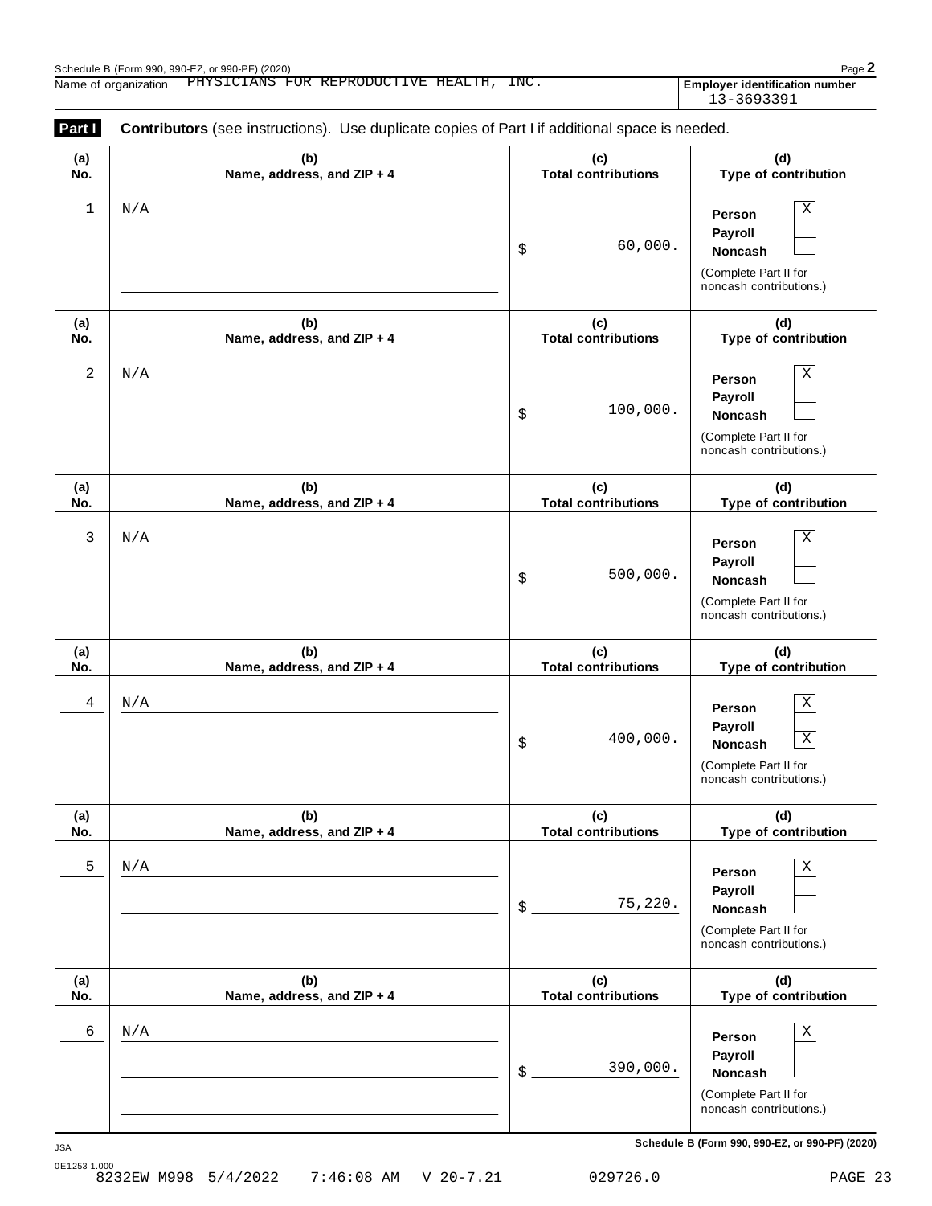Schedule B (Form 990, 990-EZ, or 990-PF) (2020)

Name of organization: PHYSICIANS FOR REPRODUCTIVE HEALTH, INC.

**Employer identification number:** 13-3693391

**Part I** **Contributors** (see instructions). Use duplicate copies of Part I if additional space is needed.

| (a) No. | (b) Name, address, and ZIP + 4 | (c) Total contributions | (d) Type of contribution |
|---|---|---|---|
| 1 | N/A | $ 60,000. | Person [X] Payroll [ ] Noncash [ ] (Complete Part II for noncash contributions.) |
| 2 | N/A | $ 100,000. | Person [X] Payroll [ ] Noncash [ ] (Complete Part II for noncash contributions.) |
| 3 | N/A | $ 500,000. | Person [X] Payroll [ ] Noncash [ ] (Complete Part II for noncash contributions.) |
| 4 | N/A | $ 400,000. | Person [X] Payroll [ ] Noncash [X] (Complete Part II for noncash contributions.) |
| 5 | N/A | $ 75,220. | Person [X] Payroll [ ] Noncash [ ] (Complete Part II for noncash contributions.) |
| 6 | N/A | $ 390,000. | Person [X] Payroll [ ] Noncash [ ] (Complete Part II for noncash contributions.) |

JSA

0E1253 1.000

Schedule B (Form 990, 990-EZ, or 990-PF) (2020)

8232EW M998 5/4/2022 7:46:08 AM V 20-7.21 029726.0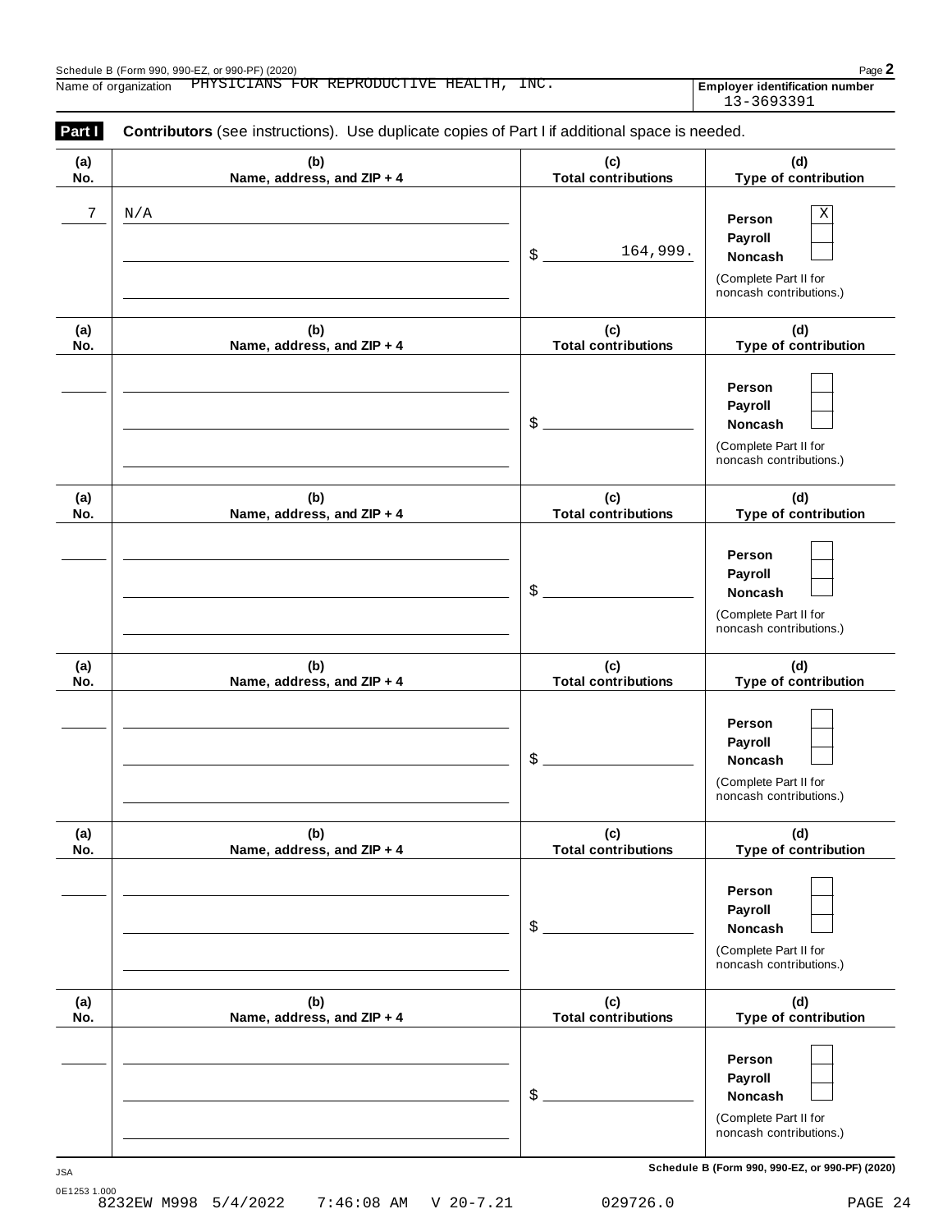Schedule B (Form 990, 990-EZ, or 990-PF) (2020)

Name of organization: PHYSICIANS FOR REPRODUCTIVE HEALTH, INC.

**Employer identification number** 13-3693391

**Part I** **Contributors** (see instructions). Use duplicate copies of Part I if additional space is needed.

| (a) No. | (b) Name, address, and ZIP + 4 | (c) Total contributions | (d) Type of contribution |
|---|---|---|---|
| 7 | N/A | $ 164,999. | Person [X] Payroll [ ] Noncash [ ] (Complete Part II for noncash contributions.) |
| | | $ | Person [ ] Payroll [ ] Noncash [ ] (Complete Part II for noncash contributions.) |
| | | $ | Person [ ] Payroll [ ] Noncash [ ] (Complete Part II for noncash contributions.) |
| | | $ | Person [ ] Payroll [ ] Noncash [ ] (Complete Part II for noncash contributions.) |
| | | $ | Person [ ] Payroll [ ] Noncash [ ] (Complete Part II for noncash contributions.) |
| | | $ | Person [ ] Payroll [ ] Noncash [ ] (Complete Part II for noncash contributions.) |

**Schedule B (Form 990, 990-EZ, or 990-PF) (2020)**

JSA
0E1253 1.000
8232EW M998 5/4/2022 7:46:08 AM V 20-7.21 029726.0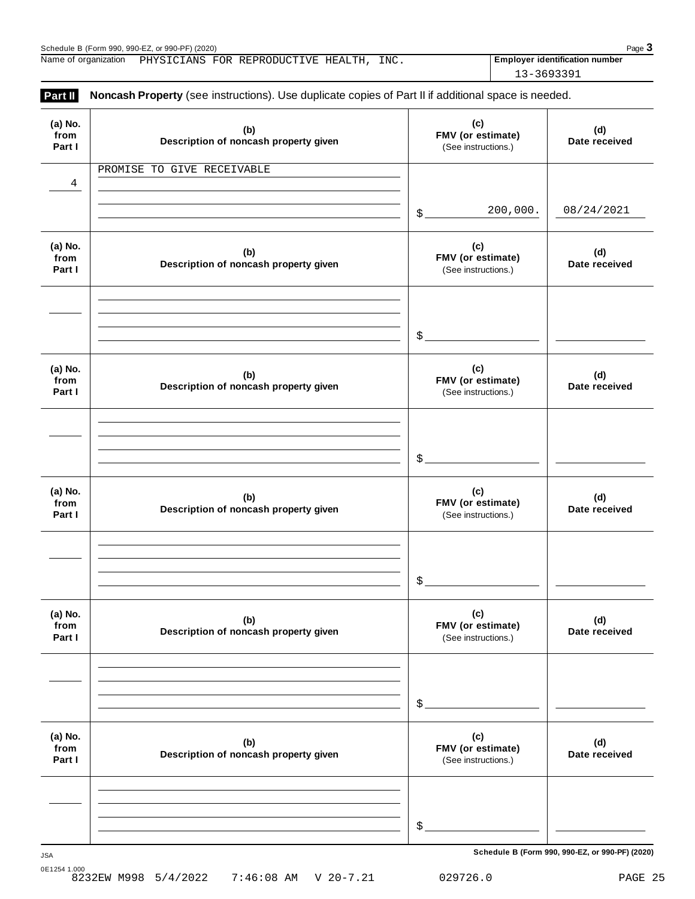Name of organization PHYSICIANS FOR REPRODUCTIVE HEALTH, INC.

**Employer identification number** 13-3693391

## Part II Noncash Property (see instructions). Use duplicate copies of Part II if additional space is needed.

| (a) No. from Part I | (b) Description of noncash property given | (c) FMV (or estimate) (See instructions.) | (d) Date received |
|---|---|---|---|
| 4 | PROMISE TO GIVE RECEIVABLE | $ 200,000. | 08/24/2021 |

| (a) No. from Part I | (b) Description of noncash property given | (c) FMV (or estimate) (See instructions.) | (d) Date received |
|---|---|---|---|
| | | $ | |

| (a) No. from Part I | (b) Description of noncash property given | (c) FMV (or estimate) (See instructions.) | (d) Date received |
|---|---|---|---|
| | | $ | |

| (a) No. from Part I | (b) Description of noncash property given | (c) FMV (or estimate) (See instructions.) | (d) Date received |
|---|---|---|---|
| | | $ | |

| (a) No. from Part I | (b) Description of noncash property given | (c) FMV (or estimate) (See instructions.) | (d) Date received |
|---|---|---|---|
| | | $ | |

| (a) No. from Part I | (b) Description of noncash property given | (c) FMV (or estimate) (See instructions.) | (d) Date received |
|---|---|---|---|
| | | $ | |

**Schedule B (Form 990, 990-EZ, or 990-PF) (2020)**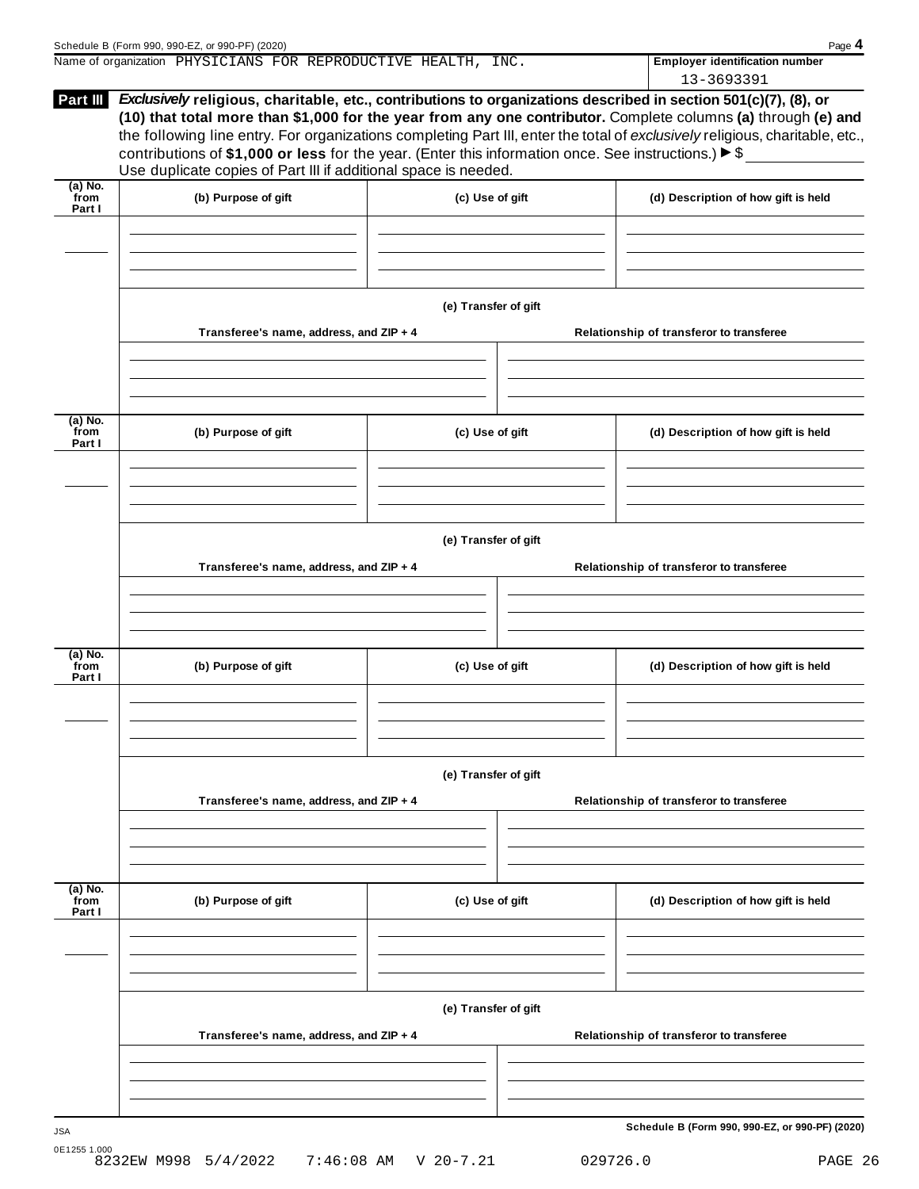Name of organization PHYSICIANS FOR REPRODUCTIVE HEALTH, INC.

**Employer identification number** 13-3693391

**Part III** ***Exclusively*** **religious, charitable, etc., contributions to organizations described in section 501(c)(7), (8), or (10) that total more than $1,000 for the year from any one contributor.** Complete columns **(a)** through **(e) and** the following line entry. For organizations completing Part III, enter the total of *exclusively* religious, charitable, etc., contributions of **$1,000 or less** for the year. (Enter this information once. See instructions.) ▶ $ ____________
Use duplicate copies of Part III if additional space is needed.

| (a) No. from Part I | (b) Purpose of gift | (c) Use of gift | (d) Description of how gift is held |
|---|---|---|---|
| | | | |

**(e) Transfer of gift**

| Transferee's name, address, and ZIP + 4 | Relationship of transferor to transferee |
|---|---|
| | |

| (a) No. from Part I | (b) Purpose of gift | (c) Use of gift | (d) Description of how gift is held |
|---|---|---|---|
| | | | |

**(e) Transfer of gift**

| Transferee's name, address, and ZIP + 4 | Relationship of transferor to transferee |
|---|---|
| | |

| (a) No. from Part I | (b) Purpose of gift | (c) Use of gift | (d) Description of how gift is held |
|---|---|---|---|
| | | | |

**(e) Transfer of gift**

| Transferee's name, address, and ZIP + 4 | Relationship of transferor to transferee |
|---|---|
| | |

| (a) No. from Part I | (b) Purpose of gift | (c) Use of gift | (d) Description of how gift is held |
|---|---|---|---|
| | | | |

**(e) Transfer of gift**

| Transferee's name, address, and ZIP + 4 | Relationship of transferor to transferee |
|---|---|
| | |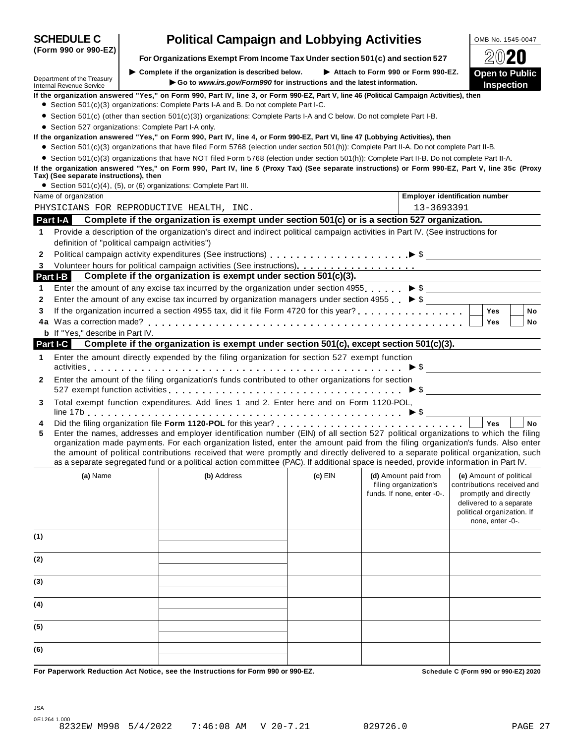**SCHEDULE C (Form 990 or 990-EZ)**

Department of the Treasury
Internal Revenue Service

# Political Campaign and Lobbying Activities

**For Organizations Exempt From Income Tax Under section 501(c) and section 527**

▶ Complete if the organization is described below. ▶ Attach to Form 990 or Form 990-EZ.

▶ Go to *www.irs.gov/Form990* for instructions and the latest information.

OMB No. 1545-0047

2020

**Open to Public Inspection**

**If the organization answered "Yes," on Form 990, Part IV, line 3, or Form 990-EZ, Part V, line 46 (Political Campaign Activities), then**

- Section 501(c)(3) organizations: Complete Parts I-A and B. Do not complete Part I-C.
- Section 501(c) (other than section 501(c)(3)) organizations: Complete Parts I-A and C below. Do not complete Part I-B.
- Section 527 organizations: Complete Part I-A only.

**If the organization answered "Yes," on Form 990, Part IV, line 4, or Form 990-EZ, Part VI, line 47 (Lobbying Activities), then**

- Section 501(c)(3) organizations that have filed Form 5768 (election under section 501(h)): Complete Part II-A. Do not complete Part II-B.
- Section 501(c)(3) organizations that have NOT filed Form 5768 (election under section 501(h)): Complete Part II-B. Do not complete Part II-A.

**If the organization answered "Yes," on Form 990, Part IV, line 5 (Proxy Tax) (See separate instructions) or Form 990-EZ, Part V, line 35c (Proxy Tax) (See separate instructions), then**

- Section 501(c)(4), (5), or (6) organizations: Complete Part III.

| Name of organization | Employer identification number |
|---|---|
| PHYSICIANS FOR REPRODUCTIVE HEALTH, INC. | 13-3693391 |

## Part I-A Complete if the organization is exempt under section 501(c) or is a section 527 organization.

1 Provide a description of the organization's direct and indirect political campaign activities in Part IV. (See instructions for definition of "political campaign activities")

2 Political campaign activity expenditures (See instructions) ▶ $

3 Volunteer hours for political campaign activities (See instructions)

## Part I-B Complete if the organization is exempt under section 501(c)(3).

1 Enter the amount of any excise tax incurred by the organization under section 4955 ▶ $

2 Enter the amount of any excise tax incurred by organization managers under section 4955 ▶ $

3 If the organization incurred a section 4955 tax, did it file Form 4720 for this year? ☐ Yes ☐ No

4a Was a correction made? ☐ Yes ☐ No

b If "Yes," describe in Part IV.

## Part I-C Complete if the organization is exempt under section 501(c), except section 501(c)(3).

1 Enter the amount directly expended by the filing organization for section 527 exempt function activities ▶ $

2 Enter the amount of the filing organization's funds contributed to other organizations for section 527 exempt function activities ▶ $

3 Total exempt function expenditures. Add lines 1 and 2. Enter here and on Form 1120-POL, line 17b ▶ $

4 Did the filing organization file **Form 1120-POL** for this year? ☐ Yes ☐ No

5 Enter the names, addresses and employer identification number (EIN) of all section 527 political organizations to which the filing organization made payments. For each organization listed, enter the amount paid from the filing organization's funds. Also enter the amount of political contributions received that were promptly and directly delivered to a separate political organization, such as a separate segregated fund or a political action committee (PAC). If additional space is needed, provide information in Part IV.

| | (a) Name | (b) Address | (c) EIN | (d) Amount paid from filing organization's funds. If none, enter -0-. | (e) Amount of political contributions received and promptly and directly delivered to a separate political organization. If none, enter -0-. |
|---|---|---|---|---|---|
| (1) | | | | | |
| (2) | | | | | |
| (3) | | | | | |
| (4) | | | | | |
| (5) | | | | | |
| (6) | | | | | |

**For Paperwork Reduction Act Notice, see the Instructions for Form 990 or 990-EZ.** **Schedule C (Form 990 or 990-EZ) 2020**

JSA
0E1264 1.000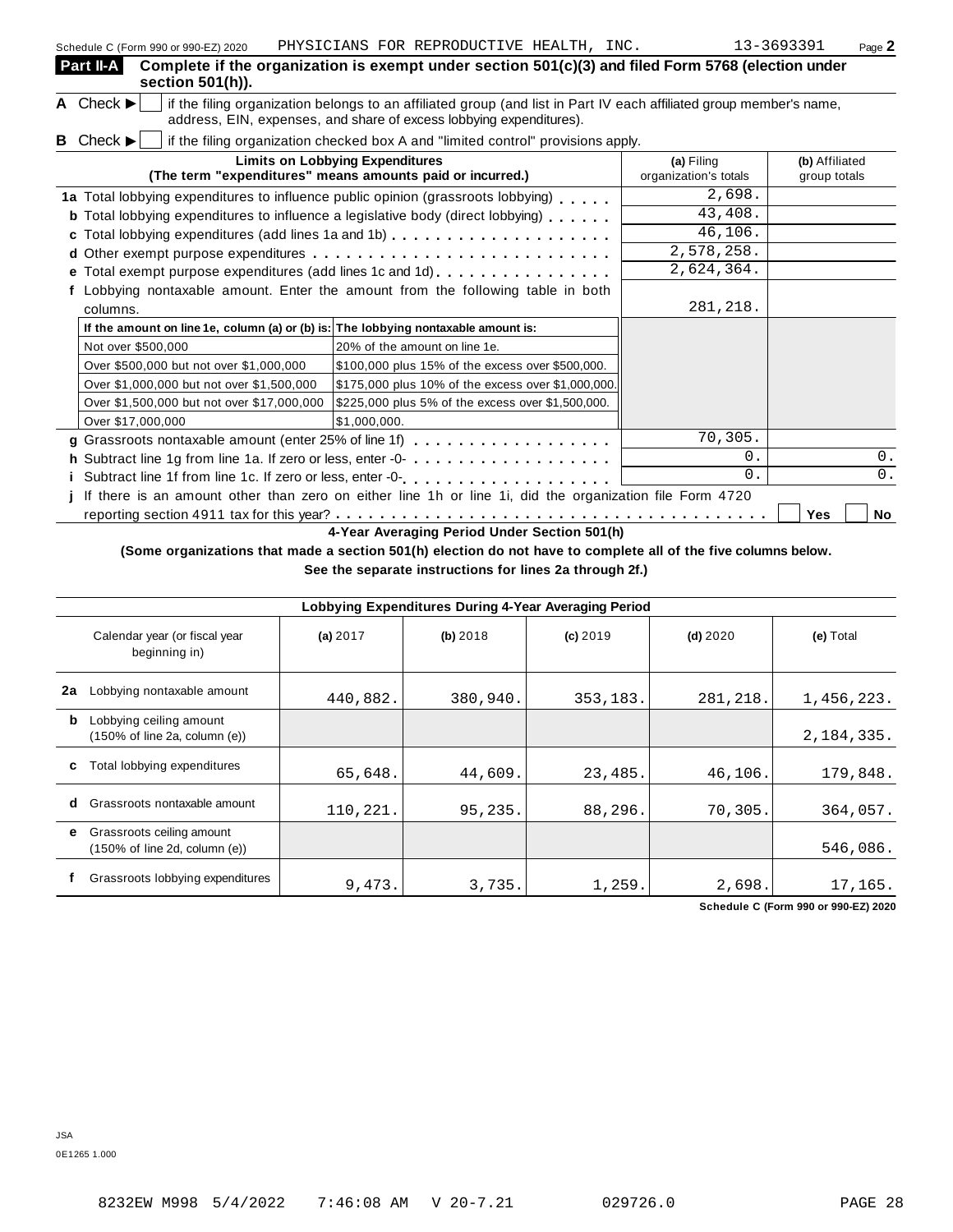Schedule C (Form 990 or 990-EZ) 2020 PHYSICIANS FOR REPRODUCTIVE HEALTH, INC. 13-3693391 Page **2**

## Part II-A Complete if the organization is exempt under section 501(c)(3) and filed Form 5768 (election under section 501(h)).

**A** Check ▶ ☐ if the filing organization belongs to an affiliated group (and list in Part IV each affiliated group member's name, address, EIN, expenses, and share of excess lobbying expenditures).

**B** Check ▶ ☐ if the filing organization checked box A and "limited control" provisions apply.

| Limits on Lobbying Expenditures (The term "expenditures" means amounts paid or incurred.) | (a) Filing organization's totals | (b) Affiliated group totals |
|---|---|---|
| **1a** Total lobbying expenditures to influence public opinion (grassroots lobbying) | 2,698. | |
| **b** Total lobbying expenditures to influence a legislative body (direct lobbying) | 43,408. | |
| **c** Total lobbying expenditures (add lines 1a and 1b) | 46,106. | |
| **d** Other exempt purpose expenditures | 2,578,258. | |
| **e** Total exempt purpose expenditures (add lines 1c and 1d) | 2,624,364. | |
| **f** Lobbying nontaxable amount. Enter the amount from the following table in both columns. | 281,218. | |

| If the amount on line 1e, column (a) or (b) is: | The lobbying nontaxable amount is: |
|---|---|
| Not over $500,000 | 20% of the amount on line 1e. |
| Over $500,000 but not over $1,000,000 | $100,000 plus 15% of the excess over $500,000. |
| Over $1,000,000 but not over $1,500,000 | $175,000 plus 10% of the excess over $1,000,000. |
| Over $1,500,000 but not over $17,000,000 | $225,000 plus 5% of the excess over $1,500,000. |
| Over $17,000,000 | $1,000,000. |

| | (a) Filing organization's totals | (b) Affiliated group totals |
|---|---|---|
| **g** Grassroots nontaxable amount (enter 25% of line 1f) | 70,305. | |
| **h** Subtract line 1g from line 1a. If zero or less, enter -0- | 0. | 0. |
| **i** Subtract line 1f from line 1c. If zero or less, enter -0- | 0. | 0. |

**j** If there is an amount other than zero on either line 1h or line 1i, did the organization file Form 4720 reporting section 4911 tax for this year? ☐ Yes ☐ No

### 4-Year Averaging Period Under Section 501(h)

**(Some organizations that made a section 501(h) election do not have to complete all of the five columns below. See the separate instructions for lines 2a through 2f.)**

| Lobbying Expenditures During 4-Year Averaging Period | | | | | |
|---|---|---|---|---|---|
| Calendar year (or fiscal year beginning in) | (a) 2017 | (b) 2018 | (c) 2019 | (d) 2020 | (e) Total |
| **2a** Lobbying nontaxable amount | 440,882. | 380,940. | 353,183. | 281,218. | 1,456,223. |
| **b** Lobbying ceiling amount (150% of line 2a, column (e)) | | | | | 2,184,335. |
| **c** Total lobbying expenditures | 65,648. | 44,609. | 23,485. | 46,106. | 179,848. |
| **d** Grassroots nontaxable amount | 110,221. | 95,235. | 88,296. | 70,305. | 364,057. |
| **e** Grassroots ceiling amount (150% of line 2d, column (e)) | | | | | 546,086. |
| **f** Grassroots lobbying expenditures | 9,473. | 3,735. | 1,259. | 2,698. | 17,165. |

**Schedule C (Form 990 or 990-EZ) 2020**

JSA
0E1265 1.000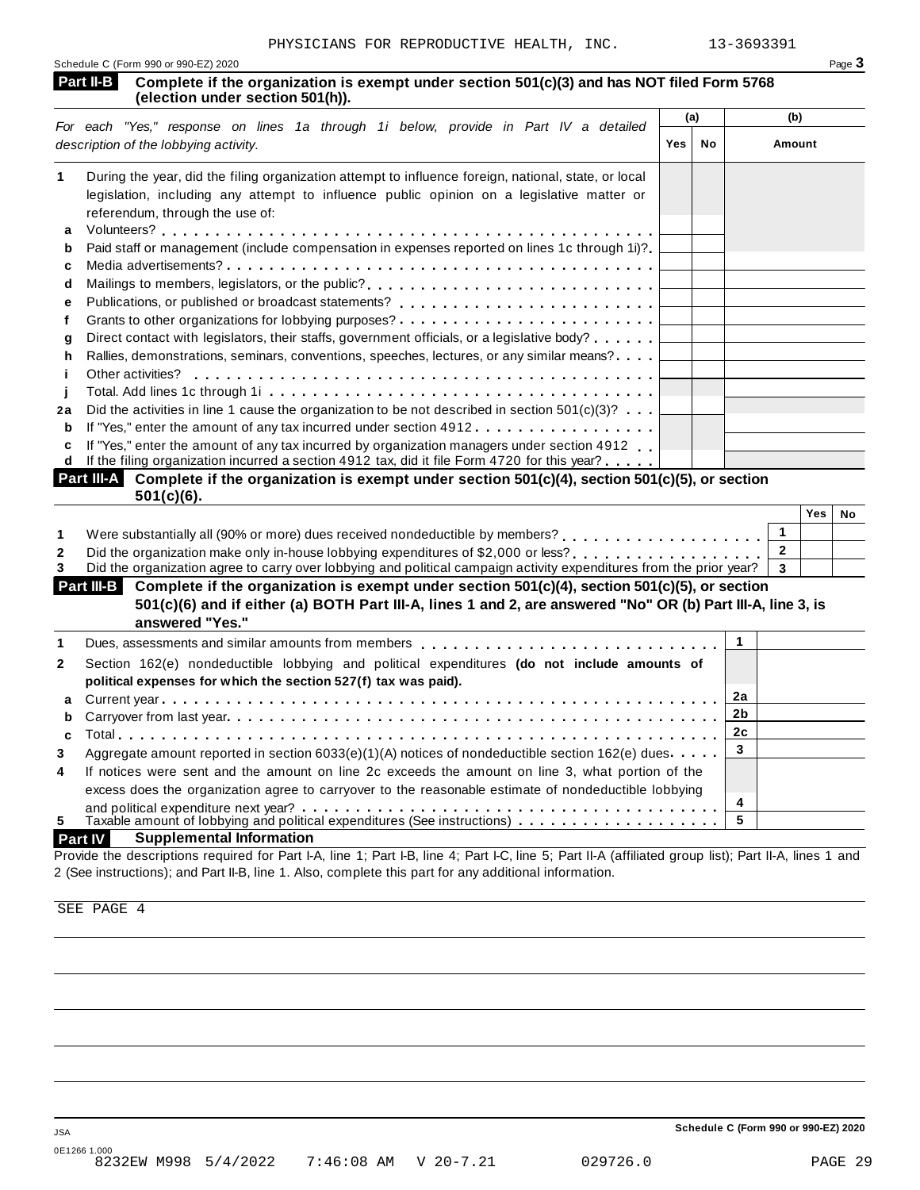PHYSICIANS FOR REPRODUCTIVE HEALTH, INC. 13-3693391

Schedule C (Form 990 or 990-EZ) 2020

## Part II-B Complete if the organization is exempt under section 501(c)(3) and has NOT filed Form 5768 (election under section 501(h)).

| *For each "Yes," response on lines 1a through 1i below, provide in Part IV a detailed description of the lobbying activity.* | (a) Yes | (a) No | (b) Amount |
|---|---|---|---|
| **1** During the year, did the filing organization attempt to influence foreign, national, state, or local legislation, including any attempt to influence public opinion on a legislative matter or referendum, through the use of: | | | |
| **a** Volunteers? | | | |
| **b** Paid staff or management (include compensation in expenses reported on lines 1c through 1i)? | | | |
| **c** Media advertisements? | | | |
| **d** Mailings to members, legislators, or the public? | | | |
| **e** Publications, or published or broadcast statements? | | | |
| **f** Grants to other organizations for lobbying purposes? | | | |
| **g** Direct contact with legislators, their staffs, government officials, or a legislative body? | | | |
| **h** Rallies, demonstrations, seminars, conventions, speeches, lectures, or any similar means? | | | |
| **i** Other activities? | | | |
| **j** Total. Add lines 1c through 1i | | | |
| **2a** Did the activities in line 1 cause the organization to be not described in section 501(c)(3)? | | | |
| **b** If "Yes," enter the amount of any tax incurred under section 4912 | | | |
| **c** If "Yes," enter the amount of any tax incurred by organization managers under section 4912 | | | |
| **d** If the filing organization incurred a section 4912 tax, did it file Form 4720 for this year? | | | |

## Part III-A Complete if the organization is exempt under section 501(c)(4), section 501(c)(5), or section 501(c)(6).

| | | Yes | No |
|---|---|---|---|
| **1** Were substantially all (90% or more) dues received nondeductible by members? | 1 | | |
| **2** Did the organization make only in-house lobbying expenditures of $2,000 or less? | 2 | | |
| **3** Did the organization agree to carry over lobbying and political campaign activity expenditures from the prior year? | 3 | | |

## Part III-B Complete if the organization is exempt under section 501(c)(4), section 501(c)(5), or section 501(c)(6) and if either (a) BOTH Part III-A, lines 1 and 2, are answered "No" OR (b) Part III-A, line 3, is answered "Yes."

| | | |
|---|---|---|
| **1** Dues, assessments and similar amounts from members | 1 | |
| **2** Section 162(e) nondeductible lobbying and political expenditures **(do not include amounts of political expenses for which the section 527(f) tax was paid).** | | |
| **a** Current year | 2a | |
| **b** Carryover from last year | 2b | |
| **c** Total | 2c | |
| **3** Aggregate amount reported in section 6033(e)(1)(A) notices of nondeductible section 162(e) dues | 3 | |
| **4** If notices were sent and the amount on line 2c exceeds the amount on line 3, what portion of the excess does the organization agree to carryover to the reasonable estimate of nondeductible lobbying and political expenditure next year? | 4 | |
| **5** Taxable amount of lobbying and political expenditures (See instructions) | 5 | |

## Part IV Supplemental Information

Provide the descriptions required for Part I-A, line 1; Part I-B, line 4; Part I-C, line 5; Part II-A (affiliated group list); Part II-A, lines 1 and 2 (See instructions); and Part II-B, line 1. Also, complete this part for any additional information.

SEE PAGE 4

Schedule C (Form 990 or 990-EZ) 2020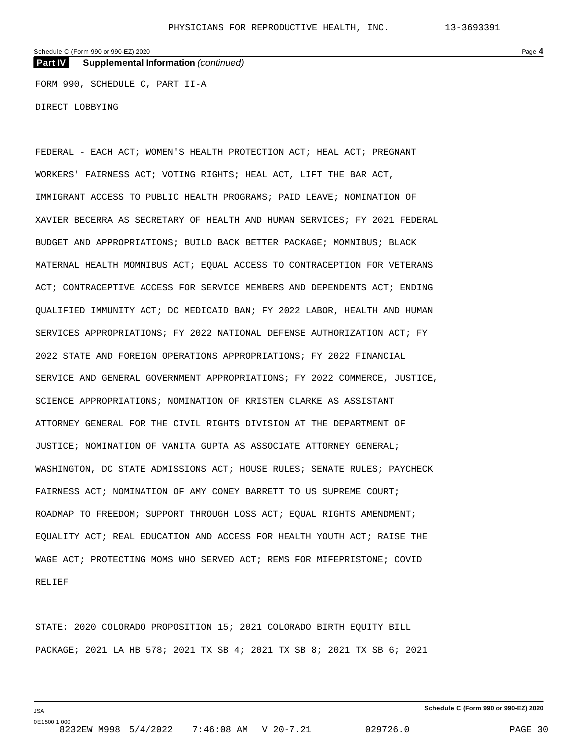**Part IV Supplemental Information** *(continued)*

FORM 990, SCHEDULE C, PART II-A

DIRECT LOBBYING

FEDERAL - EACH ACT; WOMEN'S HEALTH PROTECTION ACT; HEAL ACT; PREGNANT WORKERS' FAIRNESS ACT; VOTING RIGHTS; HEAL ACT, LIFT THE BAR ACT, IMMIGRANT ACCESS TO PUBLIC HEALTH PROGRAMS; PAID LEAVE; NOMINATION OF XAVIER BECERRA AS SECRETARY OF HEALTH AND HUMAN SERVICES; FY 2021 FEDERAL BUDGET AND APPROPRIATIONS; BUILD BACK BETTER PACKAGE; MOMNIBUS; BLACK MATERNAL HEALTH MOMNIBUS ACT; EQUAL ACCESS TO CONTRACEPTION FOR VETERANS ACT; CONTRACEPTIVE ACCESS FOR SERVICE MEMBERS AND DEPENDENTS ACT; ENDING QUALIFIED IMMUNITY ACT; DC MEDICAID BAN; FY 2022 LABOR, HEALTH AND HUMAN SERVICES APPROPRIATIONS; FY 2022 NATIONAL DEFENSE AUTHORIZATION ACT; FY 2022 STATE AND FOREIGN OPERATIONS APPROPRIATIONS; FY 2022 FINANCIAL SERVICE AND GENERAL GOVERNMENT APPROPRIATIONS; FY 2022 COMMERCE, JUSTICE, SCIENCE APPROPRIATIONS; NOMINATION OF KRISTEN CLARKE AS ASSISTANT ATTORNEY GENERAL FOR THE CIVIL RIGHTS DIVISION AT THE DEPARTMENT OF JUSTICE; NOMINATION OF VANITA GUPTA AS ASSOCIATE ATTORNEY GENERAL; WASHINGTON, DC STATE ADMISSIONS ACT; HOUSE RULES; SENATE RULES; PAYCHECK FAIRNESS ACT; NOMINATION OF AMY CONEY BARRETT TO US SUPREME COURT; ROADMAP TO FREEDOM; SUPPORT THROUGH LOSS ACT; EQUAL RIGHTS AMENDMENT; EQUALITY ACT; REAL EDUCATION AND ACCESS FOR HEALTH YOUTH ACT; RAISE THE WAGE ACT; PROTECTING MOMS WHO SERVED ACT; REMS FOR MIFEPRISTONE; COVID RELIEF

STATE: 2020 COLORADO PROPOSITION 15; 2021 COLORADO BIRTH EQUITY BILL PACKAGE; 2021 LA HB 578; 2021 TX SB 4; 2021 TX SB 8; 2021 TX SB 6; 2021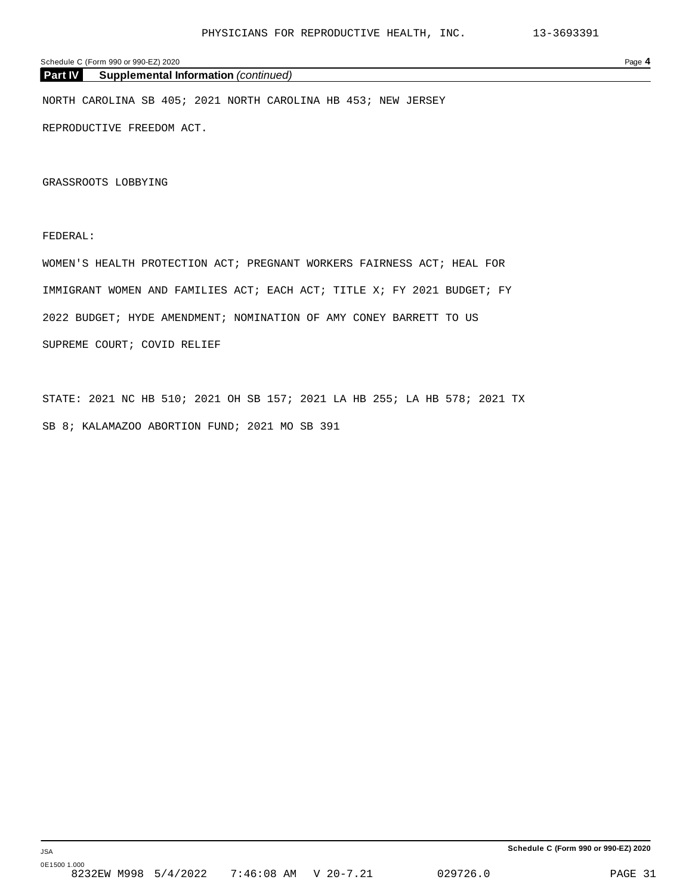## Part IV Supplemental Information *(continued)*

NORTH CAROLINA SB 405; 2021 NORTH CAROLINA HB 453; NEW JERSEY REPRODUCTIVE FREEDOM ACT.

GRASSROOTS LOBBYING

FEDERAL:

WOMEN'S HEALTH PROTECTION ACT; PREGNANT WORKERS FAIRNESS ACT; HEAL FOR IMMIGRANT WOMEN AND FAMILIES ACT; EACH ACT; TITLE X; FY 2021 BUDGET; FY 2022 BUDGET; HYDE AMENDMENT; NOMINATION OF AMY CONEY BARRETT TO US SUPREME COURT; COVID RELIEF

STATE: 2021 NC HB 510; 2021 OH SB 157; 2021 LA HB 255; LA HB 578; 2021 TX SB 8; KALAMAZOO ABORTION FUND; 2021 MO SB 391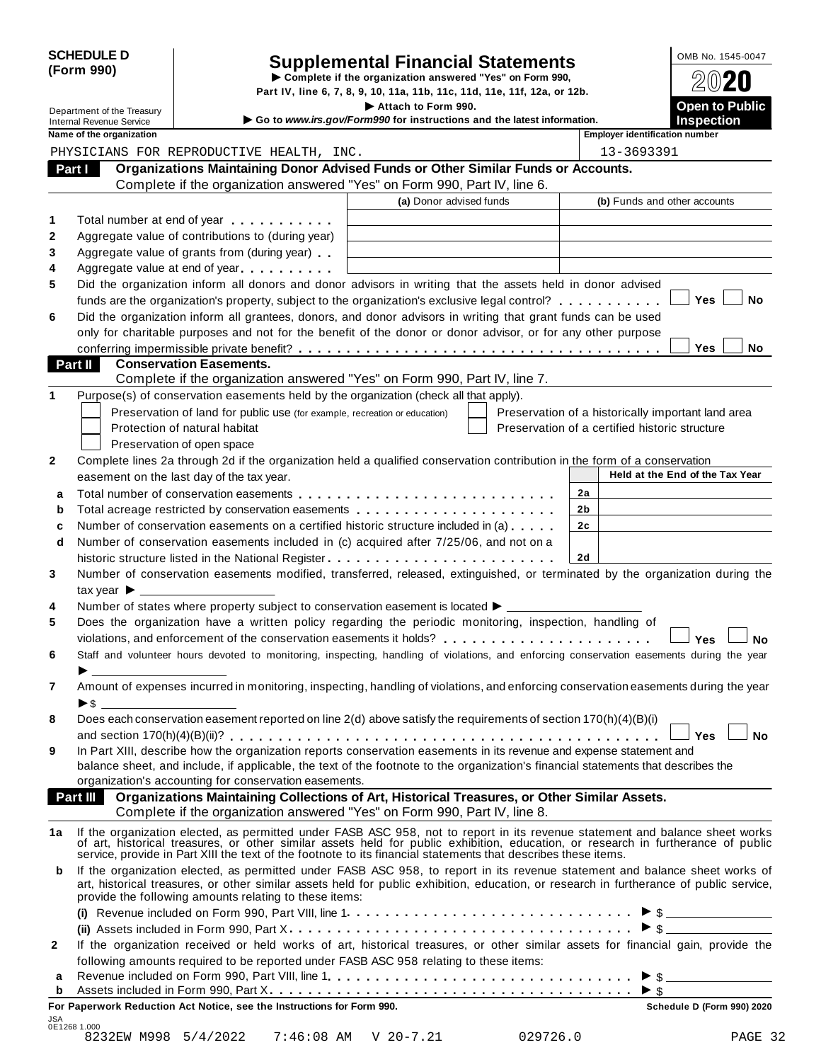**SCHEDULE D (Form 990)**

Department of the Treasury
Internal Revenue Service

# Supplemental Financial Statements

▶ Complete if the organization answered "Yes" on Form 990, Part IV, line 6, 7, 8, 9, 10, 11a, 11b, 11c, 11d, 11e, 11f, 12a, or 12b.
▶ Attach to Form 990.
▶ Go to *www.irs.gov/Form990* for instructions and the latest information.

OMB No. 1545-0047
2020
**Open to Public Inspection**

**Name of the organization:** PHYSICIANS FOR REPRODUCTIVE HEALTH, INC.
**Employer identification number:** 13-3693391

## Part I Organizations Maintaining Donor Advised Funds or Other Similar Funds or Accounts.

Complete if the organization answered "Yes" on Form 990, Part IV, line 6.

| | | (a) Donor advised funds | (b) Funds and other accounts |
|---|---|---|---|
| 1 | Total number at end of year | | |
| 2 | Aggregate value of contributions to (during year) | | |
| 3 | Aggregate value of grants from (during year) | | |
| 4 | Aggregate value at end of year | | |

5 Did the organization inform all donors and donor advisors in writing that the assets held in donor advised funds are the organization's property, subject to the organization's exclusive legal control? ☐ Yes ☐ No

6 Did the organization inform all grantees, donors, and donor advisors in writing that grant funds can be used only for charitable purposes and not for the benefit of the donor or donor advisor, or for any other purpose conferring impermissible private benefit? ☐ Yes ☐ No

## Part II Conservation Easements.

Complete if the organization answered "Yes" on Form 990, Part IV, line 7.

1 Purpose(s) of conservation easements held by the organization (check all that apply).

☐ Preservation of land for public use (for example, recreation or education)
☐ Protection of natural habitat
☐ Preservation of open space
☐ Preservation of a historically important land area
☐ Preservation of a certified historic structure

2 Complete lines 2a through 2d if the organization held a qualified conservation contribution in the form of a conservation easement on the last day of the tax year.

| | | | Held at the End of the Tax Year |
|---|---|---|---|
| a | Total number of conservation easements | 2a | |
| b | Total acreage restricted by conservation easements | 2b | |
| c | Number of conservation easements on a certified historic structure included in (a) | 2c | |
| d | Number of conservation easements included in (c) acquired after 7/25/06, and not on a historic structure listed in the National Register | 2d | |

3 Number of conservation easements modified, transferred, released, extinguished, or terminated by the organization during the tax year ▶ ______

4 Number of states where property subject to conservation easement is located ▶ ______

5 Does the organization have a written policy regarding the periodic monitoring, inspection, handling of violations, and enforcement of the conservation easements it holds? ☐ Yes ☐ No

6 Staff and volunteer hours devoted to monitoring, inspecting, handling of violations, and enforcing conservation easements during the year ▶ ______

7 Amount of expenses incurred in monitoring, inspecting, handling of violations, and enforcing conservation easements during the year ▶ $ ______

8 Does each conservation easement reported on line 2(d) above satisfy the requirements of section 170(h)(4)(B)(i) and section 170(h)(4)(B)(ii)? ☐ Yes ☐ No

9 In Part XIII, describe how the organization reports conservation easements in its revenue and expense statement and balance sheet, and include, if applicable, the text of the footnote to the organization's financial statements that describes the organization's accounting for conservation easements.

## Part III Organizations Maintaining Collections of Art, Historical Treasures, or Other Similar Assets.

Complete if the organization answered "Yes" on Form 990, Part IV, line 8.

1a If the organization elected, as permitted under FASB ASC 958, not to report in its revenue statement and balance sheet works of art, historical treasures, or other similar assets held for public exhibition, education, or research in furtherance of public service, provide in Part XIII the text of the footnote to its financial statements that describes these items.

b If the organization elected, as permitted under FASB ASC 958, to report in its revenue statement and balance sheet works of art, historical treasures, or other similar assets held for public exhibition, education, or research in furtherance of public service, provide the following amounts relating to these items:

(i) Revenue included on Form 990, Part VIII, line 1 ▶ $ ______

(ii) Assets included in Form 990, Part X ▶ $ ______

2 If the organization received or held works of art, historical treasures, or other similar assets for financial gain, provide the following amounts required to be reported under FASB ASC 958 relating to these items:

a Revenue included on Form 990, Part VIII, line 1 ▶ $ ______

b Assets included in Form 990, Part X ▶ $ ______

**For Paperwork Reduction Act Notice, see the Instructions for Form 990.** **Schedule D (Form 990) 2020**

JSA 0E1268 1.000
8232EW M998 5/4/2022 7:46:08 AM V 20-7.21 029726.0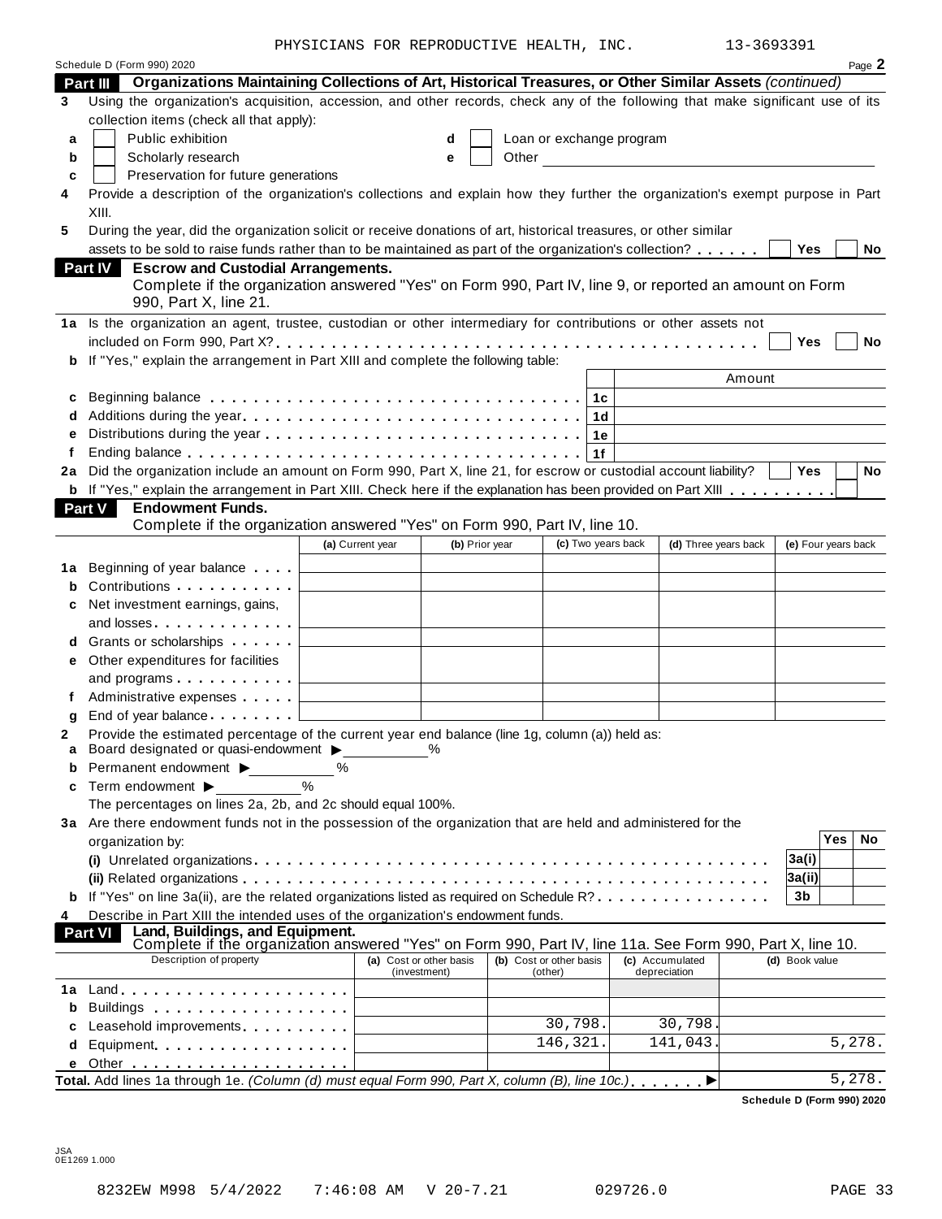PHYSICIANS FOR REPRODUCTIVE HEALTH, INC. 13-3693391

Schedule D (Form 990) 2020

## Part III Organizations Maintaining Collections of Art, Historical Treasures, or Other Similar Assets *(continued)*

**3** Using the organization's acquisition, accession, and other records, check any of the following that make significant use of its collection items (check all that apply):

- **a** ☐ Public exhibition
- **b** ☐ Scholarly research
- **c** ☐ Preservation for future generations
- **d** ☐ Loan or exchange program
- **e** ☐ Other

**4** Provide a description of the organization's collections and explain how they further the organization's exempt purpose in Part XIII.

**5** During the year, did the organization solicit or receive donations of art, historical treasures, or other similar assets to be sold to raise funds rather than to be maintained as part of the organization's collection? ☐ Yes ☐ No

## Part IV Escrow and Custodial Arrangements.

Complete if the organization answered "Yes" on Form 990, Part IV, line 9, or reported an amount on Form 990, Part X, line 21.

**1a** Is the organization an agent, trustee, custodian or other intermediary for contributions or other assets not included on Form 990, Part X? ☐ Yes ☐ No

**b** If "Yes," explain the arrangement in Part XIII and complete the following table:

| | | | Amount |
|---|---|---|---|
| c | Beginning balance | 1c | |
| d | Additions during the year | 1d | |
| e | Distributions during the year | 1e | |
| f | Ending balance | 1f | |

**2a** Did the organization include an amount on Form 990, Part X, line 21, for escrow or custodial account liability? ☐ Yes ☐ No

**b** If "Yes," explain the arrangement in Part XIII. Check here if the explanation has been provided on Part XIII ☐

## Part V Endowment Funds.

Complete if the organization answered "Yes" on Form 990, Part IV, line 10.

| | | (a) Current year | (b) Prior year | (c) Two years back | (d) Three years back | (e) Four years back |
|---|---|---|---|---|---|---|
| 1a | Beginning of year balance | | | | | |
| b | Contributions | | | | | |
| c | Net investment earnings, gains, and losses | | | | | |
| d | Grants or scholarships | | | | | |
| e | Other expenditures for facilities and programs | | | | | |
| f | Administrative expenses | | | | | |
| g | End of year balance | | | | | |

**2** Provide the estimated percentage of the current year end balance (line 1g, column (a)) held as:

- **a** Board designated or quasi-endowment ▶ ______%
- **b** Permanent endowment ▶ ______%
- **c** Term endowment ▶ ______%

The percentages on lines 2a, 2b, and 2c should equal 100%.

**3a** Are there endowment funds not in the possession of the organization that are held and administered for the organization by:

| | | | Yes | No |
|---|---|---|---|---|
| | (i) Unrelated organizations | 3a(i) | | |
| | (ii) Related organizations | 3a(ii) | | |
| b | If "Yes" on line 3a(ii), are the related organizations listed as required on Schedule R? | 3b | | |

**4** Describe in Part XIII the intended uses of the organization's endowment funds.

## Part VI Land, Buildings, and Equipment.

Complete if the organization answered "Yes" on Form 990, Part IV, line 11a. See Form 990, Part X, line 10.

| | Description of property | (a) Cost or other basis (investment) | (b) Cost or other basis (other) | (c) Accumulated depreciation | (d) Book value |
|---|---|---|---|---|---|
| 1a | Land | | | | |
| b | Buildings | | | | |
| c | Leasehold improvements | | 30,798. | 30,798. | |
| d | Equipment | | 146,321. | 141,043. | 5,278. |
| e | Other | | | | |

**Total.** Add lines 1a through 1e. *(Column (d) must equal Form 990, Part X, column (B), line 10c.)* ▶ 5,278.

Schedule D (Form 990) 2020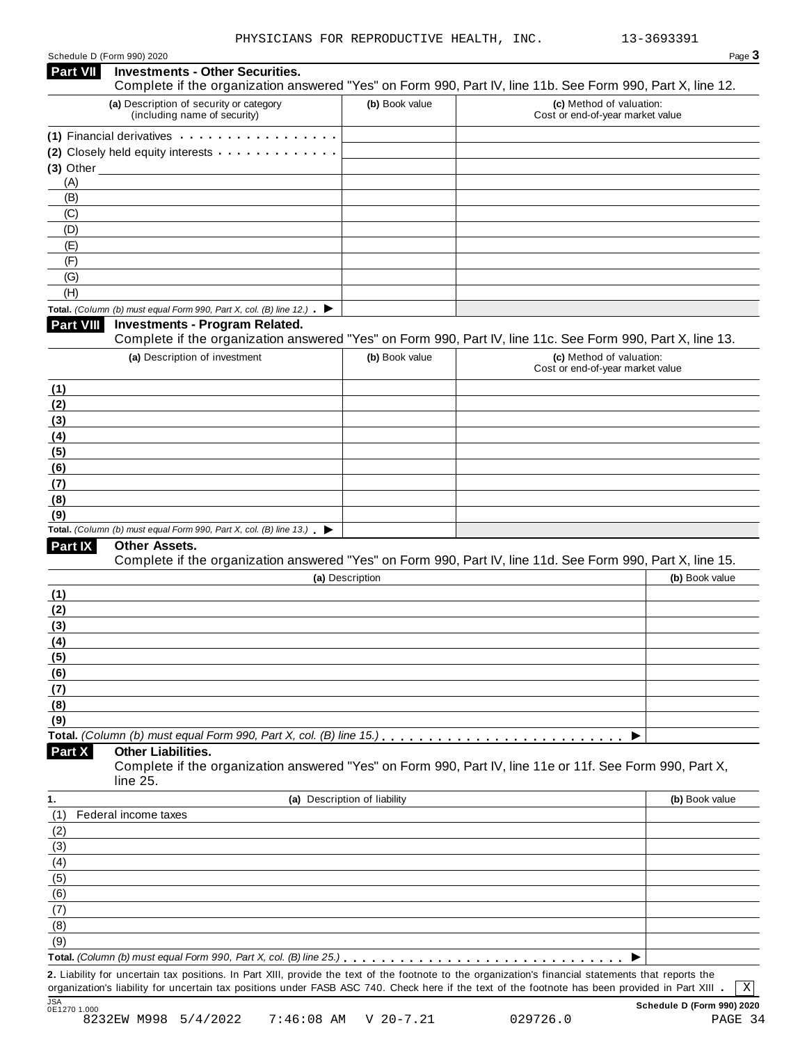PHYSICIANS FOR REPRODUCTIVE HEALTH, INC. 13-3693391

Schedule D (Form 990) 2020 Page **3**

## Part VII Investments - Other Securities.

Complete if the organization answered "Yes" on Form 990, Part IV, line 11b. See Form 990, Part X, line 12.

| (a) Description of security or category (including name of security) | (b) Book value | (c) Method of valuation: Cost or end-of-year market value |
|---|---|---|
| (1) Financial derivatives | | |
| (2) Closely held equity interests | | |
| (3) Other | | |
| (A) | | |
| (B) | | |
| (C) | | |
| (D) | | |
| (E) | | |
| (F) | | |
| (G) | | |
| (H) | | |
| **Total.** *(Column (b) must equal Form 990, Part X, col. (B) line 12.)* ▶ | | |

## Part VIII Investments - Program Related.

Complete if the organization answered "Yes" on Form 990, Part IV, line 11c. See Form 990, Part X, line 13.

| (a) Description of investment | (b) Book value | (c) Method of valuation: Cost or end-of-year market value |
|---|---|---|
| (1) | | |
| (2) | | |
| (3) | | |
| (4) | | |
| (5) | | |
| (6) | | |
| (7) | | |
| (8) | | |
| (9) | | |
| **Total.** *(Column (b) must equal Form 990, Part X, col. (B) line 13.)* ▶ | | |

## Part IX Other Assets.

Complete if the organization answered "Yes" on Form 990, Part IV, line 11d. See Form 990, Part X, line 15.

| (a) Description | (b) Book value |
|---|---|
| (1) | |
| (2) | |
| (3) | |
| (4) | |
| (5) | |
| (6) | |
| (7) | |
| (8) | |
| (9) | |
| **Total.** *(Column (b) must equal Form 990, Part X, col. (B) line 15.)* ▶ | |

## Part X Other Liabilities.

Complete if the organization answered "Yes" on Form 990, Part IV, line 11e or 11f. See Form 990, Part X, line 25.

| 1. (a) Description of liability | (b) Book value |
|---|---|
| (1) Federal income taxes | |
| (2) | |
| (3) | |
| (4) | |
| (5) | |
| (6) | |
| (7) | |
| (8) | |
| (9) | |
| **Total.** *(Column (b) must equal Form 990, Part X, col. (B) line 25.)* ▶ | |

**2.** Liability for uncertain tax positions. In Part XIII, provide the text of the footnote to the organization's financial statements that reports the organization's liability for uncertain tax positions under FASB ASC 740. Check here if the text of the footnote has been provided in Part XIII . [X]

JSA 0E1270 1.000 **Schedule D (Form 990) 2020**

8232EW M998 5/4/2022 7:46:08 AM V 20-7.21 029726.0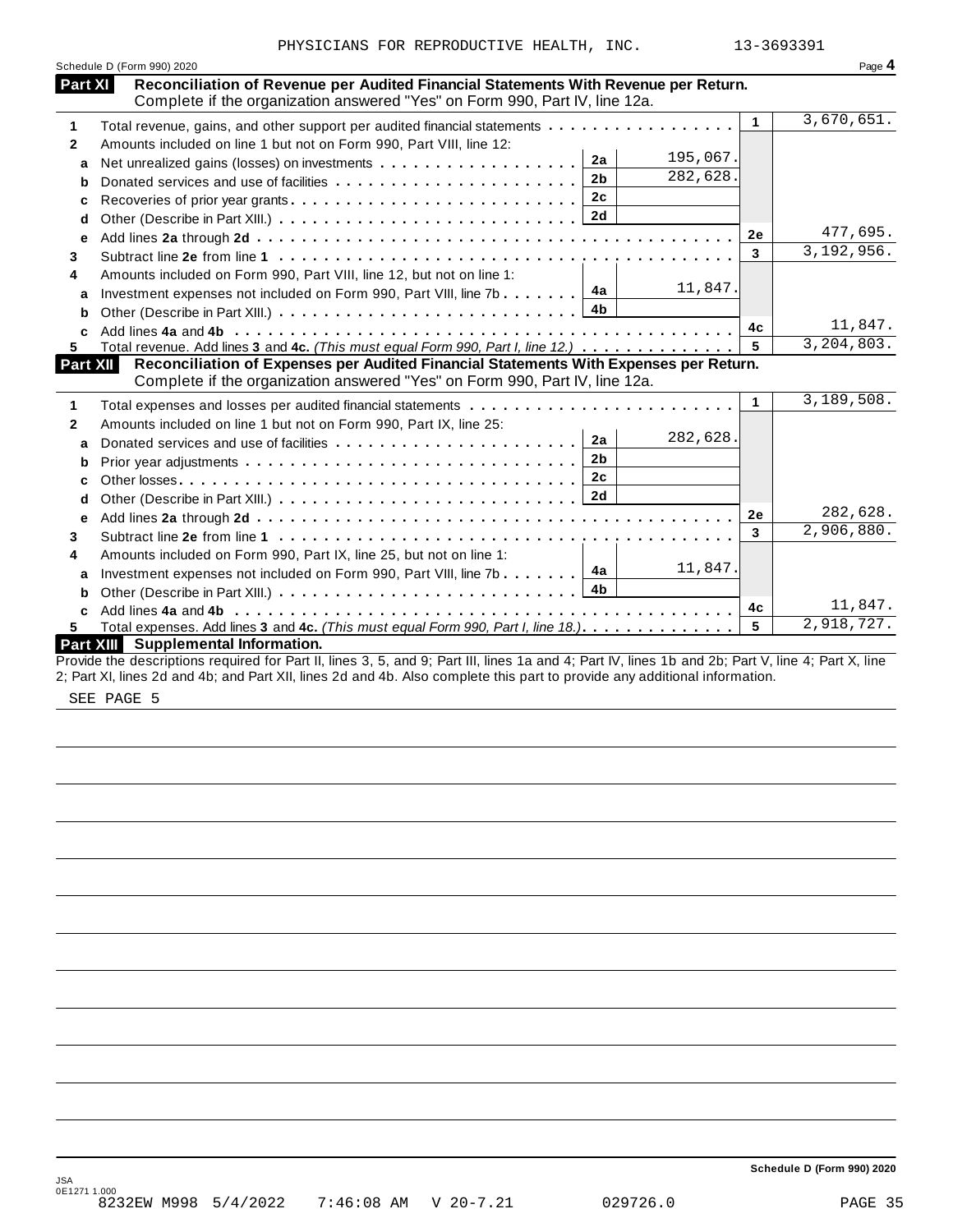PHYSICIANS FOR REPRODUCTIVE HEALTH, INC. 13-3693391

Schedule D (Form 990) 2020

## Part XI Reconciliation of Revenue per Audited Financial Statements With Revenue per Return.

Complete if the organization answered "Yes" on Form 990, Part IV, line 12a.

| | | | | | |
|---|---|---|---|---|---|
| **1** | Total revenue, gains, and other support per audited financial statements | | | 1 | 3,670,651. |
| **2** | Amounts included on line 1 but not on Form 990, Part VIII, line 12: | | | | |
| **a** | Net unrealized gains (losses) on investments | 2a | 195,067. | | |
| **b** | Donated services and use of facilities | 2b | 282,628. | | |
| **c** | Recoveries of prior year grants | 2c | | | |
| **d** | Other (Describe in Part XIII.) | 2d | | | |
| **e** | Add lines **2a** through **2d** | | | 2e | 477,695. |
| **3** | Subtract line **2e** from line **1** | | | 3 | 3,192,956. |
| **4** | Amounts included on Form 990, Part VIII, line 12, but not on line 1: | | | | |
| **a** | Investment expenses not included on Form 990, Part VIII, line 7b | 4a | 11,847. | | |
| **b** | Other (Describe in Part XIII.) | 4b | | | |
| **c** | Add lines **4a** and **4b** | | | 4c | 11,847. |
| **5** | Total revenue. Add lines **3** and **4c.** *(This must equal Form 990, Part I, line 12.)* | | | 5 | 3,204,803. |

## Part XII Reconciliation of Expenses per Audited Financial Statements With Expenses per Return.

Complete if the organization answered "Yes" on Form 990, Part IV, line 12a.

| | | | | | |
|---|---|---|---|---|---|
| **1** | Total expenses and losses per audited financial statements | | | 1 | 3,189,508. |
| **2** | Amounts included on line 1 but not on Form 990, Part IX, line 25: | | | | |
| **a** | Donated services and use of facilities | 2a | 282,628. | | |
| **b** | Prior year adjustments | 2b | | | |
| **c** | Other losses | 2c | | | |
| **d** | Other (Describe in Part XIII.) | 2d | | | |
| **e** | Add lines **2a** through **2d** | | | 2e | 282,628. |
| **3** | Subtract line **2e** from line **1** | | | 3 | 2,906,880. |
| **4** | Amounts included on Form 990, Part IX, line 25, but not on line 1: | | | | |
| **a** | Investment expenses not included on Form 990, Part VIII, line 7b | 4a | 11,847. | | |
| **b** | Other (Describe in Part XIII.) | 4b | | | |
| **c** | Add lines **4a** and **4b** | | | 4c | 11,847. |
| **5** | Total expenses. Add lines **3** and **4c.** *(This must equal Form 990, Part I, line 18.)* | | | 5 | 2,918,727. |

## Part XIII Supplemental Information.

Provide the descriptions required for Part II, lines 3, 5, and 9; Part III, lines 1a and 4; Part IV, lines 1b and 2b; Part V, line 4; Part X, line 2; Part XI, lines 2d and 4b; and Part XII, lines 2d and 4b. Also complete this part to provide any additional information.

SEE PAGE 5

Schedule D (Form 990) 2020

JSA
0E1271 1.000
8232EW M998 5/4/2022 7:46:08 AM V 20-7.21 029726.0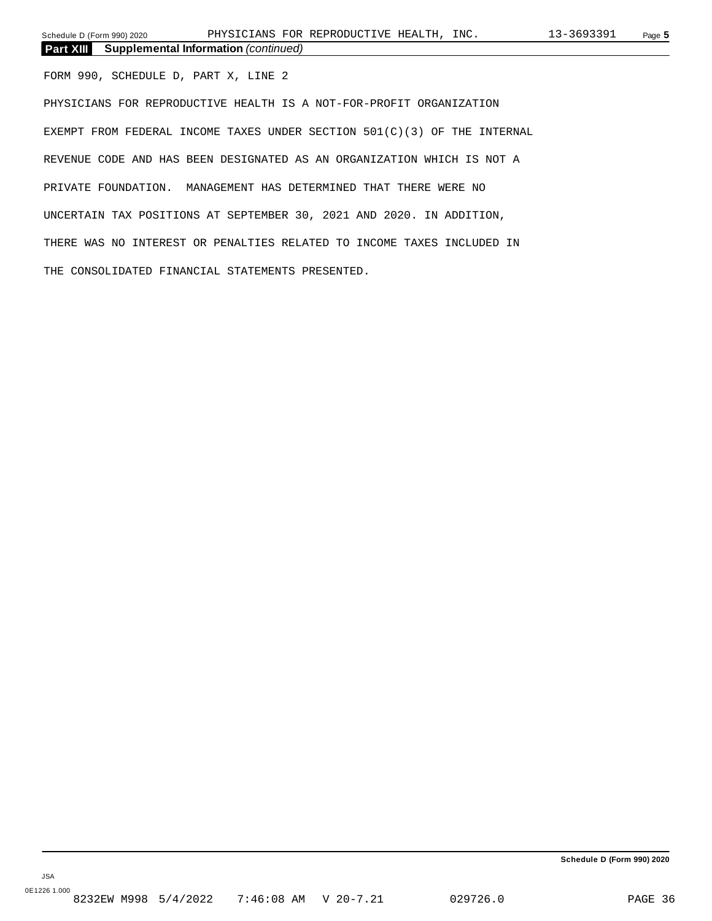**Part XIII Supplemental Information** *(continued)*

FORM 990, SCHEDULE D, PART X, LINE 2

PHYSICIANS FOR REPRODUCTIVE HEALTH IS A NOT-FOR-PROFIT ORGANIZATION EXEMPT FROM FEDERAL INCOME TAXES UNDER SECTION 501(C)(3) OF THE INTERNAL REVENUE CODE AND HAS BEEN DESIGNATED AS AN ORGANIZATION WHICH IS NOT A PRIVATE FOUNDATION. MANAGEMENT HAS DETERMINED THAT THERE WERE NO UNCERTAIN TAX POSITIONS AT SEPTEMBER 30, 2021 AND 2020. IN ADDITION, THERE WAS NO INTEREST OR PENALTIES RELATED TO INCOME TAXES INCLUDED IN THE CONSOLIDATED FINANCIAL STATEMENTS PRESENTED.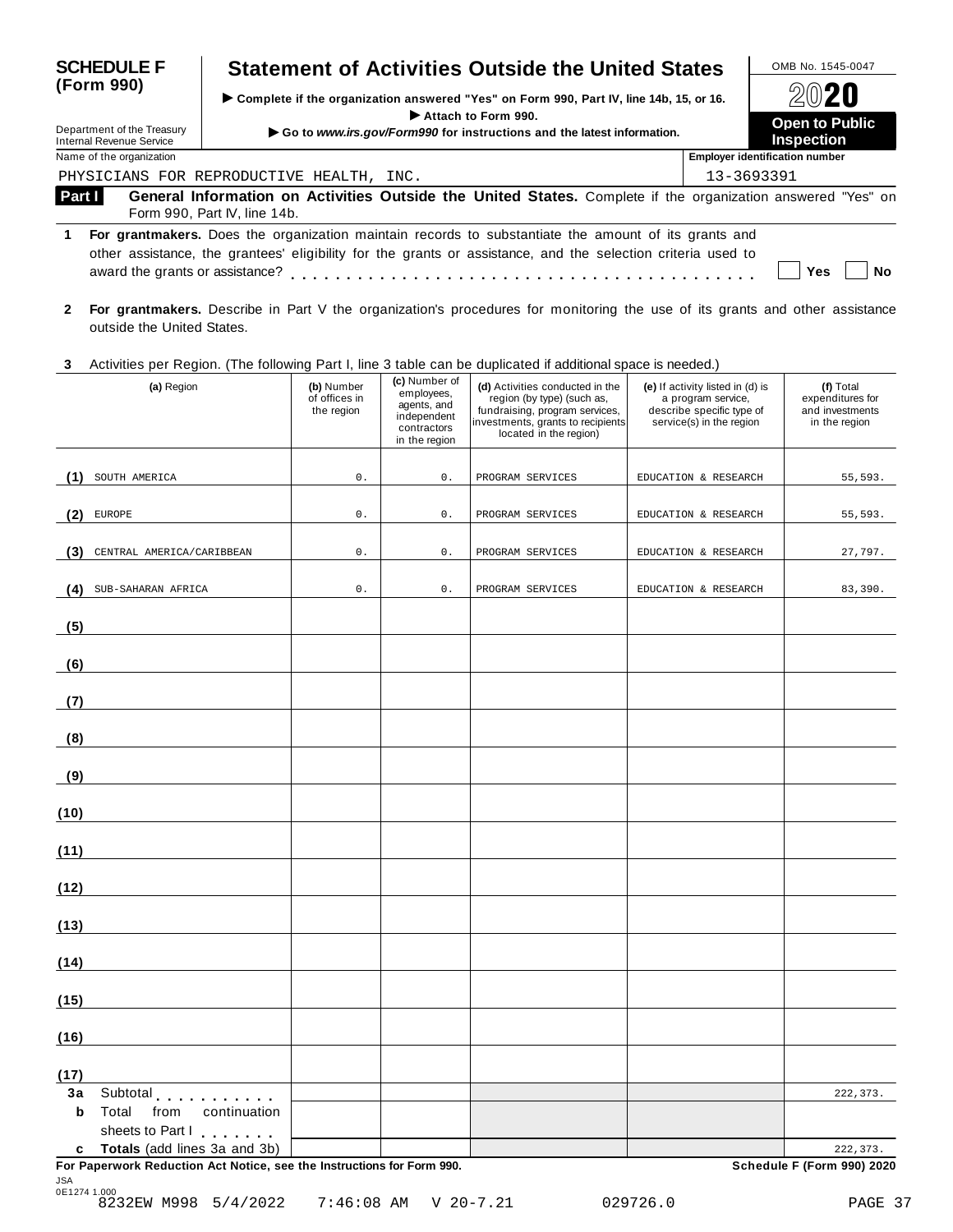**SCHEDULE F (Form 990)**

# Statement of Activities Outside the United States

▶ Complete if the organization answered "Yes" on Form 990, Part IV, line 14b, 15, or 16.
▶ Attach to Form 990.
▶ Go to *www.irs.gov/Form990* for instructions and the latest information.

Department of the Treasury
Internal Revenue Service

OMB No. 1545-0047
2020
**Open to Public Inspection**

Name of the organization: PHYSICIANS FOR REPRODUCTIVE HEALTH, INC.
Employer identification number: 13-3693391

**Part I — General Information on Activities Outside the United States.** Complete if the organization answered "Yes" on Form 990, Part IV, line 14b.

**1** **For grantmakers.** Does the organization maintain records to substantiate the amount of its grants and other assistance, the grantees' eligibility for the grants or assistance, and the selection criteria used to award the grants or assistance? . . . . . . . . . . ☐ Yes ☐ No

**2** **For grantmakers.** Describe in Part V the organization's procedures for monitoring the use of its grants and other assistance outside the United States.

**3** Activities per Region. (The following Part I, line 3 table can be duplicated if additional space is needed.)

| (a) Region | (b) Number of offices in the region | (c) Number of employees, agents, and independent contractors in the region | (d) Activities conducted in the region (by type) (such as, fundraising, program services, investments, grants to recipients located in the region) | (e) If activity listed in (d) is a program service, describe specific type of service(s) in the region | (f) Total expenditures for and investments in the region |
|---|---|---|---|---|---|
| (1) SOUTH AMERICA | 0. | 0. | PROGRAM SERVICES | EDUCATION & RESEARCH | 55,593. |
| (2) EUROPE | 0. | 0. | PROGRAM SERVICES | EDUCATION & RESEARCH | 55,593. |
| (3) CENTRAL AMERICA/CARIBBEAN | 0. | 0. | PROGRAM SERVICES | EDUCATION & RESEARCH | 27,797. |
| (4) SUB-SAHARAN AFRICA | 0. | 0. | PROGRAM SERVICES | EDUCATION & RESEARCH | 83,390. |
| (5) | | | | | |
| (6) | | | | | |
| (7) | | | | | |
| (8) | | | | | |
| (9) | | | | | |
| (10) | | | | | |
| (11) | | | | | |
| (12) | | | | | |
| (13) | | | | | |
| (14) | | | | | |
| (15) | | | | | |
| (16) | | | | | |
| (17) | | | | | |
| **3a** Subtotal . . . . . . . . . . | | | | | 222,373. |
| **b** Total from continuation sheets to Part I . . . . . . . | | | | | |
| **c** **Totals** (add lines 3a and 3b) | | | | | 222,373. |

**For Paperwork Reduction Act Notice, see the Instructions for Form 990.** **Schedule F (Form 990) 2020**

JSA
0E1274 1.000
8232EW M998 5/4/2022 7:46:08 AM V 20-7.21 029726.0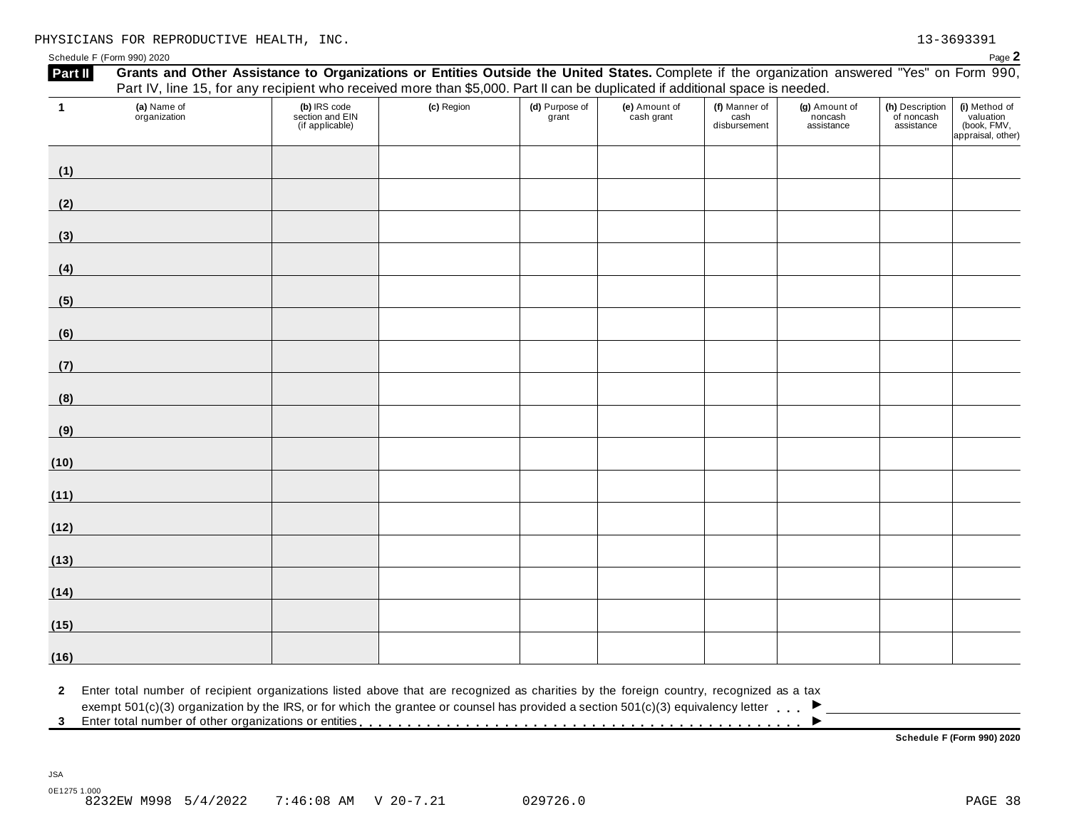PHYSICIANS FOR REPRODUCTIVE HEALTH, INC. 13-3693391

Schedule F (Form 990) 2020 Page **2**

**Part II** **Grants and Other Assistance to Organizations or Entities Outside the United States.** Complete if the organization answered "Yes" on Form 990, Part IV, line 15, for any recipient who received more than $5,000. Part II can be duplicated if additional space is needed.

| **1** (a) Name of organization | (b) IRS code section and EIN (if applicable) | (c) Region | (d) Purpose of grant | (e) Amount of cash grant | (f) Manner of cash disbursement | (g) Amount of noncash assistance | (h) Description of noncash assistance | (i) Method of valuation (book, FMV, appraisal, other) |
|---|---|---|---|---|---|---|---|---|
| (1) | | | | | | | | |
| (2) | | | | | | | | |
| (3) | | | | | | | | |
| (4) | | | | | | | | |
| (5) | | | | | | | | |
| (6) | | | | | | | | |
| (7) | | | | | | | | |
| (8) | | | | | | | | |
| (9) | | | | | | | | |
| (10) | | | | | | | | |
| (11) | | | | | | | | |
| (12) | | | | | | | | |
| (13) | | | | | | | | |
| (14) | | | | | | | | |
| (15) | | | | | | | | |
| (16) | | | | | | | | |

**2** Enter total number of recipient organizations listed above that are recognized as charities by the foreign country, recognized as a tax exempt 501(c)(3) organization by the IRS, or for which the grantee or counsel has provided a section 501(c)(3) equivalency letter . . . ▶

**3** Enter total number of other organizations or entities . . . . . . . . . . . . . . . . . . . . . . . . . . . . . . . . . . . . . . . . . . . . ▶

**Schedule F (Form 990) 2020**

JSA
0E1275 1.000
8232EW M998 5/4/2022 7:46:08 AM V 20-7.21 029726.0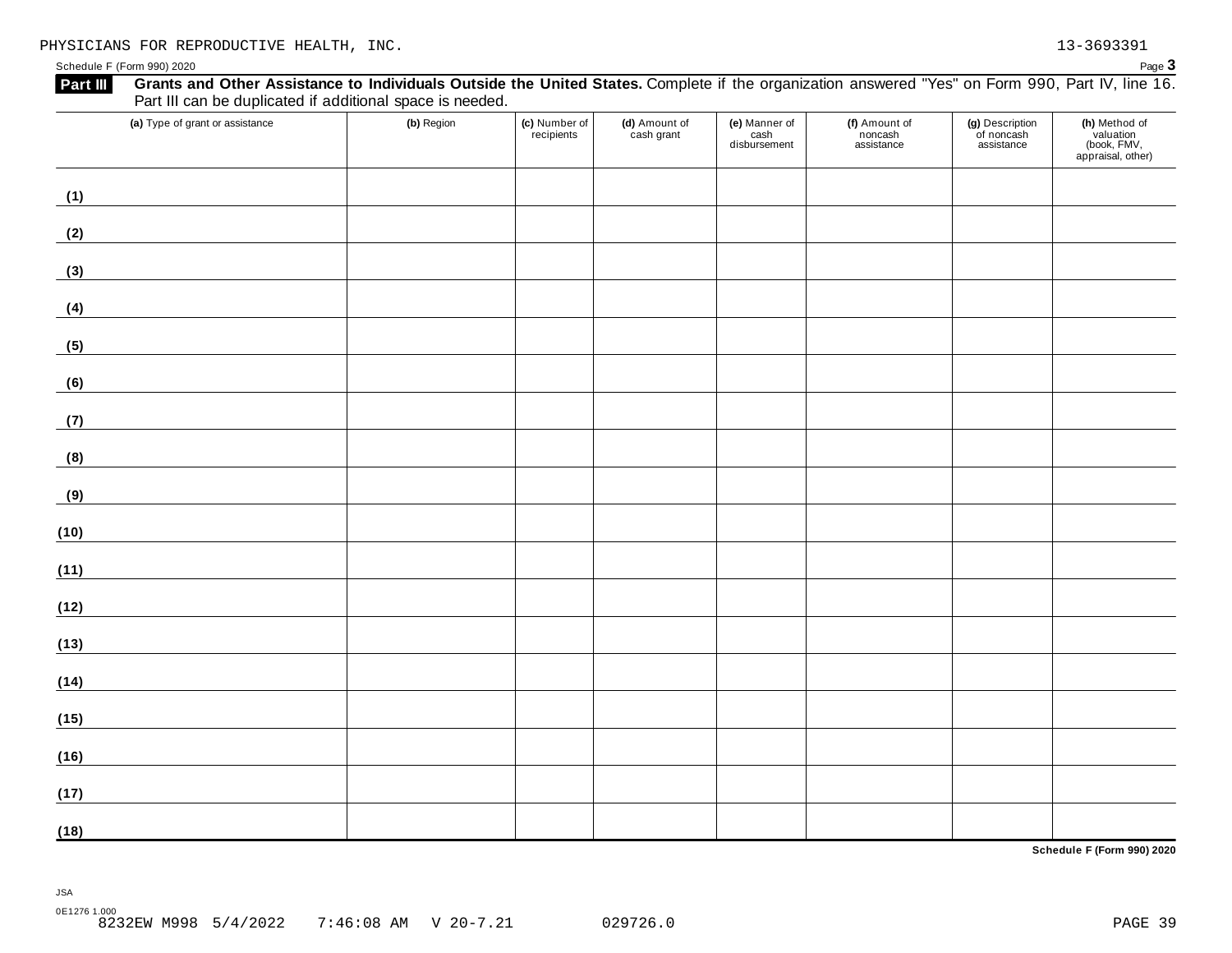PHYSICIANS FOR REPRODUCTIVE HEALTH, INC. 13-3693391

Schedule F (Form 990) 2020

**Part III** **Grants and Other Assistance to Individuals Outside the United States.** Complete if the organization answered "Yes" on Form 990, Part IV, line 16. Part III can be duplicated if additional space is needed.

| **(a)** Type of grant or assistance | **(b)** Region | **(c)** Number of recipients | **(d)** Amount of cash grant | **(e)** Manner of cash disbursement | **(f)** Amount of noncash assistance | **(g)** Description of noncash assistance | **(h)** Method of valuation (book, FMV, appraisal, other) |
|---|---|---|---|---|---|---|---|
| (1) | | | | | | | |
| (2) | | | | | | | |
| (3) | | | | | | | |
| (4) | | | | | | | |
| (5) | | | | | | | |
| (6) | | | | | | | |
| (7) | | | | | | | |
| (8) | | | | | | | |
| (9) | | | | | | | |
| (10) | | | | | | | |
| (11) | | | | | | | |
| (12) | | | | | | | |
| (13) | | | | | | | |
| (14) | | | | | | | |
| (15) | | | | | | | |
| (16) | | | | | | | |
| (17) | | | | | | | |
| (18) | | | | | | | |

**Schedule F (Form 990) 2020**

JSA
0E1276 1.000
8232EW M998 5/4/2022 7:46:08 AM V 20-7.21 029726.0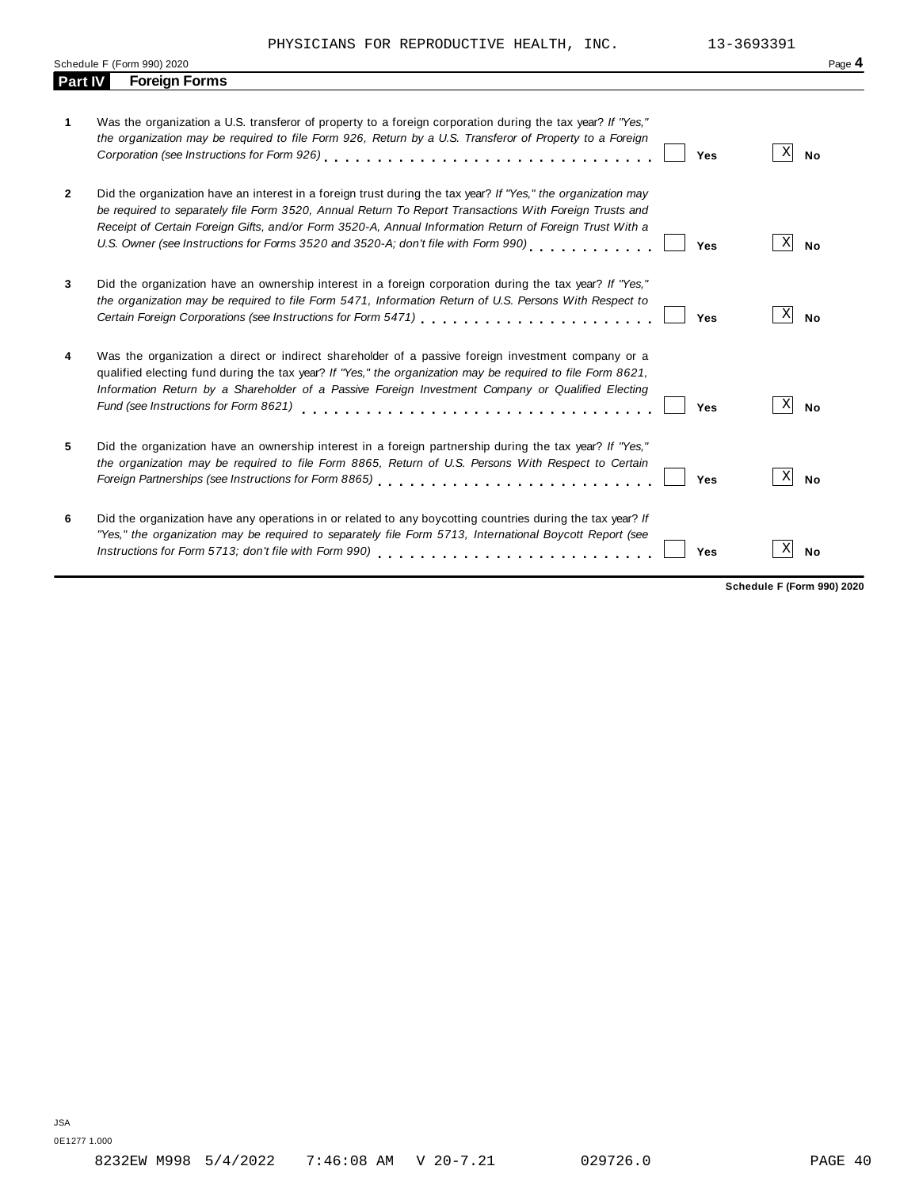PHYSICIANS FOR REPRODUCTIVE HEALTH, INC. 13-3693391

Schedule F (Form 990) 2020 Page **4**

## Part IV Foreign Forms

| | | Yes | No |
|---|---|---|---|
| **1** | Was the organization a U.S. transferor of property to a foreign corporation during the tax year? *If "Yes," the organization may be required to file Form 926, Return by a U.S. Transferor of Property to a Foreign Corporation (see Instructions for Form 926)* | ☐ | ☒ |
| **2** | Did the organization have an interest in a foreign trust during the tax year? *If "Yes," the organization may be required to separately file Form 3520, Annual Return To Report Transactions With Foreign Trusts and Receipt of Certain Foreign Gifts, and/or Form 3520-A, Annual Information Return of Foreign Trust With a U.S. Owner (see Instructions for Forms 3520 and 3520-A; don't file with Form 990)* | ☐ | ☒ |
| **3** | Did the organization have an ownership interest in a foreign corporation during the tax year? *If "Yes," the organization may be required to file Form 5471, Information Return of U.S. Persons With Respect to Certain Foreign Corporations (see Instructions for Form 5471)* | ☐ | ☒ |
| **4** | Was the organization a direct or indirect shareholder of a passive foreign investment company or a qualified electing fund during the tax year? *If "Yes," the organization may be required to file Form 8621, Information Return by a Shareholder of a Passive Foreign Investment Company or Qualified Electing Fund (see Instructions for Form 8621)* | ☐ | ☒ |
| **5** | Did the organization have an ownership interest in a foreign partnership during the tax year? *If "Yes," the organization may be required to file Form 8865, Return of U.S. Persons With Respect to Certain Foreign Partnerships (see Instructions for Form 8865)* | ☐ | ☒ |
| **6** | Did the organization have any operations in or related to any boycotting countries during the tax year? *If "Yes," the organization may be required to separately file Form 5713, International Boycott Report (see Instructions for Form 5713; don't file with Form 990)* | ☐ | ☒ |

**Schedule F (Form 990) 2020**

JSA
0E1277 1.000

8232EW M998 5/4/2022 7:46:08 AM V 20-7.21 029726.0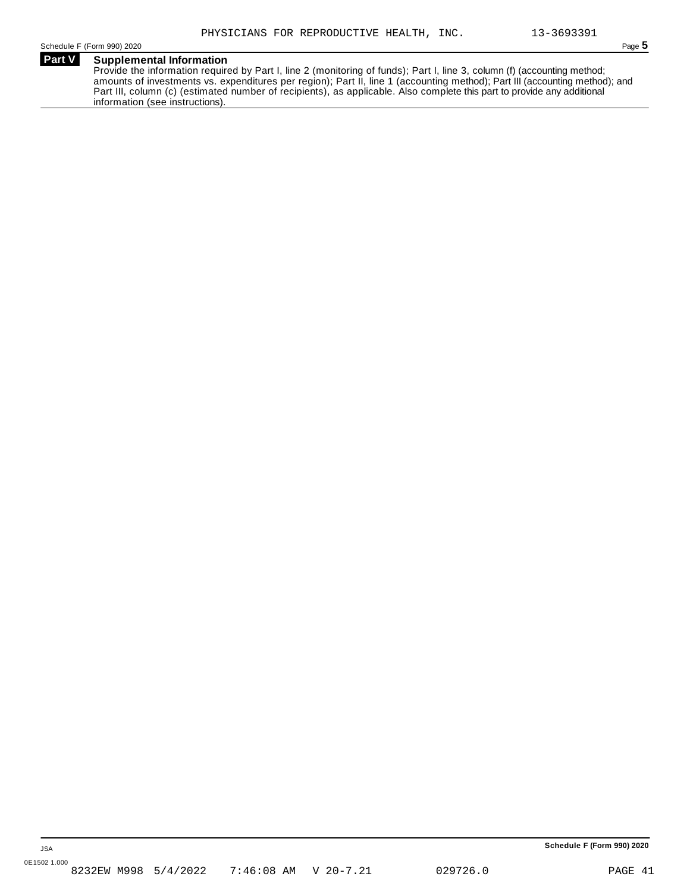PHYSICIANS FOR REPRODUCTIVE HEALTH, INC. 13-3693391

Schedule F (Form 990) 2020

## Part V Supplemental Information

Provide the information required by Part I, line 2 (monitoring of funds); Part I, line 3, column (f) (accounting method; amounts of investments vs. expenditures per region); Part II, line 1 (accounting method); Part III (accounting method); and Part III, column (c) (estimated number of recipients), as applicable. Also complete this part to provide any additional information (see instructions).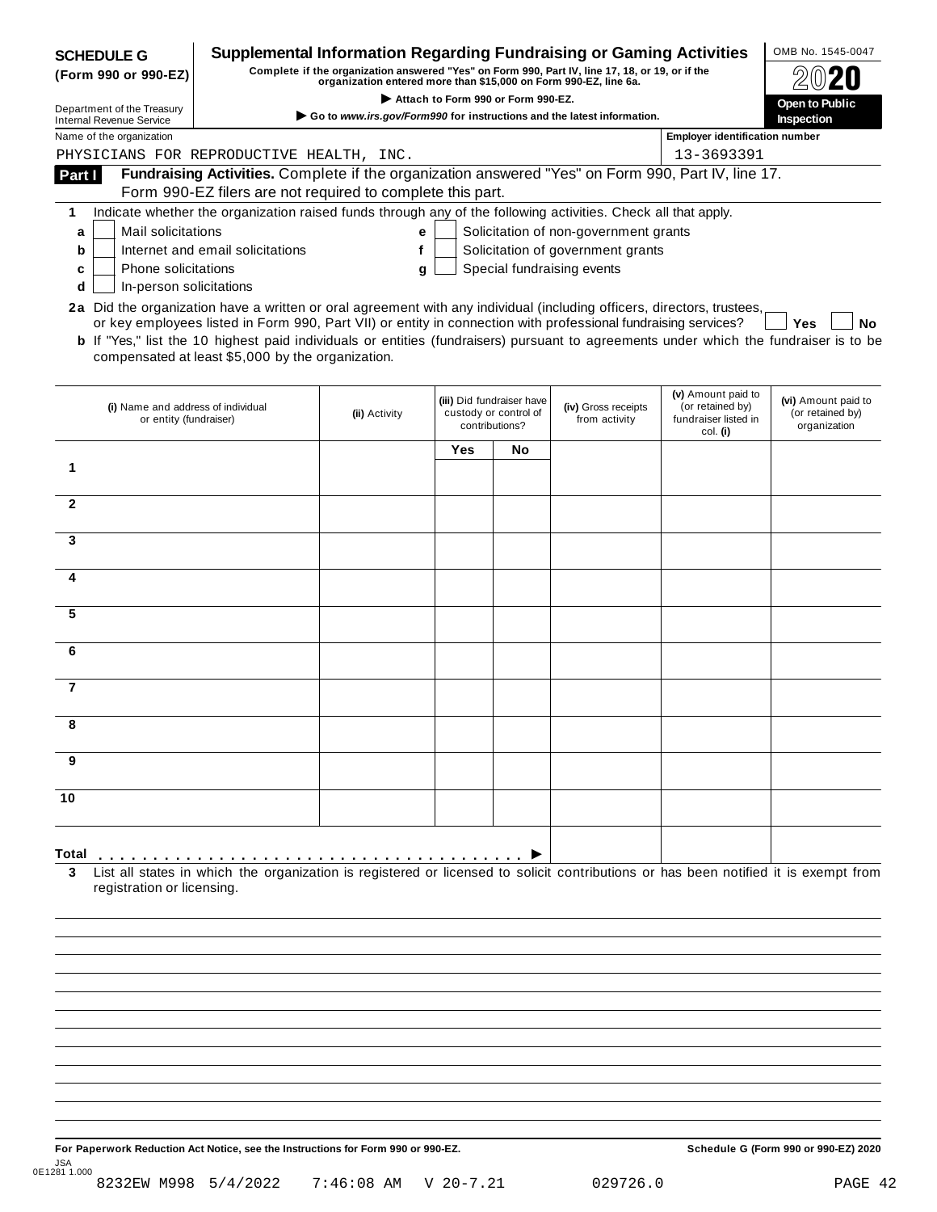**SCHEDULE G (Form 990 or 990-EZ)**

Department of the Treasury
Internal Revenue Service

# Supplemental Information Regarding Fundraising or Gaming Activities

**Complete if the organization answered "Yes" on Form 990, Part IV, line 17, 18, or 19, or if the organization entered more than $15,000 on Form 990-EZ, line 6a.**

▶ Attach to Form 990 or Form 990-EZ.

▶ Go to *www.irs.gov/Form990* for instructions and the latest information.

OMB No. 1545-0047

2020

**Open to Public Inspection**

Name of the organization: PHYSICIANS FOR REPRODUCTIVE HEALTH, INC.

Employer identification number: 13-3693391

## Part I Fundraising Activities. Complete if the organization answered "Yes" on Form 990, Part IV, line 17. Form 990-EZ filers are not required to complete this part.

**1** Indicate whether the organization raised funds through any of the following activities. Check all that apply.

- **a** ☐ Mail solicitations
- **b** ☐ Internet and email solicitations
- **c** ☐ Phone solicitations
- **d** ☐ In-person solicitations
- **e** ☐ Solicitation of non-government grants
- **f** ☐ Solicitation of government grants
- **g** ☐ Special fundraising events

**2a** Did the organization have a written or oral agreement with any individual (including officers, directors, trustees, or key employees listed in Form 990, Part VII) or entity in connection with professional fundraising services? ☐ **Yes** ☐ **No**

**b** If "Yes," list the 10 highest paid individuals or entities (fundraisers) pursuant to agreements under which the fundraiser is to be compensated at least $5,000 by the organization.

| | (i) Name and address of individual or entity (fundraiser) | (ii) Activity | (iii) Did fundraiser have custody or control of contributions? Yes | No | (iv) Gross receipts from activity | (v) Amount paid to (or retained by) fundraiser listed in col. (i) | (vi) Amount paid to (or retained by) organization |
|---|---|---|---|---|---|---|---|
| 1 | | | | | | | |
| 2 | | | | | | | |
| 3 | | | | | | | |
| 4 | | | | | | | |
| 5 | | | | | | | |
| 6 | | | | | | | |
| 7 | | | | | | | |
| 8 | | | | | | | |
| 9 | | | | | | | |
| 10 | | | | | | | |
| **Total** ▶ | | | | | | | |

**3** List all states in which the organization is registered or licensed to solicit contributions or has been notified it is exempt from registration or licensing.

**For Paperwork Reduction Act Notice, see the Instructions for Form 990 or 990-EZ.** **Schedule G (Form 990 or 990-EZ) 2020**

JSA 0E1281 1.000
8232EW M998 5/4/2022 7:46:08 AM V 20-7.21 029726.0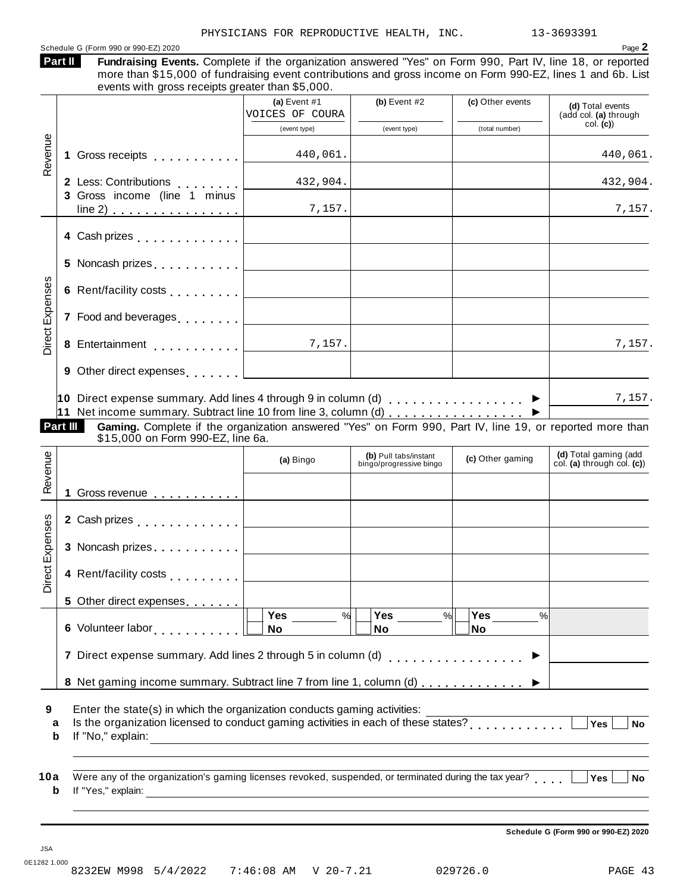PHYSICIANS FOR REPRODUCTIVE HEALTH, INC. 13-3693391

Schedule G (Form 990 or 990-EZ) 2020 Page **2**

**Part II** **Fundraising Events.** Complete if the organization answered "Yes" on Form 990, Part IV, line 18, or reported more than $15,000 of fundraising event contributions and gross income on Form 990-EZ, lines 1 and 6b. List events with gross receipts greater than $5,000.

| | | (a) Event #1 VOICES OF COURA (event type) | (b) Event #2 (event type) | (c) Other events (total number) | (d) Total events (add col. (a) through col. (c)) |
|---|---|---|---|---|---|
| Revenue | 1 Gross receipts | 440,061. | | | 440,061. |
| | 2 Less: Contributions | 432,904. | | | 432,904. |
| | 3 Gross income (line 1 minus line 2) | 7,157. | | | 7,157. |
| Direct Expenses | 4 Cash prizes | | | | |
| | 5 Noncash prizes | | | | |
| | 6 Rent/facility costs | | | | |
| | 7 Food and beverages | | | | |
| | 8 Entertainment | 7,157. | | | 7,157. |
| | 9 Other direct expenses | | | | |
| | 10 Direct expense summary. Add lines 4 through 9 in column (d) ▶ | | | | 7,157. |
| | 11 Net income summary. Subtract line 10 from line 3, column (d) ▶ | | | | |

**Part III** **Gaming.** Complete if the organization answered "Yes" on Form 990, Part IV, line 19, or reported more than $15,000 on Form 990-EZ, line 6a.

| | | (a) Bingo | (b) Pull tabs/instant bingo/progressive bingo | (c) Other gaming | (d) Total gaming (add col. (a) through col. (c)) |
|---|---|---|---|---|---|
| Revenue | 1 Gross revenue | | | | |
| Direct Expenses | 2 Cash prizes | | | | |
| | 3 Noncash prizes | | | | |
| | 4 Rent/facility costs | | | | |
| | 5 Other direct expenses | | | | |
| | 6 Volunteer labor | Yes ___ % No | Yes ___ % No | Yes ___ % No | |
| | 7 Direct expense summary. Add lines 2 through 5 in column (d) ▶ | | | | |
| | 8 Net gaming income summary. Subtract line 7 from line 1, column (d) ▶ | | | | |

**9** Enter the state(s) in which the organization conducts gaming activities: ____________________

**a** Is the organization licensed to conduct gaming activities in each of these states? ☐ Yes ☐ No

**b** If "No," explain: ____________________

**10a** Were any of the organization's gaming licenses revoked, suspended, or terminated during the tax year? ☐ Yes ☐ No

**b** If "Yes," explain: ____________________

**Schedule G (Form 990 or 990-EZ) 2020**

JSA
0E1282 1.000
8232EW M998 5/4/2022 7:46:08 AM V 20-7.21 029726.0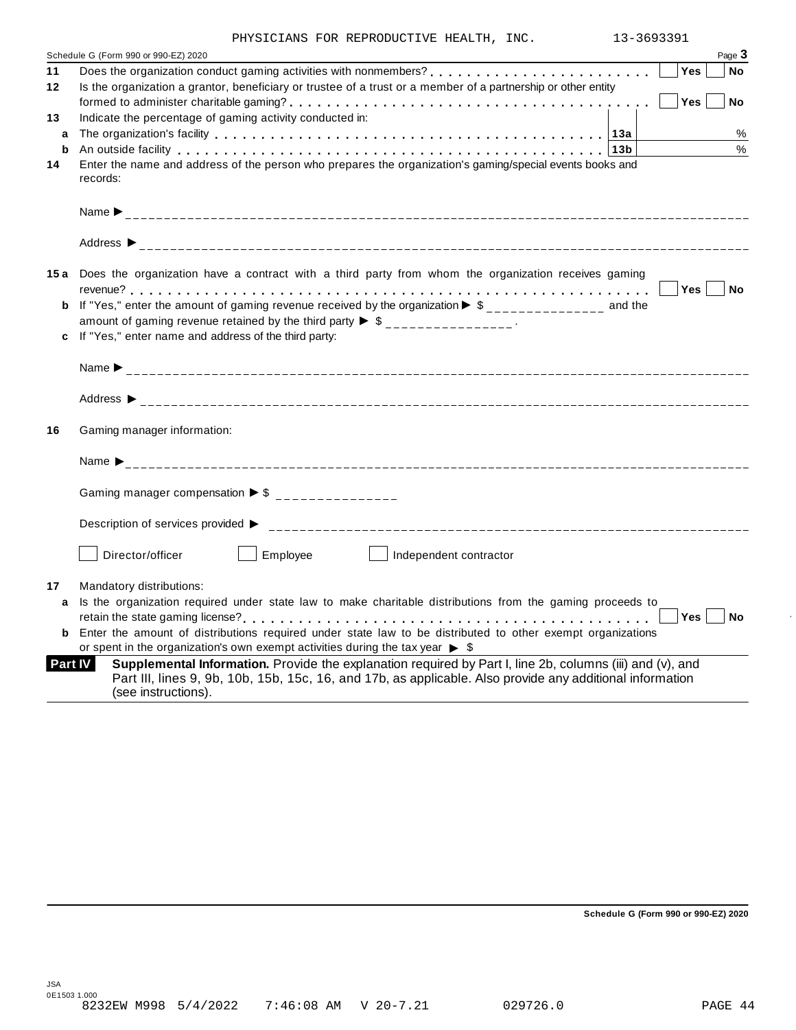PHYSICIANS FOR REPRODUCTIVE HEALTH, INC. 13-3693391

Schedule G (Form 990 or 990-EZ) 2020 Page **3**

**11** Does the organization conduct gaming activities with nonmembers? . . . . . . . . . . . . . . . . . . . . . . . . ☐ Yes ☐ No

**12** Is the organization a grantor, beneficiary or trustee of a trust or a member of a partnership or other entity formed to administer charitable gaming? . . . . . . . . . . . . . . . . . . . . . . . . . . . . . . . . . . . . . . . ☐ Yes ☐ No

**13** Indicate the percentage of gaming activity conducted in:

**a** The organization's facility . . . . . . . . . . . . . . . . . . . . . . . . . . . . . . . . . . . . . . . . **13a** ______ %

**b** An outside facility . . . . . . . . . . . . . . . . . . . . . . . . . . . . . . . . . . . . . . . . . . . . . . **13b** ______ %

**14** Enter the name and address of the person who prepares the organization's gaming/special events books and records:

Name ► ____________________

Address ► ____________________

**15 a** Does the organization have a contract with a third party from whom the organization receives gaming revenue? . . . . . . . . . . . . . . . . . . . . . . . . . . . . . . . . . . . . . . . . . . . . . . . . . . . . . . . . . . . . . . ☐ Yes ☐ No

**b** If "Yes," enter the amount of gaming revenue received by the organization ► $ ______________ and the amount of gaming revenue retained by the third party ► $ ______________ .

**c** If "Yes," enter name and address of the third party:

Name ► ____________________

Address ► ____________________

**16** Gaming manager information:

Name ► ____________________

Gaming manager compensation ► $ ______________

Description of services provided ► ____________________

☐ Director/officer ☐ Employee ☐ Independent contractor

**17** Mandatory distributions:

**a** Is the organization required under state law to make charitable distributions from the gaming proceeds to retain the state gaming license? . . . . . . . . . . . . . . . . . . . . . . . . . . . . . . . . . . . . . . . . . . . . . . ☐ Yes ☐ No

**b** Enter the amount of distributions required under state law to be distributed to other exempt organizations or spent in the organization's own exempt activities during the tax year ► $

**Part IV** **Supplemental Information.** Provide the explanation required by Part I, line 2b, columns (iii) and (v), and Part III, lines 9, 9b, 10b, 15b, 15c, 16, and 17b, as applicable. Also provide any additional information (see instructions).

**Schedule G (Form 990 or 990-EZ) 2020**

JSA 0E1503 1.000

8232EW M998 5/4/2022 7:46:08 AM V 20-7.21 029726.0 PAGE 44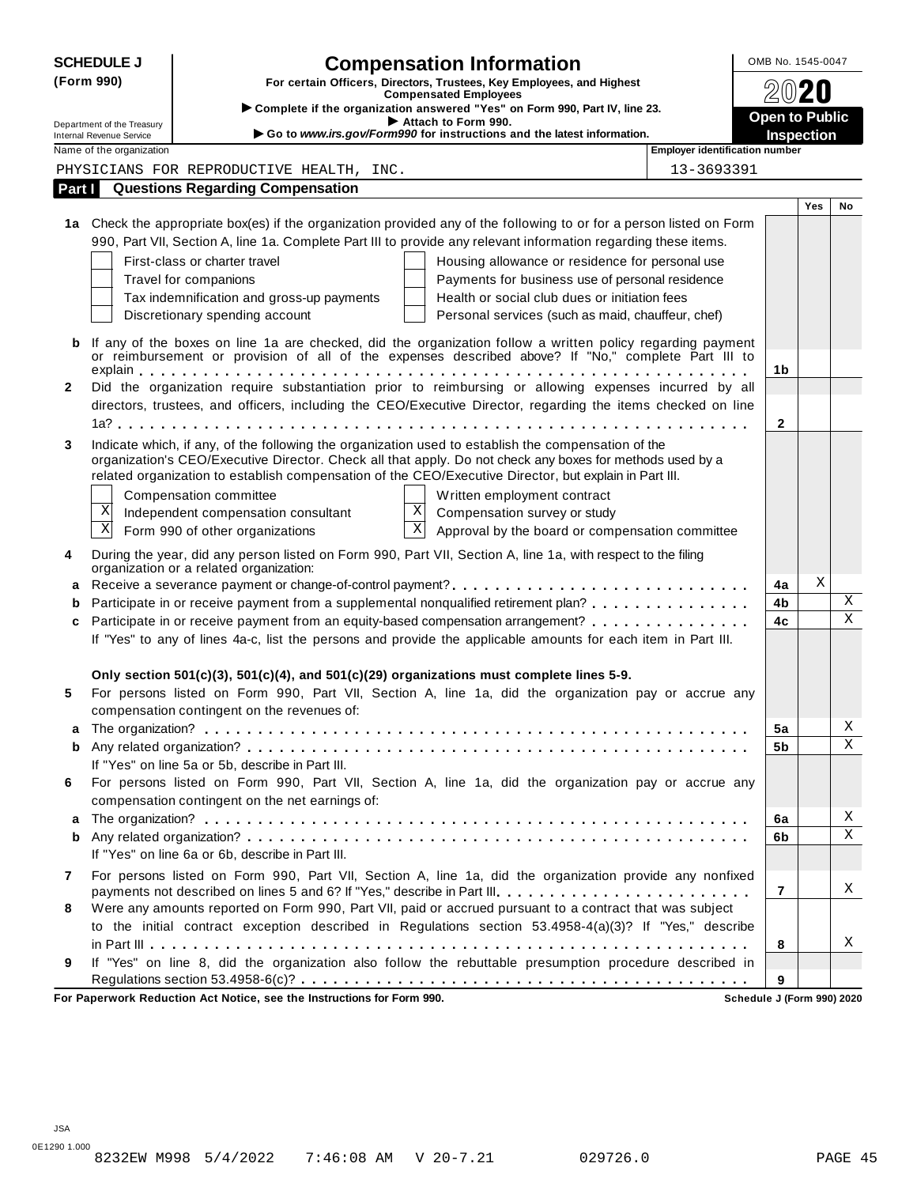**SCHEDULE J (Form 990)**

# Compensation Information

**For certain Officers, Directors, Trustees, Key Employees, and Highest Compensated Employees**

▶ Complete if the organization answered "Yes" on Form 990, Part IV, line 23.

▶ Attach to Form 990.

▶ Go to *www.irs.gov/Form990* for instructions and the latest information.

Department of the Treasury
Internal Revenue Service

OMB No. 1545-0047

**2020**

**Open to Public Inspection**

Name of the organization: PHYSICIANS FOR REPRODUCTIVE HEALTH, INC.

Employer identification number: 13-3693391

## Part I Questions Regarding Compensation

| | | Line | Yes | No |
|---|---|---|---|---|
| **1a** | Check the appropriate box(es) if the organization provided any of the following to or for a person listed on Form 990, Part VII, Section A, line 1a. Complete Part III to provide any relevant information regarding these items.<br>☐ First-class or charter travel ☐ Housing allowance or residence for personal use<br>☐ Travel for companions ☐ Payments for business use of personal residence<br>☐ Tax indemnification and gross-up payments ☐ Health or social club dues or initiation fees<br>☐ Discretionary spending account ☐ Personal services (such as maid, chauffeur, chef) | | | |
| **b** | If any of the boxes on line 1a are checked, did the organization follow a written policy regarding payment or reimbursement or provision of all of the expenses described above? If "No," complete Part III to explain | 1b | | |
| **2** | Did the organization require substantiation prior to reimbursing or allowing expenses incurred by all directors, trustees, and officers, including the CEO/Executive Director, regarding the items checked on line 1a? | 2 | | |
| **3** | Indicate which, if any, of the following the organization used to establish the compensation of the organization's CEO/Executive Director. Check all that apply. Do not check any boxes for methods used by a related organization to establish compensation of the CEO/Executive Director, but explain in Part III.<br>☐ Compensation committee ☐ Written employment contract<br>☒ Independent compensation consultant ☒ Compensation survey or study<br>☒ Form 990 of other organizations ☒ Approval by the board or compensation committee | | | |
| **4** | During the year, did any person listed on Form 990, Part VII, Section A, line 1a, with respect to the filing organization or a related organization: | | | |
| **a** | Receive a severance payment or change-of-control payment? | 4a | X | |
| **b** | Participate in or receive payment from a supplemental nonqualified retirement plan? | 4b | | X |
| **c** | Participate in or receive payment from an equity-based compensation arrangement? | 4c | | X |
| | If "Yes" to any of lines 4a-c, list the persons and provide the applicable amounts for each item in Part III. | | | |
| | **Only section 501(c)(3), 501(c)(4), and 501(c)(29) organizations must complete lines 5-9.** | | | |
| **5** | For persons listed on Form 990, Part VII, Section A, line 1a, did the organization pay or accrue any compensation contingent on the revenues of: | | | |
| **a** | The organization? | 5a | | X |
| **b** | Any related organization? | 5b | | X |
| | If "Yes" on line 5a or 5b, describe in Part III. | | | |
| **6** | For persons listed on Form 990, Part VII, Section A, line 1a, did the organization pay or accrue any compensation contingent on the net earnings of: | | | |
| **a** | The organization? | 6a | | X |
| **b** | Any related organization? | 6b | | X |
| | If "Yes" on line 6a or 6b, describe in Part III. | | | |
| **7** | For persons listed on Form 990, Part VII, Section A, line 1a, did the organization provide any nonfixed payments not described on lines 5 and 6? If "Yes," describe in Part III. | 7 | | X |
| **8** | Were any amounts reported on Form 990, Part VII, paid or accrued pursuant to a contract that was subject to the initial contract exception described in Regulations section 53.4958-4(a)(3)? If "Yes," describe in Part III | 8 | | X |
| **9** | If "Yes" on line 8, did the organization also follow the rebuttable presumption procedure described in Regulations section 53.4958-6(c)? | 9 | | |

**For Paperwork Reduction Act Notice, see the Instructions for Form 990.**

**Schedule J (Form 990) 2020**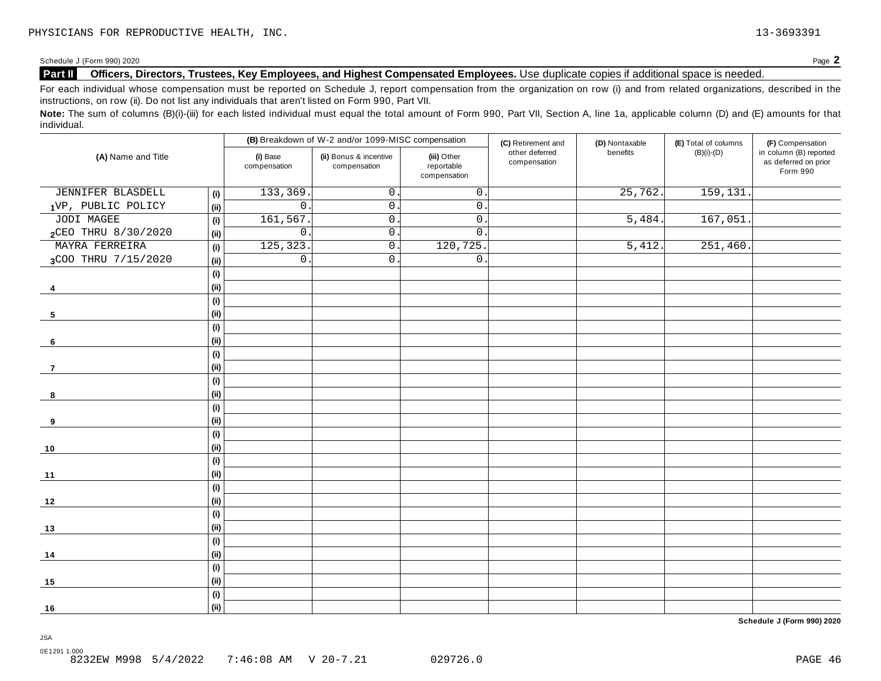PHYSICIANS FOR REPRODUCTIVE HEALTH, INC. 13-3693391

Schedule J (Form 990) 2020 Page **2**

## Part II Officers, Directors, Trustees, Key Employees, and Highest Compensated Employees. Use duplicate copies if additional space is needed.

For each individual whose compensation must be reported on Schedule J, report compensation from the organization on row (i) and from related organizations, described in the instructions, on row (ii). Do not list any individuals that aren't listed on Form 990, Part VII.

**Note:** The sum of columns (B)(i)-(iii) for each listed individual must equal the total amount of Form 990, Part VII, Section A, line 1a, applicable column (D) and (E) amounts for that individual.

| (A) Name and Title | | (B) Breakdown of W-2 and/or 1099-MISC compensation | | | (C) Retirement and other deferred compensation | (D) Nontaxable benefits | (E) Total of columns (B)(i)-(D) | (F) Compensation in column (B) reported as deferred on prior Form 990 |
|---|---|---|---|---|---|---|---|---|
| | | (i) Base compensation | (ii) Bonus & incentive compensation | (iii) Other reportable compensation | | | | |
| JENNIFER BLASDELL | (i) | 133,369. | 0. | 0. | | 25,762. | 159,131. | |
| 1 VP, PUBLIC POLICY | (ii) | 0. | 0. | 0. | | | | |
| JODI MAGEE | (i) | 161,567. | 0. | 0. | | 5,484. | 167,051. | |
| 2 CEO THRU 8/30/2020 | (ii) | 0. | 0. | 0. | | | | |
| MAYRA FERREIRA | (i) | 125,323. | 0. | 120,725. | | 5,412. | 251,460. | |
| 3 COO THRU 7/15/2020 | (ii) | 0. | 0. | 0. | | | | |
| | (i) | | | | | | | |
| 4 | (ii) | | | | | | | |
| | (i) | | | | | | | |
| 5 | (ii) | | | | | | | |
| | (i) | | | | | | | |
| 6 | (ii) | | | | | | | |
| | (i) | | | | | | | |
| 7 | (ii) | | | | | | | |
| | (i) | | | | | | | |
| 8 | (ii) | | | | | | | |
| | (i) | | | | | | | |
| 9 | (ii) | | | | | | | |
| | (i) | | | | | | | |
| 10 | (ii) | | | | | | | |
| | (i) | | | | | | | |
| 11 | (ii) | | | | | | | |
| | (i) | | | | | | | |
| 12 | (ii) | | | | | | | |
| | (i) | | | | | | | |
| 13 | (ii) | | | | | | | |
| | (i) | | | | | | | |
| 14 | (ii) | | | | | | | |
| | (i) | | | | | | | |
| 15 | (ii) | | | | | | | |
| | (i) | | | | | | | |
| 16 | (ii) | | | | | | | |

**Schedule J (Form 990) 2020**

JSA
0E1291 1.000
8232EW M998 5/4/2022 7:46:08 AM V 20-7.21 029726.0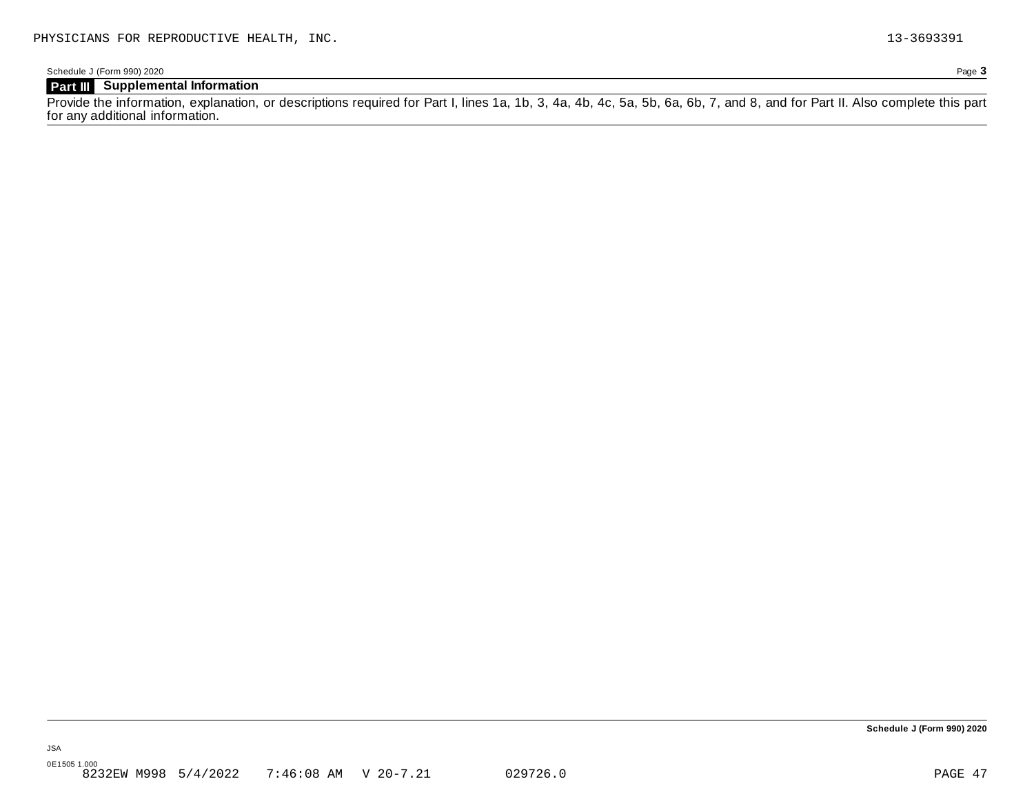## Part III Supplemental Information

Provide the information, explanation, or descriptions required for Part I, lines 1a, 1b, 3, 4a, 4b, 4c, 5a, 5b, 6a, 6b, 7, and 8, and for Part II. Also complete this part for any additional information.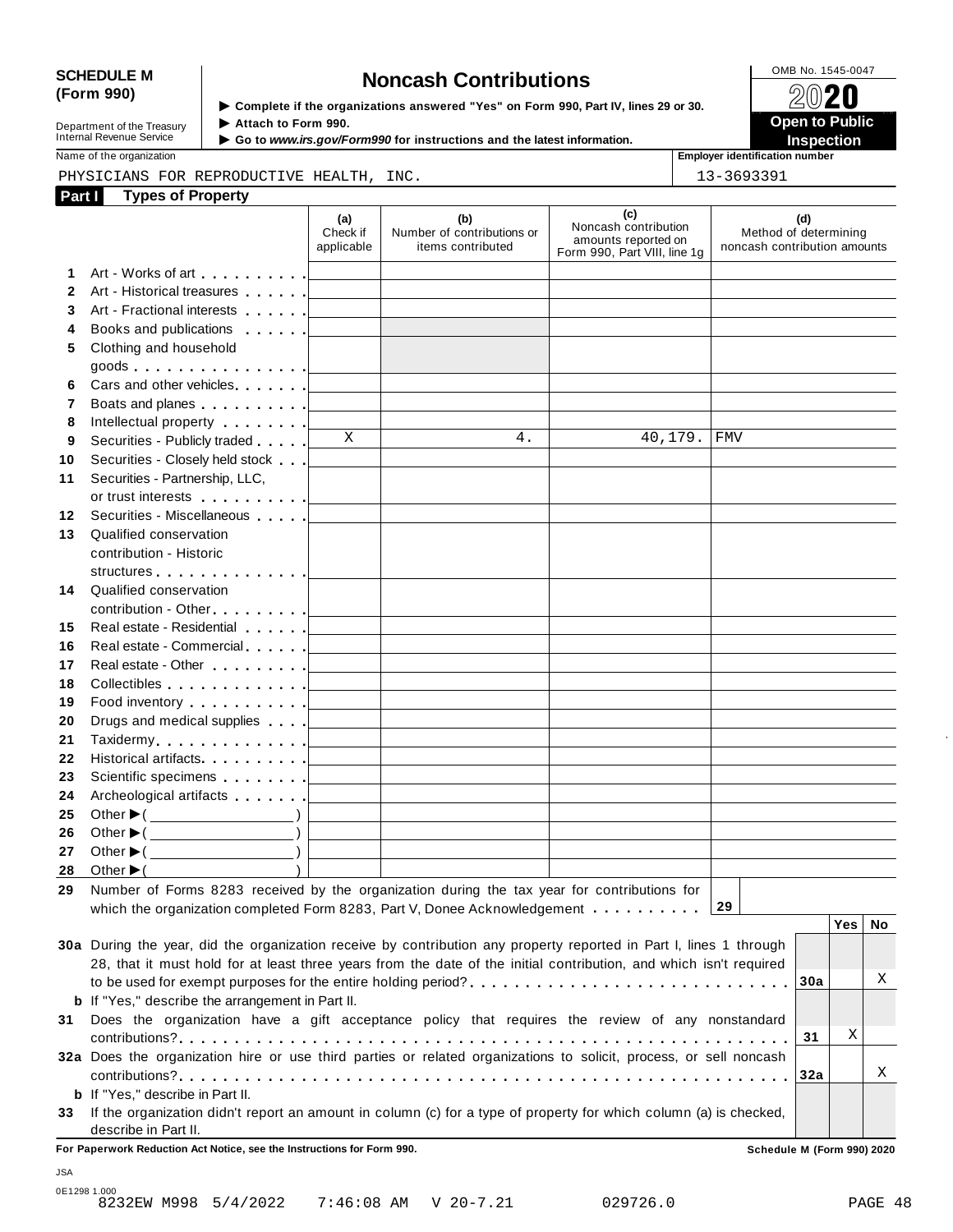**SCHEDULE M (Form 990)**

Department of the Treasury
Internal Revenue Service

# Noncash Contributions

▶ Complete if the organizations answered "Yes" on Form 990, Part IV, lines 29 or 30.
▶ Attach to Form 990.
▶ Go to *www.irs.gov/Form990* for instructions and the latest information.

OMB No. 1545-0047

**2020**

**Open to Public Inspection**

Name of the organization: PHYSICIANS FOR REPRODUCTIVE HEALTH, INC.

Employer identification number: 13-3693391

## Part I Types of Property

| | | (a) Check if applicable | (b) Number of contributions or items contributed | (c) Noncash contribution amounts reported on Form 990, Part VIII, line 1g | (d) Method of determining noncash contribution amounts |
|---|---|---|---|---|---|
| 1 | Art - Works of art | | | | |
| 2 | Art - Historical treasures | | | | |
| 3 | Art - Fractional interests | | | | |
| 4 | Books and publications | | | | |
| 5 | Clothing and household goods | | | | |
| 6 | Cars and other vehicles | | | | |
| 7 | Boats and planes | | | | |
| 8 | Intellectual property | | | | |
| 9 | Securities - Publicly traded | X | 4. | 40,179. | FMV |
| 10 | Securities - Closely held stock | | | | |
| 11 | Securities - Partnership, LLC, or trust interests | | | | |
| 12 | Securities - Miscellaneous | | | | |
| 13 | Qualified conservation contribution - Historic structures | | | | |
| 14 | Qualified conservation contribution - Other | | | | |
| 15 | Real estate - Residential | | | | |
| 16 | Real estate - Commercial | | | | |
| 17 | Real estate - Other | | | | |
| 18 | Collectibles | | | | |
| 19 | Food inventory | | | | |
| 20 | Drugs and medical supplies | | | | |
| 21 | Taxidermy | | | | |
| 22 | Historical artifacts | | | | |
| 23 | Scientific specimens | | | | |
| 24 | Archeological artifacts | | | | |
| 25 | Other ▶ ( ) | | | | |
| 26 | Other ▶ ( ) | | | | |
| 27 | Other ▶ ( ) | | | | |
| 28 | Other ▶ ( ) | | | | |

**29** Number of Forms 8283 received by the organization during the tax year for contributions for which the organization completed Form 8283, Part V, Donee Acknowledgement . . . . . . . . . . **29**

| | | | Yes | No |
|---|---|---|---|---|
| 30a | During the year, did the organization receive by contribution any property reported in Part I, lines 1 through 28, that it must hold for at least three years from the date of the initial contribution, and which isn't required to be used for exempt purposes for the entire holding period? | 30a | | X |
| b | If "Yes," describe the arrangement in Part II. | | | |
| 31 | Does the organization have a gift acceptance policy that requires the review of any nonstandard contributions? | 31 | X | |
| 32a | Does the organization hire or use third parties or related organizations to solicit, process, or sell noncash contributions? | 32a | | X |
| b | If "Yes," describe in Part II. | | | |
| 33 | If the organization didn't report an amount in column (c) for a type of property for which column (a) is checked, describe in Part II. | | | |

**For Paperwork Reduction Act Notice, see the Instructions for Form 990.** **Schedule M (Form 990) 2020**

JSA
0E1298 1.000
8232EW M998 5/4/2022 7:46:08 AM V 20-7.21 029726.0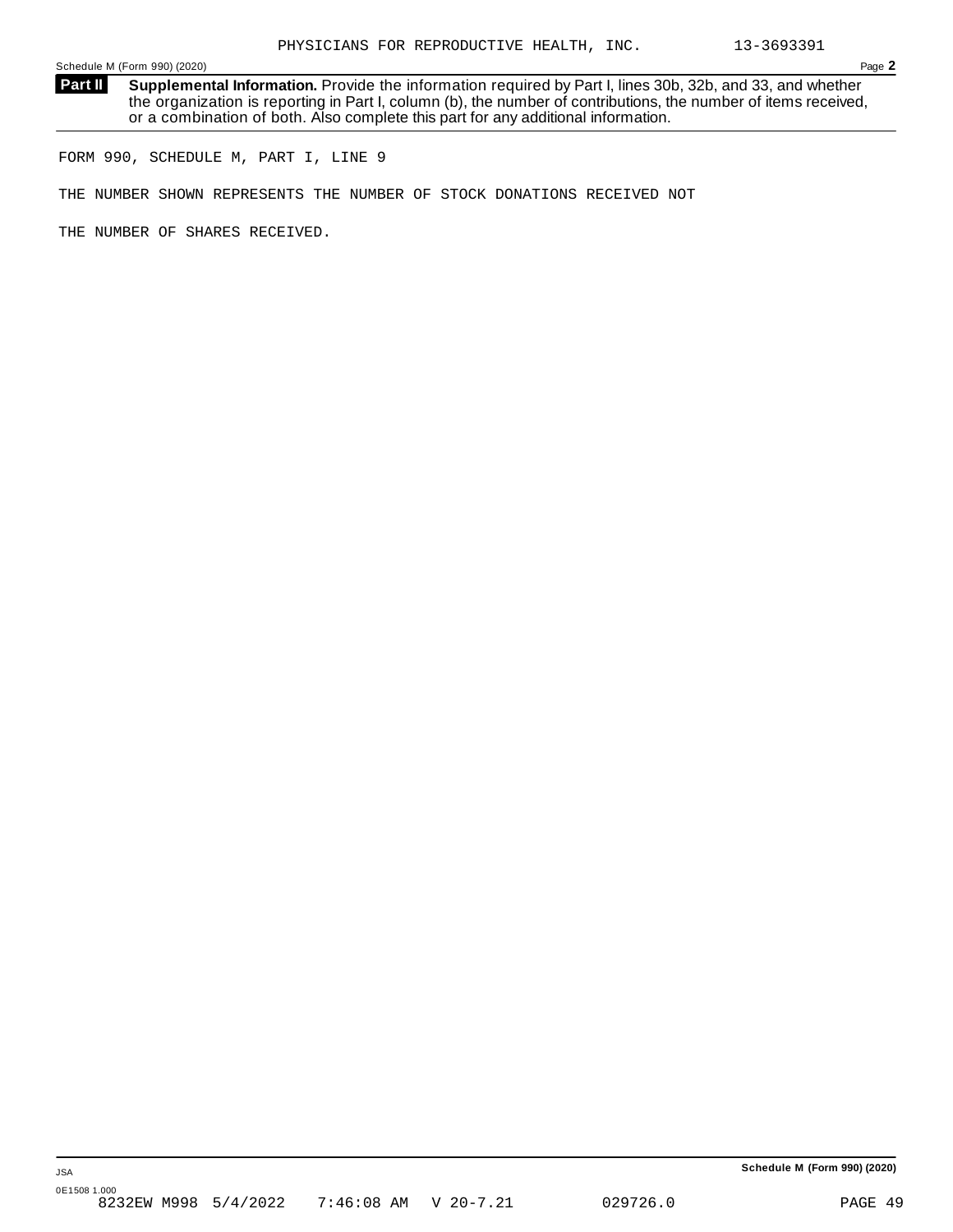**Part II** **Supplemental Information.** Provide the information required by Part I, lines 30b, 32b, and 33, and whether the organization is reporting in Part I, column (b), the number of contributions, the number of items received, or a combination of both. Also complete this part for any additional information.

FORM 990, SCHEDULE M, PART I, LINE 9

THE NUMBER SHOWN REPRESENTS THE NUMBER OF STOCK DONATIONS RECEIVED NOT

THE NUMBER OF SHARES RECEIVED.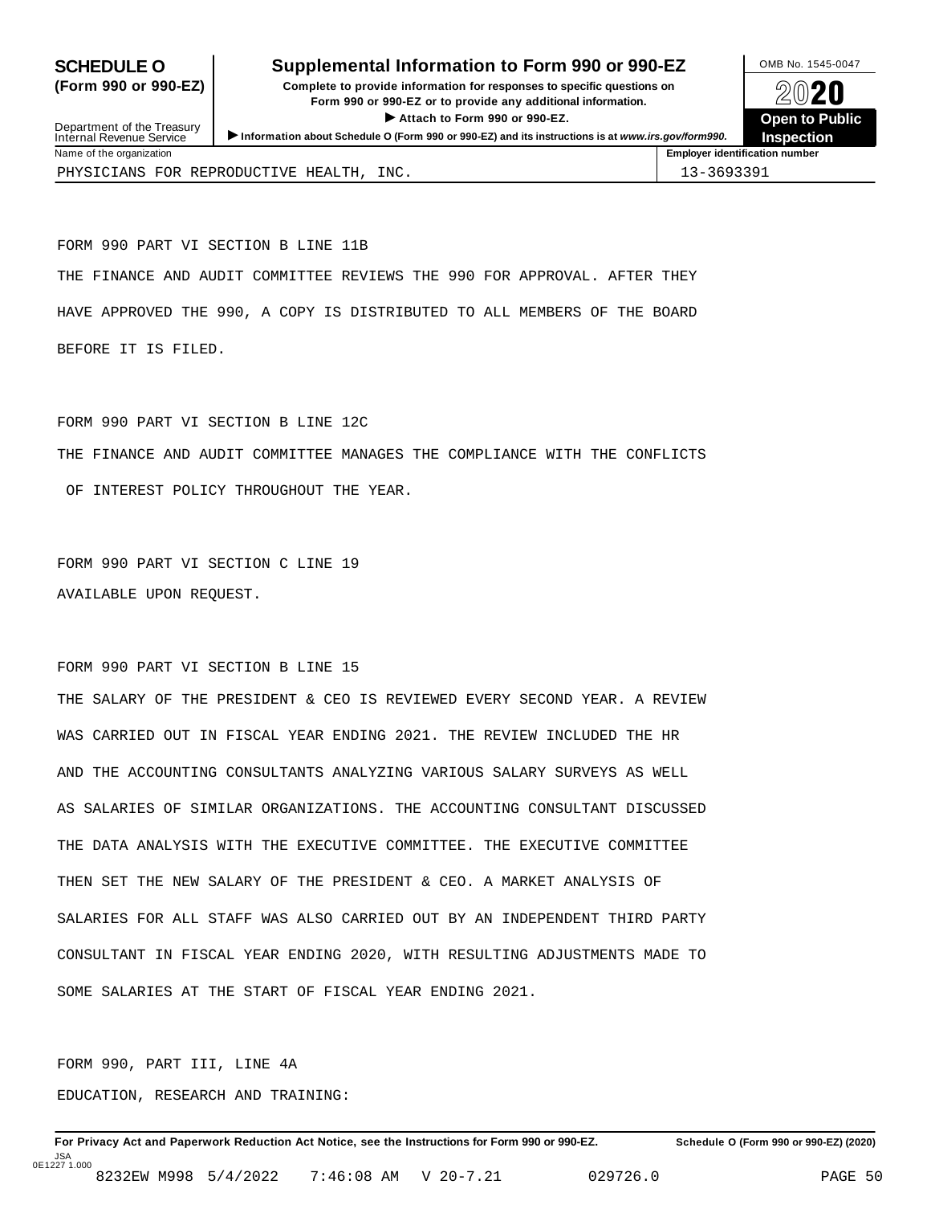**SCHEDULE O (Form 990 or 990-EZ)**

Department of the Treasury
Internal Revenue Service

# Supplemental Information to Form 990 or 990-EZ

**Complete to provide information for responses to specific questions on Form 990 or 990-EZ or to provide any additional information.**

▶ **Attach to Form 990 or 990-EZ.**

▶ **Information about Schedule O (Form 990 or 990-EZ) and its instructions is at *www.irs.gov/form990.***

OMB No. 1545-0047

**2020**

**Open to Public Inspection**

| Name of the organization | Employer identification number |
|---|---|
| PHYSICIANS FOR REPRODUCTIVE HEALTH, INC. | 13-3693391 |

FORM 990 PART VI SECTION B LINE 11B

THE FINANCE AND AUDIT COMMITTEE REVIEWS THE 990 FOR APPROVAL. AFTER THEY HAVE APPROVED THE 990, A COPY IS DISTRIBUTED TO ALL MEMBERS OF THE BOARD BEFORE IT IS FILED.

FORM 990 PART VI SECTION B LINE 12C

THE FINANCE AND AUDIT COMMITTEE MANAGES THE COMPLIANCE WITH THE CONFLICTS OF INTEREST POLICY THROUGHOUT THE YEAR.

FORM 990 PART VI SECTION C LINE 19

AVAILABLE UPON REQUEST.

FORM 990 PART VI SECTION B LINE 15

THE SALARY OF THE PRESIDENT & CEO IS REVIEWED EVERY SECOND YEAR. A REVIEW WAS CARRIED OUT IN FISCAL YEAR ENDING 2021. THE REVIEW INCLUDED THE HR AND THE ACCOUNTING CONSULTANTS ANALYZING VARIOUS SALARY SURVEYS AS WELL AS SALARIES OF SIMILAR ORGANIZATIONS. THE ACCOUNTING CONSULTANT DISCUSSED THE DATA ANALYSIS WITH THE EXECUTIVE COMMITTEE. THE EXECUTIVE COMMITTEE THEN SET THE NEW SALARY OF THE PRESIDENT & CEO. A MARKET ANALYSIS OF SALARIES FOR ALL STAFF WAS ALSO CARRIED OUT BY AN INDEPENDENT THIRD PARTY CONSULTANT IN FISCAL YEAR ENDING 2020, WITH RESULTING ADJUSTMENTS MADE TO SOME SALARIES AT THE START OF FISCAL YEAR ENDING 2021.

FORM 990, PART III, LINE 4A

EDUCATION, RESEARCH AND TRAINING:

**For Privacy Act and Paperwork Reduction Act Notice, see the Instructions for Form 990 or 990-EZ.** **Schedule O (Form 990 or 990-EZ) (2020)**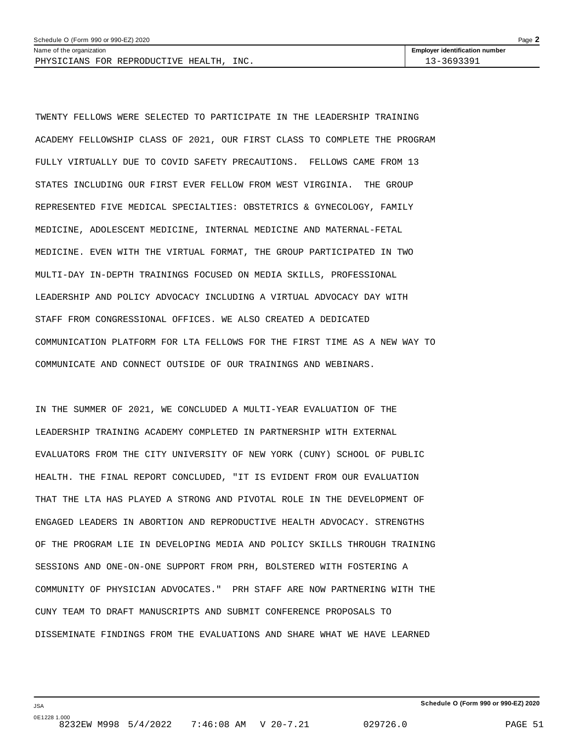TWENTY FELLOWS WERE SELECTED TO PARTICIPATE IN THE LEADERSHIP TRAINING ACADEMY FELLOWSHIP CLASS OF 2021, OUR FIRST CLASS TO COMPLETE THE PROGRAM FULLY VIRTUALLY DUE TO COVID SAFETY PRECAUTIONS. FELLOWS CAME FROM 13 STATES INCLUDING OUR FIRST EVER FELLOW FROM WEST VIRGINIA. THE GROUP REPRESENTED FIVE MEDICAL SPECIALTIES: OBSTETRICS & GYNECOLOGY, FAMILY MEDICINE, ADOLESCENT MEDICINE, INTERNAL MEDICINE AND MATERNAL-FETAL MEDICINE. EVEN WITH THE VIRTUAL FORMAT, THE GROUP PARTICIPATED IN TWO MULTI-DAY IN-DEPTH TRAININGS FOCUSED ON MEDIA SKILLS, PROFESSIONAL LEADERSHIP AND POLICY ADVOCACY INCLUDING A VIRTUAL ADVOCACY DAY WITH STAFF FROM CONGRESSIONAL OFFICES. WE ALSO CREATED A DEDICATED COMMUNICATION PLATFORM FOR LTA FELLOWS FOR THE FIRST TIME AS A NEW WAY TO COMMUNICATE AND CONNECT OUTSIDE OF OUR TRAININGS AND WEBINARS.

IN THE SUMMER OF 2021, WE CONCLUDED A MULTI-YEAR EVALUATION OF THE LEADERSHIP TRAINING ACADEMY COMPLETED IN PARTNERSHIP WITH EXTERNAL EVALUATORS FROM THE CITY UNIVERSITY OF NEW YORK (CUNY) SCHOOL OF PUBLIC HEALTH. THE FINAL REPORT CONCLUDED, "IT IS EVIDENT FROM OUR EVALUATION THAT THE LTA HAS PLAYED A STRONG AND PIVOTAL ROLE IN THE DEVELOPMENT OF ENGAGED LEADERS IN ABORTION AND REPRODUCTIVE HEALTH ADVOCACY. STRENGTHS OF THE PROGRAM LIE IN DEVELOPING MEDIA AND POLICY SKILLS THROUGH TRAINING SESSIONS AND ONE-ON-ONE SUPPORT FROM PRH, BOLSTERED WITH FOSTERING A COMMUNITY OF PHYSICIAN ADVOCATES." PRH STAFF ARE NOW PARTNERING WITH THE CUNY TEAM TO DRAFT MANUSCRIPTS AND SUBMIT CONFERENCE PROPOSALS TO DISSEMINATE FINDINGS FROM THE EVALUATIONS AND SHARE WHAT WE HAVE LEARNED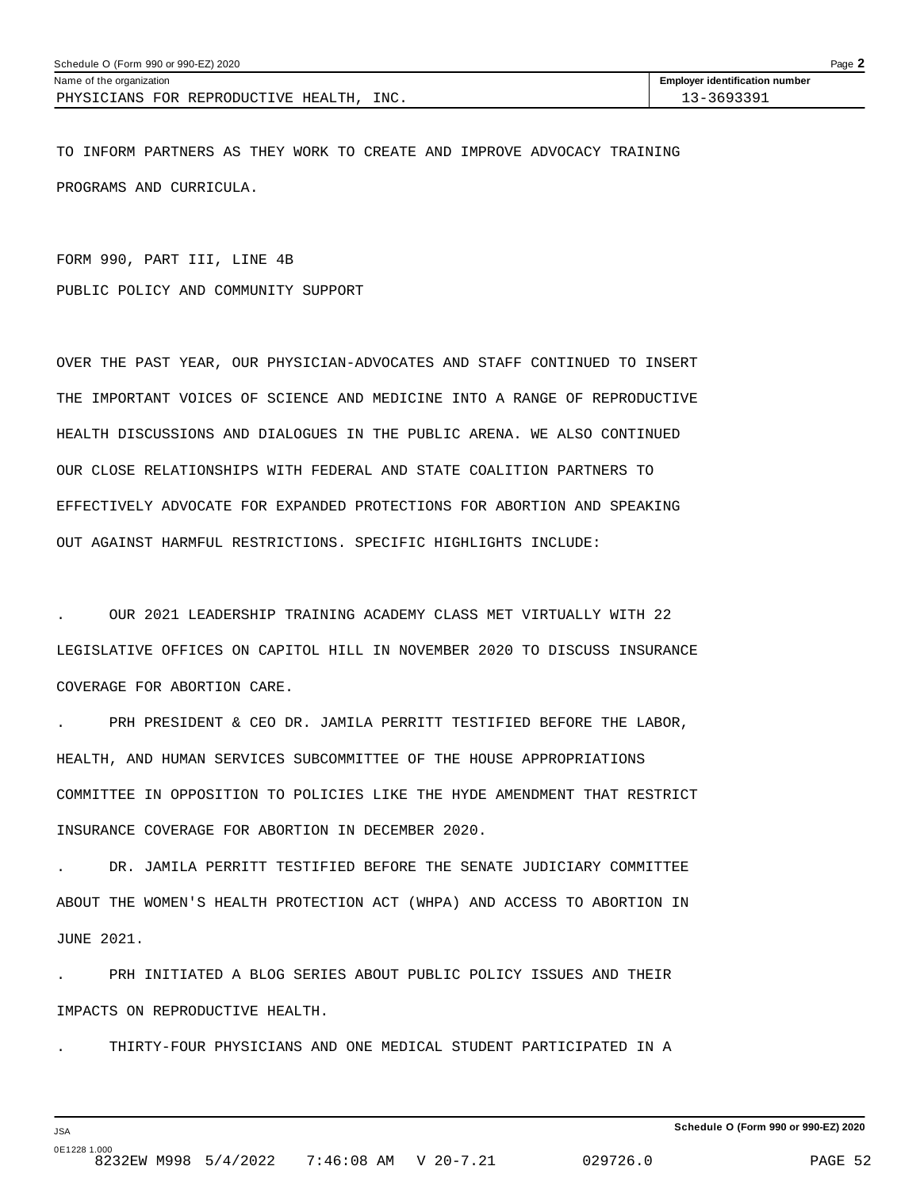TO INFORM PARTNERS AS THEY WORK TO CREATE AND IMPROVE ADVOCACY TRAINING PROGRAMS AND CURRICULA.

FORM 990, PART III, LINE 4B

PUBLIC POLICY AND COMMUNITY SUPPORT

OVER THE PAST YEAR, OUR PHYSICIAN-ADVOCATES AND STAFF CONTINUED TO INSERT THE IMPORTANT VOICES OF SCIENCE AND MEDICINE INTO A RANGE OF REPRODUCTIVE HEALTH DISCUSSIONS AND DIALOGUES IN THE PUBLIC ARENA. WE ALSO CONTINUED OUR CLOSE RELATIONSHIPS WITH FEDERAL AND STATE COALITION PARTNERS TO EFFECTIVELY ADVOCATE FOR EXPANDED PROTECTIONS FOR ABORTION AND SPEAKING OUT AGAINST HARMFUL RESTRICTIONS. SPECIFIC HIGHLIGHTS INCLUDE:

. OUR 2021 LEADERSHIP TRAINING ACADEMY CLASS MET VIRTUALLY WITH 22 LEGISLATIVE OFFICES ON CAPITOL HILL IN NOVEMBER 2020 TO DISCUSS INSURANCE COVERAGE FOR ABORTION CARE.

. PRH PRESIDENT & CEO DR. JAMILA PERRITT TESTIFIED BEFORE THE LABOR, HEALTH, AND HUMAN SERVICES SUBCOMMITTEE OF THE HOUSE APPROPRIATIONS COMMITTEE IN OPPOSITION TO POLICIES LIKE THE HYDE AMENDMENT THAT RESTRICT INSURANCE COVERAGE FOR ABORTION IN DECEMBER 2020.

. DR. JAMILA PERRITT TESTIFIED BEFORE THE SENATE JUDICIARY COMMITTEE ABOUT THE WOMEN'S HEALTH PROTECTION ACT (WHPA) AND ACCESS TO ABORTION IN JUNE 2021.

. PRH INITIATED A BLOG SERIES ABOUT PUBLIC POLICY ISSUES AND THEIR IMPACTS ON REPRODUCTIVE HEALTH.

. THIRTY-FOUR PHYSICIANS AND ONE MEDICAL STUDENT PARTICIPATED IN A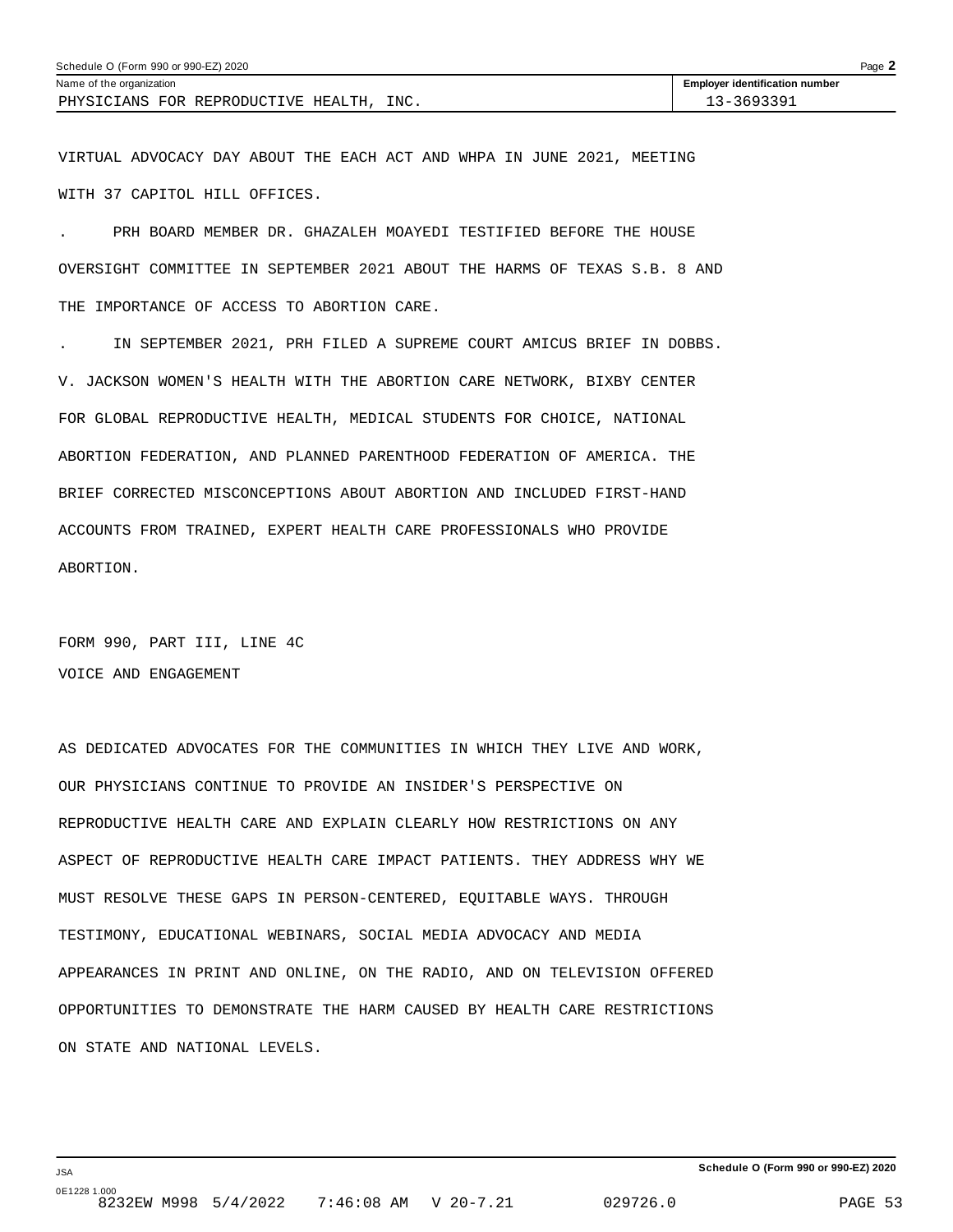VIRTUAL ADVOCACY DAY ABOUT THE EACH ACT AND WHPA IN JUNE 2021, MEETING WITH 37 CAPITOL HILL OFFICES.

. PRH BOARD MEMBER DR. GHAZALEH MOAYEDI TESTIFIED BEFORE THE HOUSE OVERSIGHT COMMITTEE IN SEPTEMBER 2021 ABOUT THE HARMS OF TEXAS S.B. 8 AND THE IMPORTANCE OF ACCESS TO ABORTION CARE.

. IN SEPTEMBER 2021, PRH FILED A SUPREME COURT AMICUS BRIEF IN DOBBS. V. JACKSON WOMEN'S HEALTH WITH THE ABORTION CARE NETWORK, BIXBY CENTER FOR GLOBAL REPRODUCTIVE HEALTH, MEDICAL STUDENTS FOR CHOICE, NATIONAL ABORTION FEDERATION, AND PLANNED PARENTHOOD FEDERATION OF AMERICA. THE BRIEF CORRECTED MISCONCEPTIONS ABOUT ABORTION AND INCLUDED FIRST-HAND ACCOUNTS FROM TRAINED, EXPERT HEALTH CARE PROFESSIONALS WHO PROVIDE ABORTION.

FORM 990, PART III, LINE 4C

VOICE AND ENGAGEMENT

AS DEDICATED ADVOCATES FOR THE COMMUNITIES IN WHICH THEY LIVE AND WORK, OUR PHYSICIANS CONTINUE TO PROVIDE AN INSIDER'S PERSPECTIVE ON REPRODUCTIVE HEALTH CARE AND EXPLAIN CLEARLY HOW RESTRICTIONS ON ANY ASPECT OF REPRODUCTIVE HEALTH CARE IMPACT PATIENTS. THEY ADDRESS WHY WE MUST RESOLVE THESE GAPS IN PERSON-CENTERED, EQUITABLE WAYS. THROUGH TESTIMONY, EDUCATIONAL WEBINARS, SOCIAL MEDIA ADVOCACY AND MEDIA APPEARANCES IN PRINT AND ONLINE, ON THE RADIO, AND ON TELEVISION OFFERED OPPORTUNITIES TO DEMONSTRATE THE HARM CAUSED BY HEALTH CARE RESTRICTIONS ON STATE AND NATIONAL LEVELS.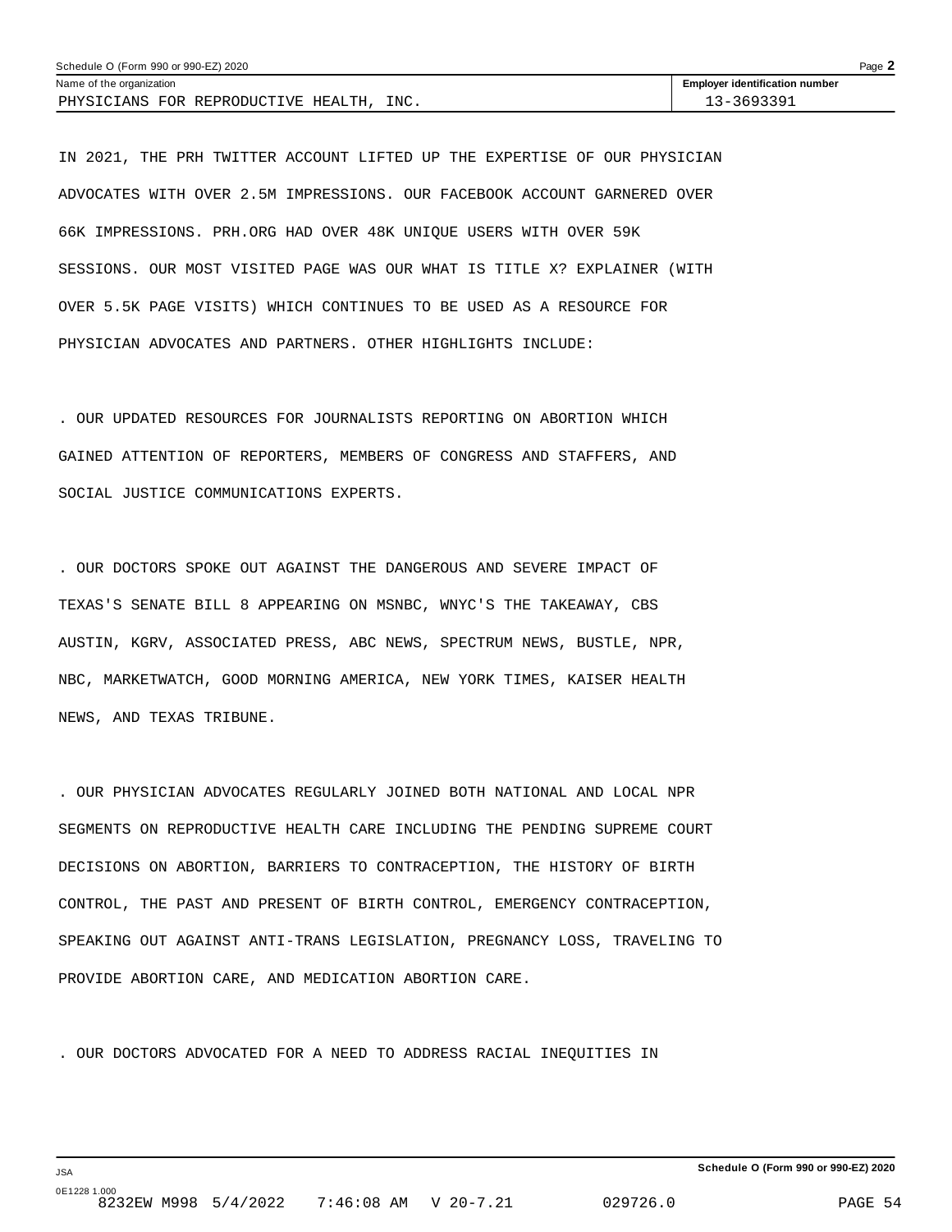IN 2021, THE PRH TWITTER ACCOUNT LIFTED UP THE EXPERTISE OF OUR PHYSICIAN ADVOCATES WITH OVER 2.5M IMPRESSIONS. OUR FACEBOOK ACCOUNT GARNERED OVER 66K IMPRESSIONS. PRH.ORG HAD OVER 48K UNIQUE USERS WITH OVER 59K SESSIONS. OUR MOST VISITED PAGE WAS OUR WHAT IS TITLE X? EXPLAINER (WITH OVER 5.5K PAGE VISITS) WHICH CONTINUES TO BE USED AS A RESOURCE FOR PHYSICIAN ADVOCATES AND PARTNERS. OTHER HIGHLIGHTS INCLUDE:

. OUR UPDATED RESOURCES FOR JOURNALISTS REPORTING ON ABORTION WHICH GAINED ATTENTION OF REPORTERS, MEMBERS OF CONGRESS AND STAFFERS, AND SOCIAL JUSTICE COMMUNICATIONS EXPERTS.

. OUR DOCTORS SPOKE OUT AGAINST THE DANGEROUS AND SEVERE IMPACT OF TEXAS'S SENATE BILL 8 APPEARING ON MSNBC, WNYC'S THE TAKEAWAY, CBS AUSTIN, KGRV, ASSOCIATED PRESS, ABC NEWS, SPECTRUM NEWS, BUSTLE, NPR, NBC, MARKETWATCH, GOOD MORNING AMERICA, NEW YORK TIMES, KAISER HEALTH NEWS, AND TEXAS TRIBUNE.

. OUR PHYSICIAN ADVOCATES REGULARLY JOINED BOTH NATIONAL AND LOCAL NPR SEGMENTS ON REPRODUCTIVE HEALTH CARE INCLUDING THE PENDING SUPREME COURT DECISIONS ON ABORTION, BARRIERS TO CONTRACEPTION, THE HISTORY OF BIRTH CONTROL, THE PAST AND PRESENT OF BIRTH CONTROL, EMERGENCY CONTRACEPTION, SPEAKING OUT AGAINST ANTI-TRANS LEGISLATION, PREGNANCY LOSS, TRAVELING TO PROVIDE ABORTION CARE, AND MEDICATION ABORTION CARE.

. OUR DOCTORS ADVOCATED FOR A NEED TO ADDRESS RACIAL INEQUITIES IN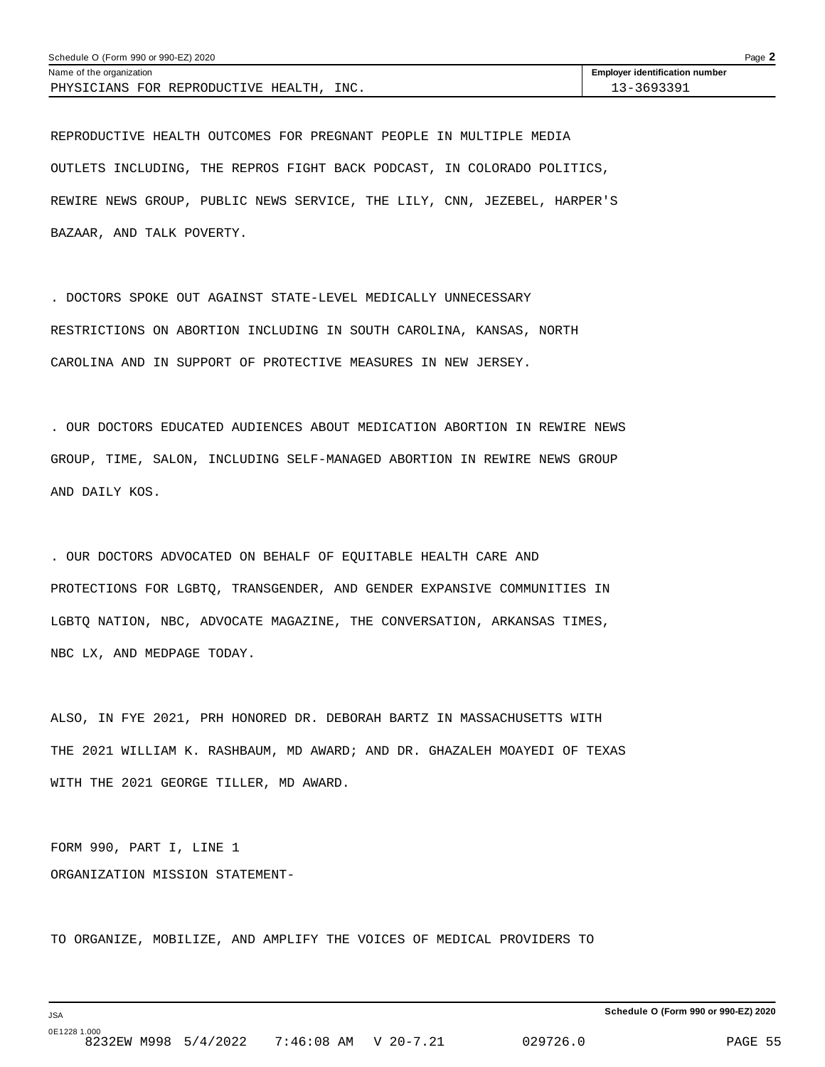REPRODUCTIVE HEALTH OUTCOMES FOR PREGNANT PEOPLE IN MULTIPLE MEDIA OUTLETS INCLUDING, THE REPROS FIGHT BACK PODCAST, IN COLORADO POLITICS, REWIRE NEWS GROUP, PUBLIC NEWS SERVICE, THE LILY, CNN, JEZEBEL, HARPER'S BAZAAR, AND TALK POVERTY.

. DOCTORS SPOKE OUT AGAINST STATE-LEVEL MEDICALLY UNNECESSARY RESTRICTIONS ON ABORTION INCLUDING IN SOUTH CAROLINA, KANSAS, NORTH CAROLINA AND IN SUPPORT OF PROTECTIVE MEASURES IN NEW JERSEY.

. OUR DOCTORS EDUCATED AUDIENCES ABOUT MEDICATION ABORTION IN REWIRE NEWS GROUP, TIME, SALON, INCLUDING SELF-MANAGED ABORTION IN REWIRE NEWS GROUP AND DAILY KOS.

. OUR DOCTORS ADVOCATED ON BEHALF OF EQUITABLE HEALTH CARE AND PROTECTIONS FOR LGBTQ, TRANSGENDER, AND GENDER EXPANSIVE COMMUNITIES IN LGBTQ NATION, NBC, ADVOCATE MAGAZINE, THE CONVERSATION, ARKANSAS TIMES, NBC LX, AND MEDPAGE TODAY.

ALSO, IN FYE 2021, PRH HONORED DR. DEBORAH BARTZ IN MASSACHUSETTS WITH THE 2021 WILLIAM K. RASHBAUM, MD AWARD; AND DR. GHAZALEH MOAYEDI OF TEXAS WITH THE 2021 GEORGE TILLER, MD AWARD.

FORM 990, PART I, LINE 1
ORGANIZATION MISSION STATEMENT-

TO ORGANIZE, MOBILIZE, AND AMPLIFY THE VOICES OF MEDICAL PROVIDERS TO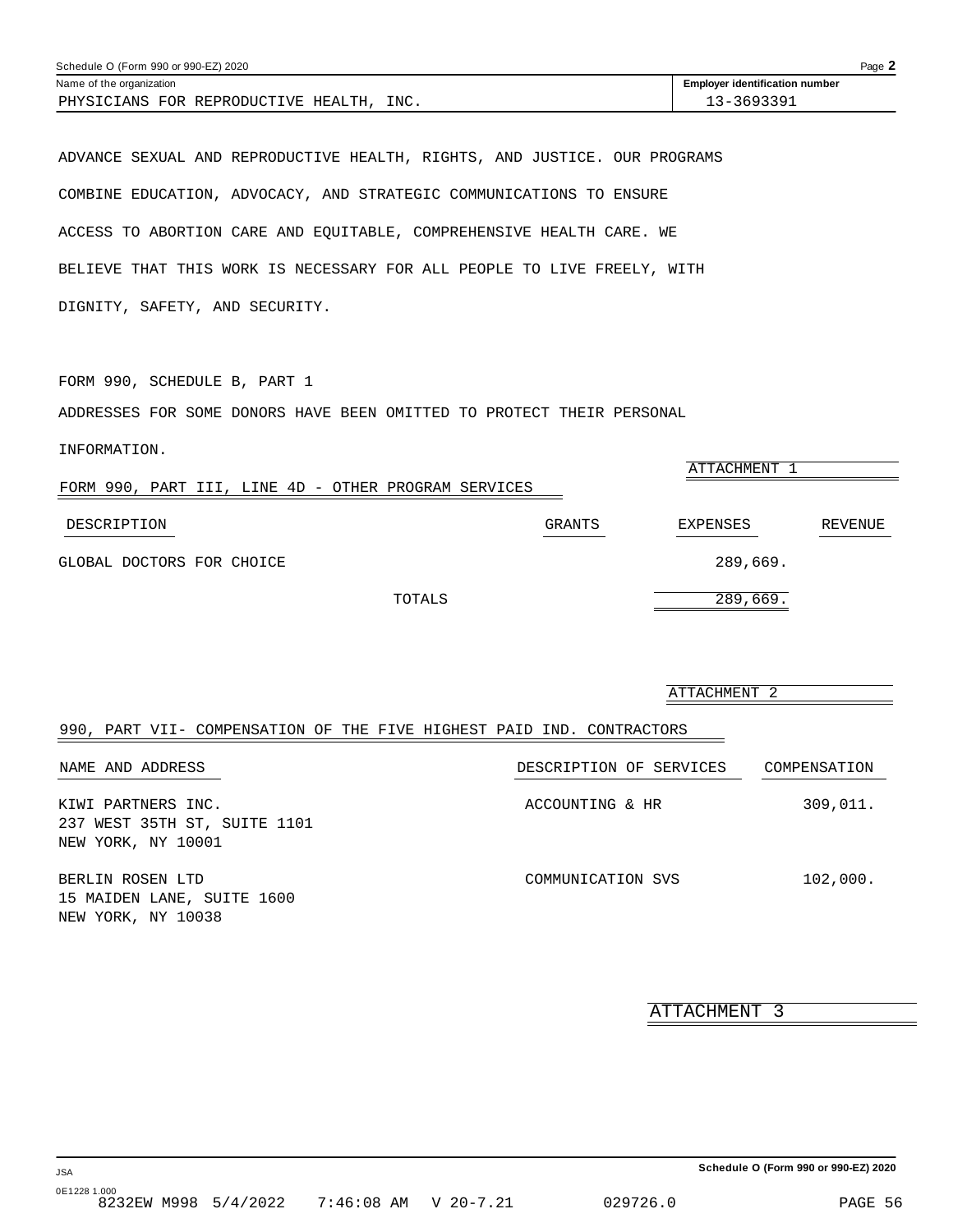Schedule O (Form 990 or 990-EZ) 2020

Name of the organization: PHYSICIANS FOR REPRODUCTIVE HEALTH, INC.

Employer identification number: 13-3693391

ADVANCE SEXUAL AND REPRODUCTIVE HEALTH, RIGHTS, AND JUSTICE. OUR PROGRAMS COMBINE EDUCATION, ADVOCACY, AND STRATEGIC COMMUNICATIONS TO ENSURE ACCESS TO ABORTION CARE AND EQUITABLE, COMPREHENSIVE HEALTH CARE. WE BELIEVE THAT THIS WORK IS NECESSARY FOR ALL PEOPLE TO LIVE FREELY, WITH DIGNITY, SAFETY, AND SECURITY.

FORM 990, SCHEDULE B, PART 1

ADDRESSES FOR SOME DONORS HAVE BEEN OMITTED TO PROTECT THEIR PERSONAL INFORMATION.

ATTACHMENT 1

FORM 990, PART III, LINE 4D - OTHER PROGRAM SERVICES

| DESCRIPTION | GRANTS | EXPENSES | REVENUE |
|---|---|---|---|
| GLOBAL DOCTORS FOR CHOICE | | 289,669. | |
| TOTALS | | 289,669. | |

ATTACHMENT 2

990, PART VII- COMPENSATION OF THE FIVE HIGHEST PAID IND. CONTRACTORS

| NAME AND ADDRESS | DESCRIPTION OF SERVICES | COMPENSATION |
|---|---|---|
| KIWI PARTNERS INC.<br>237 WEST 35TH ST, SUITE 1101<br>NEW YORK, NY 10001 | ACCOUNTING & HR | 309,011. |
| BERLIN ROSEN LTD<br>15 MAIDEN LANE, SUITE 1600<br>NEW YORK, NY 10038 | COMMUNICATION SVS | 102,000. |

ATTACHMENT 3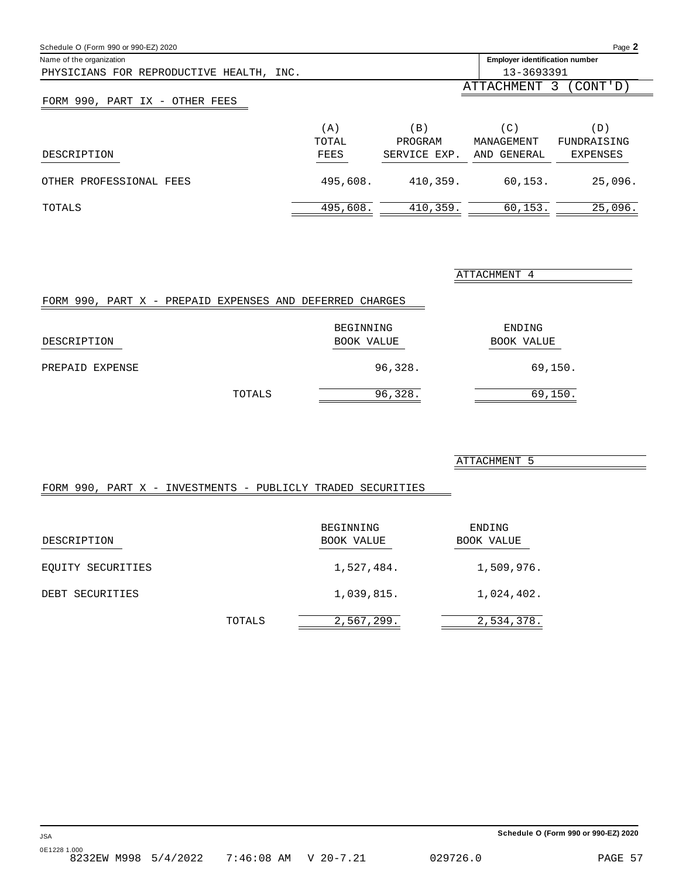Name of the organization: PHYSICIANS FOR REPRODUCTIVE HEALTH, INC.

Employer identification number: 13-3693391

ATTACHMENT 3 (CONT'D)

## FORM 990, PART IX - OTHER FEES

| DESCRIPTION | (A) TOTAL FEES | (B) PROGRAM SERVICE EXP. | (C) MANAGEMENT AND GENERAL | (D) FUNDRAISING EXPENSES |
|---|---|---|---|---|
| OTHER PROFESSIONAL FEES | 495,608. | 410,359. | 60,153. | 25,096. |
| TOTALS | 495,608. | 410,359. | 60,153. | 25,096. |

ATTACHMENT 4

## FORM 990, PART X - PREPAID EXPENSES AND DEFERRED CHARGES

| DESCRIPTION | BEGINNING BOOK VALUE | ENDING BOOK VALUE |
|---|---|---|
| PREPAID EXPENSE | 96,328. | 69,150. |
| TOTALS | 96,328. | 69,150. |

ATTACHMENT 5

## FORM 990, PART X - INVESTMENTS - PUBLICLY TRADED SECURITIES

| DESCRIPTION | BEGINNING BOOK VALUE | ENDING BOOK VALUE |
|---|---|---|
| EQUITY SECURITIES | 1,527,484. | 1,509,976. |
| DEBT SECURITIES | 1,039,815. | 1,024,402. |
| TOTALS | 2,567,299. | 2,534,378. |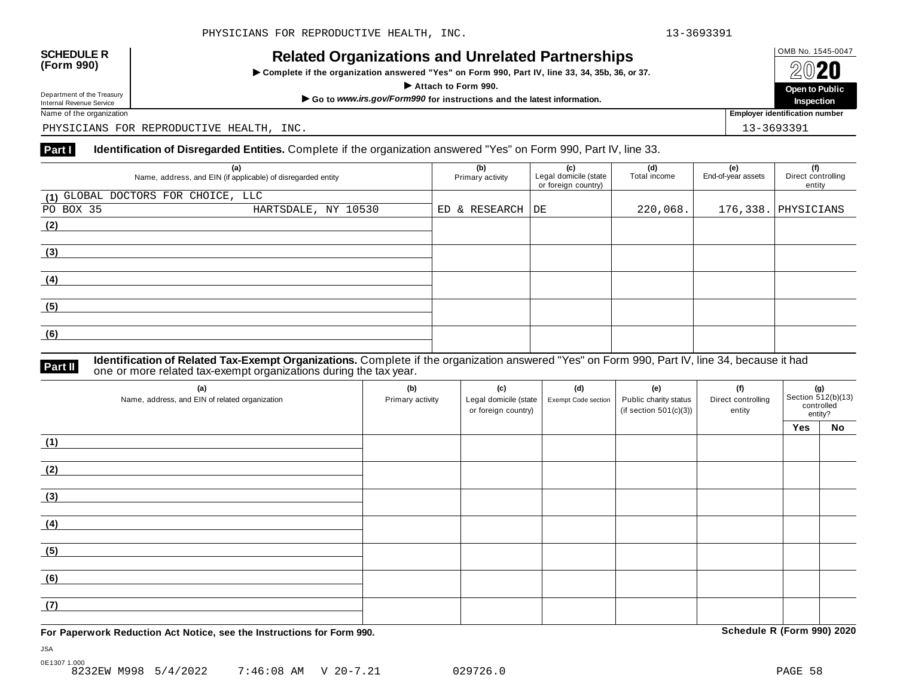**SCHEDULE R (Form 990)**

Department of the Treasury
Internal Revenue Service

# Related Organizations and Unrelated Partnerships

▶ Complete if the organization answered "Yes" on Form 990, Part IV, line 33, 34, 35b, 36, or 37.

▶ Attach to Form 990.

▶ Go to *www.irs.gov/Form990* for instructions and the latest information.

OMB No. 1545-0047

**2020**

**Open to Public Inspection**

Name of the organization: PHYSICIANS FOR REPRODUCTIVE HEALTH, INC.

Employer identification number: 13-3693391

## Part I Identification of Disregarded Entities. Complete if the organization answered "Yes" on Form 990, Part IV, line 33.

| (a) Name, address, and EIN (if applicable) of disregarded entity | (b) Primary activity | (c) Legal domicile (state or foreign country) | (d) Total income | (e) End-of-year assets | (f) Direct controlling entity |
|---|---|---|---|---|---|
| (1) GLOBAL DOCTORS FOR CHOICE, LLC PO BOX 35 HARTSDALE, NY 10530 | ED & RESEARCH | DE | 220,068. | 176,338. | PHYSICIANS |
| (2) | | | | | |
| (3) | | | | | |
| (4) | | | | | |
| (5) | | | | | |
| (6) | | | | | |

## Part II Identification of Related Tax-Exempt Organizations. Complete if the organization answered "Yes" on Form 990, Part IV, line 34, because it had one or more related tax-exempt organizations during the tax year.

| (a) Name, address, and EIN of related organization | (b) Primary activity | (c) Legal domicile (state or foreign country) | (d) Exempt Code section | (e) Public charity status (if section 501(c)(3)) | (f) Direct controlling entity | (g) Section 512(b)(13) controlled entity? Yes | No |
|---|---|---|---|---|---|---|---|
| (1) | | | | | | | |
| (2) | | | | | | | |
| (3) | | | | | | | |
| (4) | | | | | | | |
| (5) | | | | | | | |
| (6) | | | | | | | |
| (7) | | | | | | | |

**For Paperwork Reduction Act Notice, see the Instructions for Form 990.**

**Schedule R (Form 990) 2020**

JSA
0E1307 1.000
8232EW M998 5/4/2022 7:46:08 AM V 20-7.21 029726.0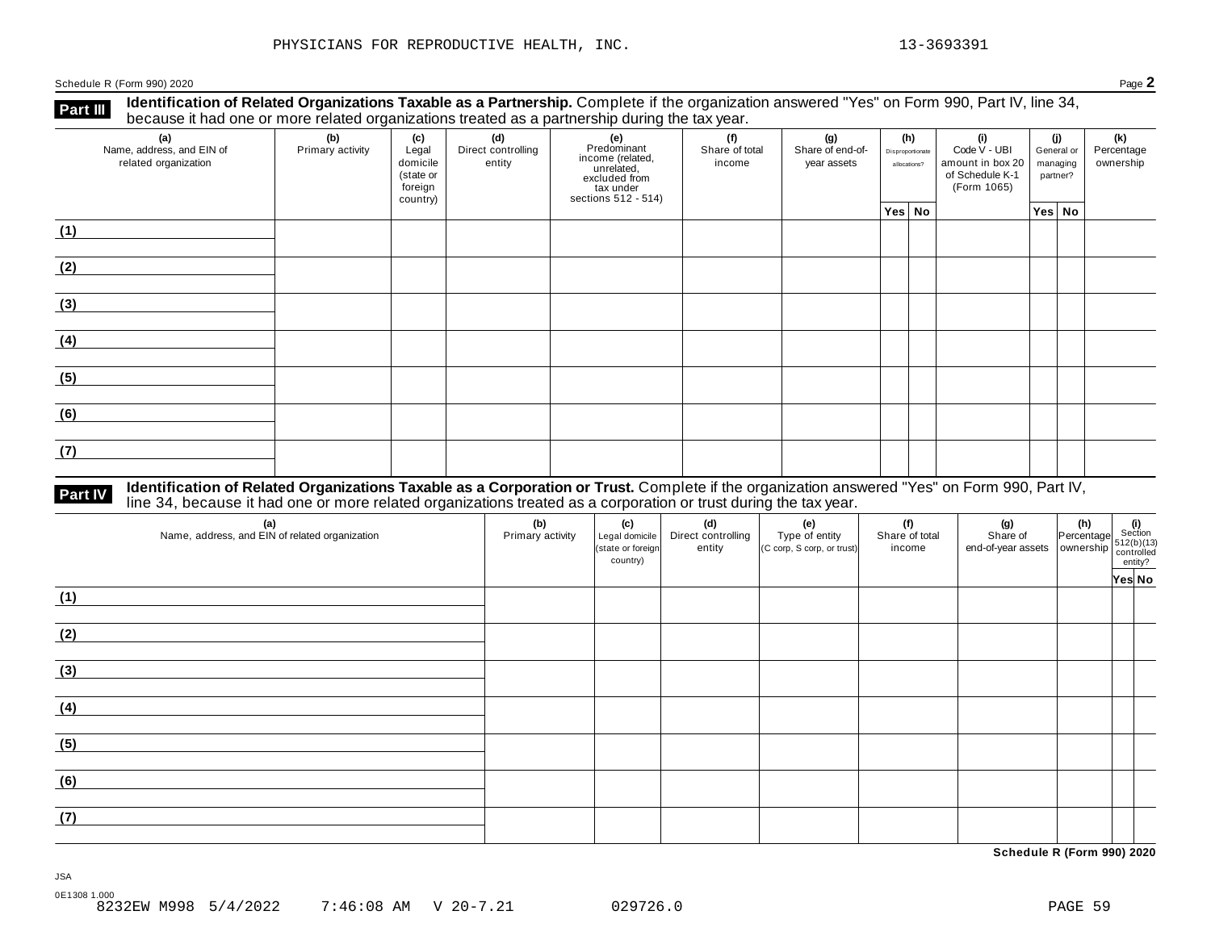PHYSICIANS FOR REPRODUCTIVE HEALTH, INC. 13-3693391

Schedule R (Form 990) 2020 Page **2**

**Part III** **Identification of Related Organizations Taxable as a Partnership.** Complete if the organization answered "Yes" on Form 990, Part IV, line 34, because it had one or more related organizations treated as a partnership during the tax year.

| (a) Name, address, and EIN of related organization | (b) Primary activity | (c) Legal domicile (state or foreign country) | (d) Direct controlling entity | (e) Predominant income (related, unrelated, excluded from tax under sections 512 - 514) | (f) Share of total income | (g) Share of end-of-year assets | (h) Disproportionate allocations? | | (i) Code V - UBI amount in box 20 of Schedule K-1 (Form 1065) | (j) General or managing partner? | | (k) Percentage ownership |
|---|---|---|---|---|---|---|---|---|---|---|---|---|
| | | | | | | | Yes | No | | Yes | No | |
| (1) | | | | | | | | | | | | |
| (2) | | | | | | | | | | | | |
| (3) | | | | | | | | | | | | |
| (4) | | | | | | | | | | | | |
| (5) | | | | | | | | | | | | |
| (6) | | | | | | | | | | | | |
| (7) | | | | | | | | | | | | |

**Part IV** **Identification of Related Organizations Taxable as a Corporation or Trust.** Complete if the organization answered "Yes" on Form 990, Part IV, line 34, because it had one or more related organizations treated as a corporation or trust during the tax year.

| (a) Name, address, and EIN of related organization | (b) Primary activity | (c) Legal domicile (state or foreign country) | (d) Direct controlling entity | (e) Type of entity (C corp, S corp, or trust) | (f) Share of total income | (g) Share of end-of-year assets | (h) Percentage ownership | (i) Section 512(b)(13) controlled entity? | |
|---|---|---|---|---|---|---|---|---|---|
| | | | | | | | | Yes | No |
| (1) | | | | | | | | | |
| (2) | | | | | | | | | |
| (3) | | | | | | | | | |
| (4) | | | | | | | | | |
| (5) | | | | | | | | | |
| (6) | | | | | | | | | |
| (7) | | | | | | | | | |

**Schedule R (Form 990) 2020**

JSA

0E1308 1.000

8232EW M998 5/4/2022 7:46:08 AM V 20-7.21 029726.0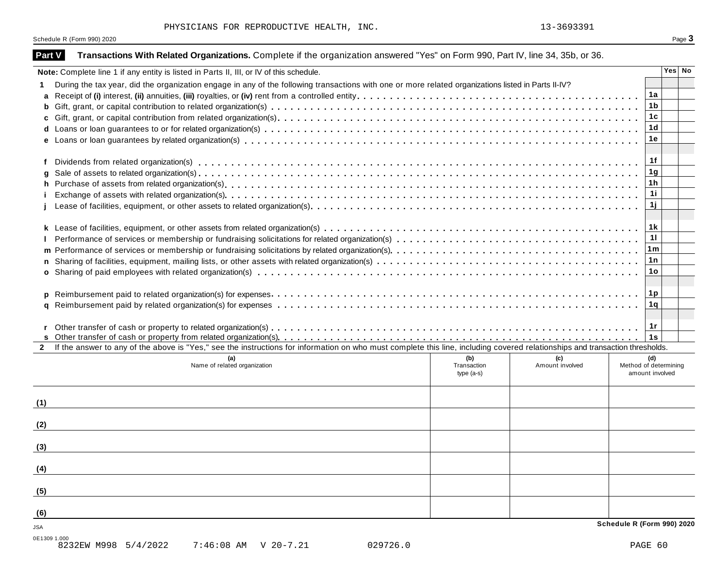PHYSICIANS FOR REPRODUCTIVE HEALTH, INC. 13-3693391

Schedule R (Form 990) 2020

## Part V Transactions With Related Organizations. Complete if the organization answered "Yes" on Form 990, Part IV, line 34, 35b, or 36.

| **Note:** Complete line 1 if any entity is listed in Parts II, III, or IV of this schedule. | | Yes | No |
|---|---|---|---|
| **1** During the tax year, did the organization engage in any of the following transactions with one or more related organizations listed in Parts II-IV? | | | |
| **a** Receipt of **(i)** interest, **(ii)** annuities, **(iii)** royalties, or **(iv)** rent from a controlled entity | 1a | | |
| **b** Gift, grant, or capital contribution to related organization(s) | 1b | | |
| **c** Gift, grant, or capital contribution from related organization(s) | 1c | | |
| **d** Loans or loan guarantees to or for related organization(s) | 1d | | |
| **e** Loans or loan guarantees by related organization(s) | 1e | | |
| **f** Dividends from related organization(s) | 1f | | |
| **g** Sale of assets to related organization(s) | 1g | | |
| **h** Purchase of assets from related organization(s) | 1h | | |
| **i** Exchange of assets with related organization(s) | 1i | | |
| **j** Lease of facilities, equipment, or other assets to related organization(s) | 1j | | |
| **k** Lease of facilities, equipment, or other assets from related organization(s) | 1k | | |
| **l** Performance of services or membership or fundraising solicitations for related organization(s) | 1l | | |
| **m** Performance of services or membership or fundraising solicitations by related organization(s) | 1m | | |
| **n** Sharing of facilities, equipment, mailing lists, or other assets with related organization(s) | 1n | | |
| **o** Sharing of paid employees with related organization(s) | 1o | | |
| **p** Reimbursement paid to related organization(s) for expenses | 1p | | |
| **q** Reimbursement paid by related organization(s) for expenses | 1q | | |
| **r** Other transfer of cash or property to related organization(s) | 1r | | |
| **s** Other transfer of cash or property from related organization(s) | 1s | | |

**2** If the answer to any of the above is "Yes," see the instructions for information on who must complete this line, including covered relationships and transaction thresholds.

| | (a) Name of related organization | (b) Transaction type (a-s) | (c) Amount involved | (d) Method of determining amount involved |
|---|---|---|---|---|
| (1) | | | | |
| (2) | | | | |
| (3) | | | | |
| (4) | | | | |
| (5) | | | | |
| (6) | | | | |

JSA

Schedule R (Form 990) 2020

0E1309 1.000

8232EW M998 5/4/2022 7:46:08 AM V 20-7.21 029726.0 PAGE 60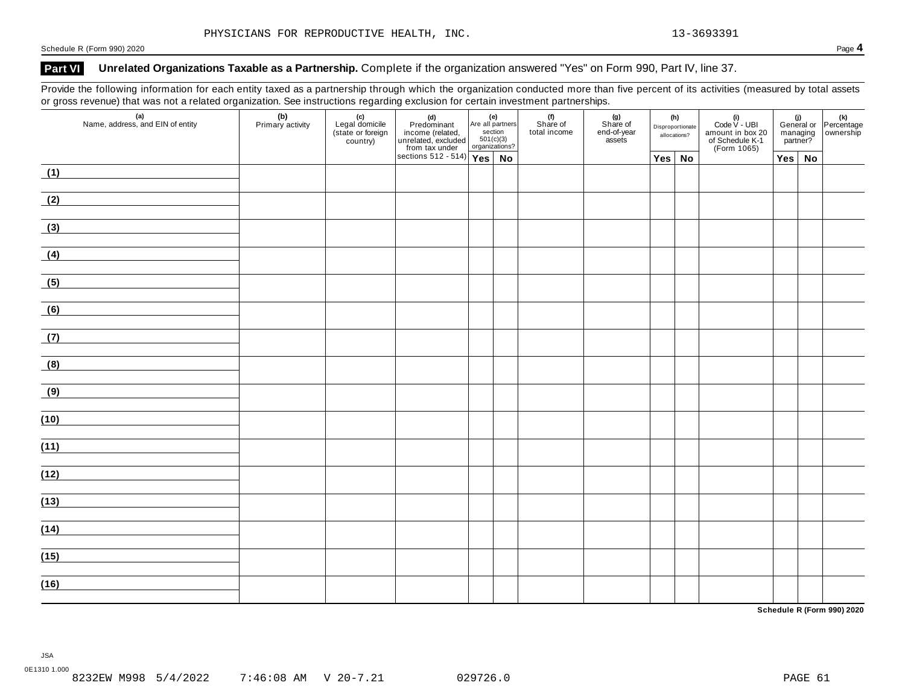PHYSICIANS FOR REPRODUCTIVE HEALTH, INC. 13-3693391

Schedule R (Form 990) 2020

## Part VI Unrelated Organizations Taxable as a Partnership. Complete if the organization answered "Yes" on Form 990, Part IV, line 37.

Provide the following information for each entity taxed as a partnership through which the organization conducted more than five percent of its activities (measured by total assets or gross revenue) that was not a related organization. See instructions regarding exclusion for certain investment partnerships.

| (a) Name, address, and EIN of entity | (b) Primary activity | (c) Legal domicile (state or foreign country) | (d) Predominant income (related, unrelated, excluded from tax under sections 512 - 514) | (e) Are all partners section 501(c)(3) organizations? | | (f) Share of total income | (g) Share of end-of-year assets | (h) Disproportionate allocations? | | (i) Code V - UBI amount in box 20 of Schedule K-1 (Form 1065) | (j) General or managing partner? | | (k) Percentage ownership |
|---|---|---|---|---|---|---|---|---|---|---|---|---|---|
| | | | | Yes | No | | | Yes | No | | Yes | No | |
| (1) | | | | | | | | | | | | | |
| (2) | | | | | | | | | | | | | |
| (3) | | | | | | | | | | | | | |
| (4) | | | | | | | | | | | | | |
| (5) | | | | | | | | | | | | | |
| (6) | | | | | | | | | | | | | |
| (7) | | | | | | | | | | | | | |
| (8) | | | | | | | | | | | | | |
| (9) | | | | | | | | | | | | | |
| (10) | | | | | | | | | | | | | |
| (11) | | | | | | | | | | | | | |
| (12) | | | | | | | | | | | | | |
| (13) | | | | | | | | | | | | | |
| (14) | | | | | | | | | | | | | |
| (15) | | | | | | | | | | | | | |
| (16) | | | | | | | | | | | | | |

Schedule R (Form 990) 2020

JSA
0E1310 1.000
8232EW M998 5/4/2022 7:46:08 AM V 20-7.21 029726.0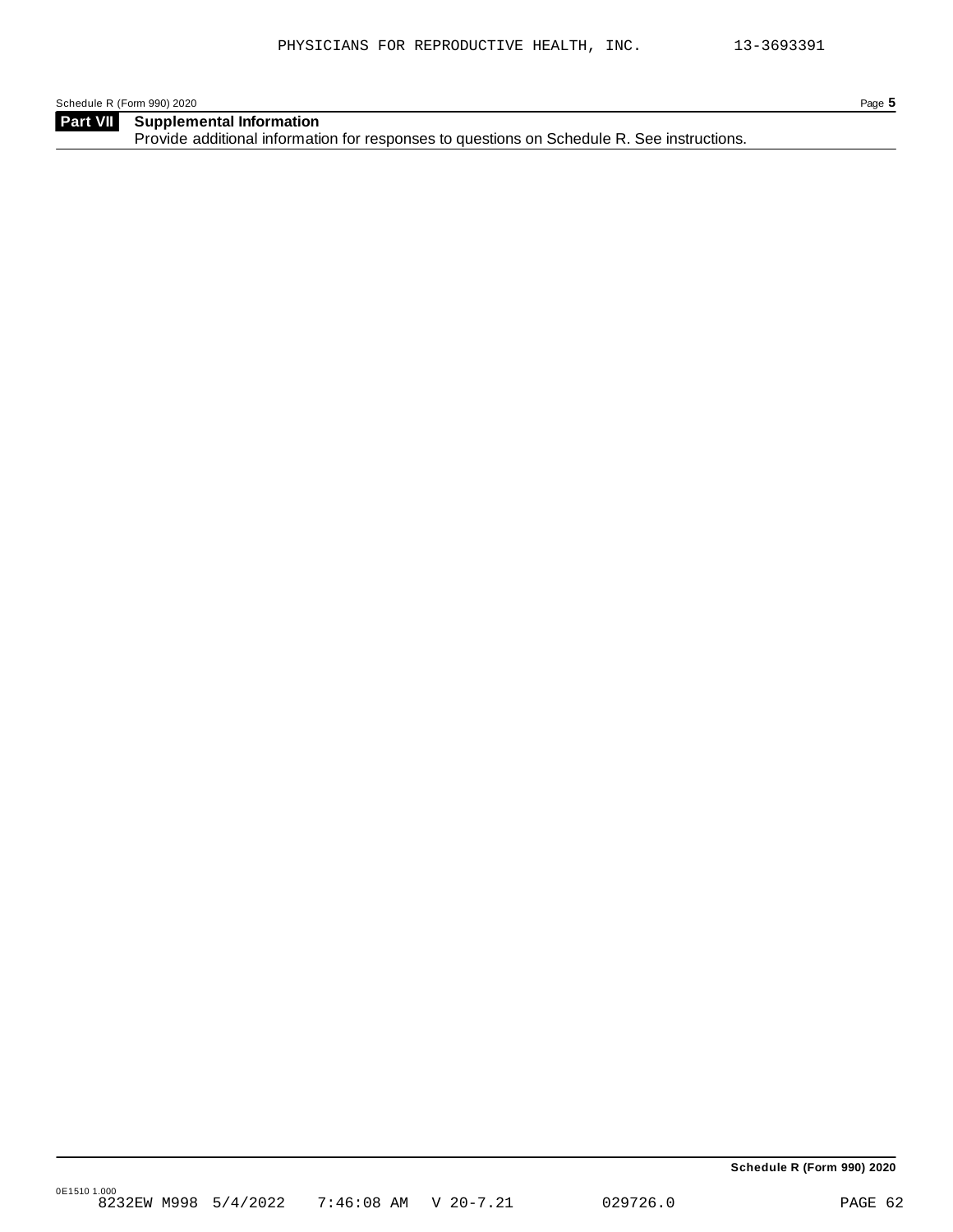## Part VII Supplemental Information

Provide additional information for responses to questions on Schedule R. See instructions.